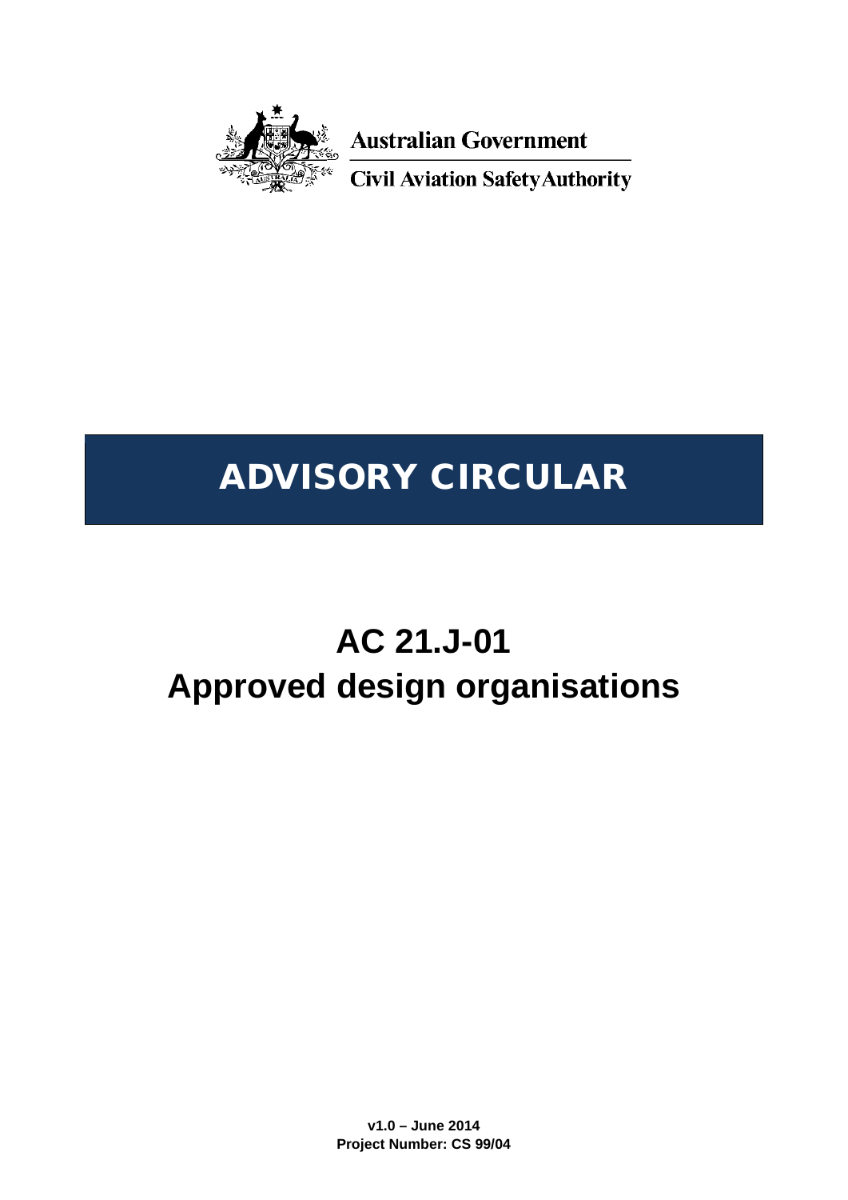Australian Government

Civil Aviation Safety Authority

# ADVISORY CIRCULAR

# AC 21.J-01
# Approved design organisations

**v1.0 – June 2014**
**Project Number: CS 99/04**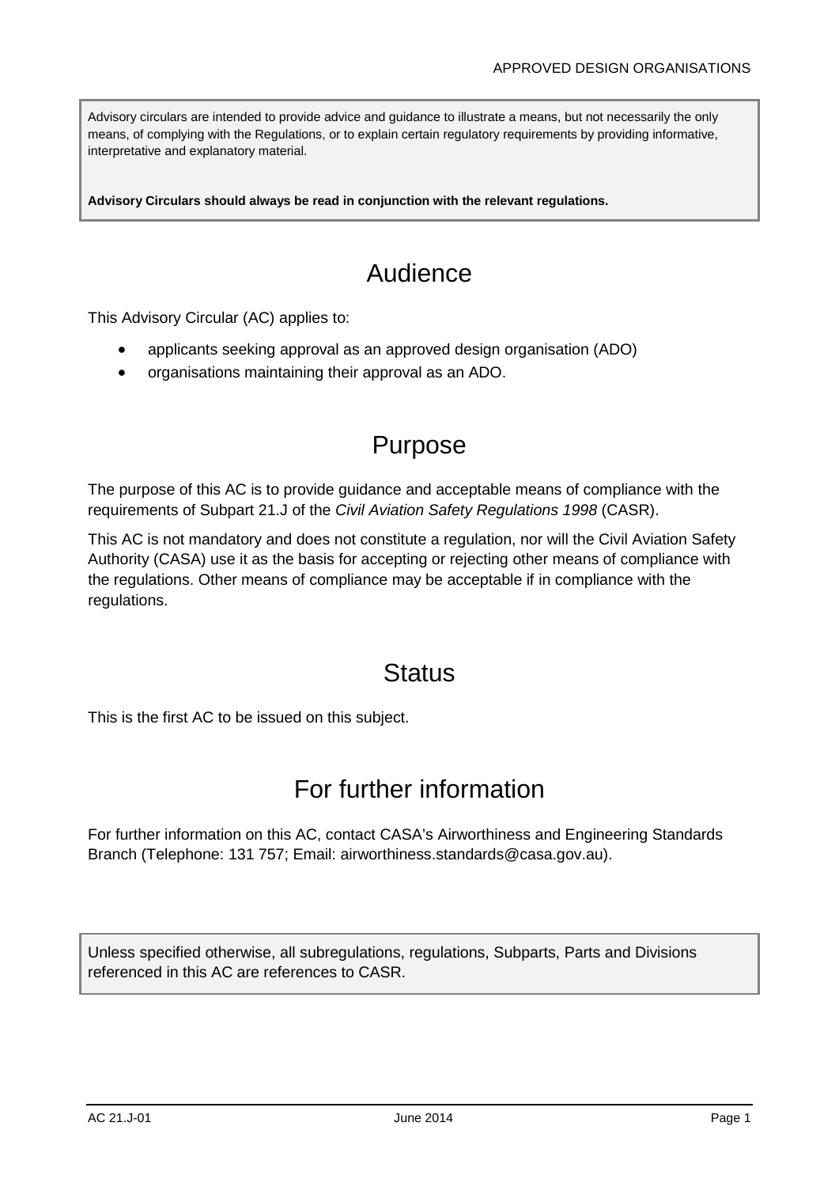Advisory circulars are intended to provide advice and guidance to illustrate a means, but not necessarily the only means, of complying with the Regulations, or to explain certain regulatory requirements by providing informative, interpretative and explanatory material.

**Advisory Circulars should always be read in conjunction with the relevant regulations.**

# Audience

This Advisory Circular (AC) applies to:

- applicants seeking approval as an approved design organisation (ADO)
- organisations maintaining their approval as an ADO.

# Purpose

The purpose of this AC is to provide guidance and acceptable means of compliance with the requirements of Subpart 21.J of the *Civil Aviation Safety Regulations 1998* (CASR).

This AC is not mandatory and does not constitute a regulation, nor will the Civil Aviation Safety Authority (CASA) use it as the basis for accepting or rejecting other means of compliance with the regulations. Other means of compliance may be acceptable if in compliance with the regulations.

# Status

This is the first AC to be issued on this subject.

# For further information

For further information on this AC, contact CASA's Airworthiness and Engineering Standards Branch (Telephone: 131 757; Email: airworthiness.standards@casa.gov.au).

Unless specified otherwise, all subregulations, regulations, Subparts, Parts and Divisions referenced in this AC are references to CASR.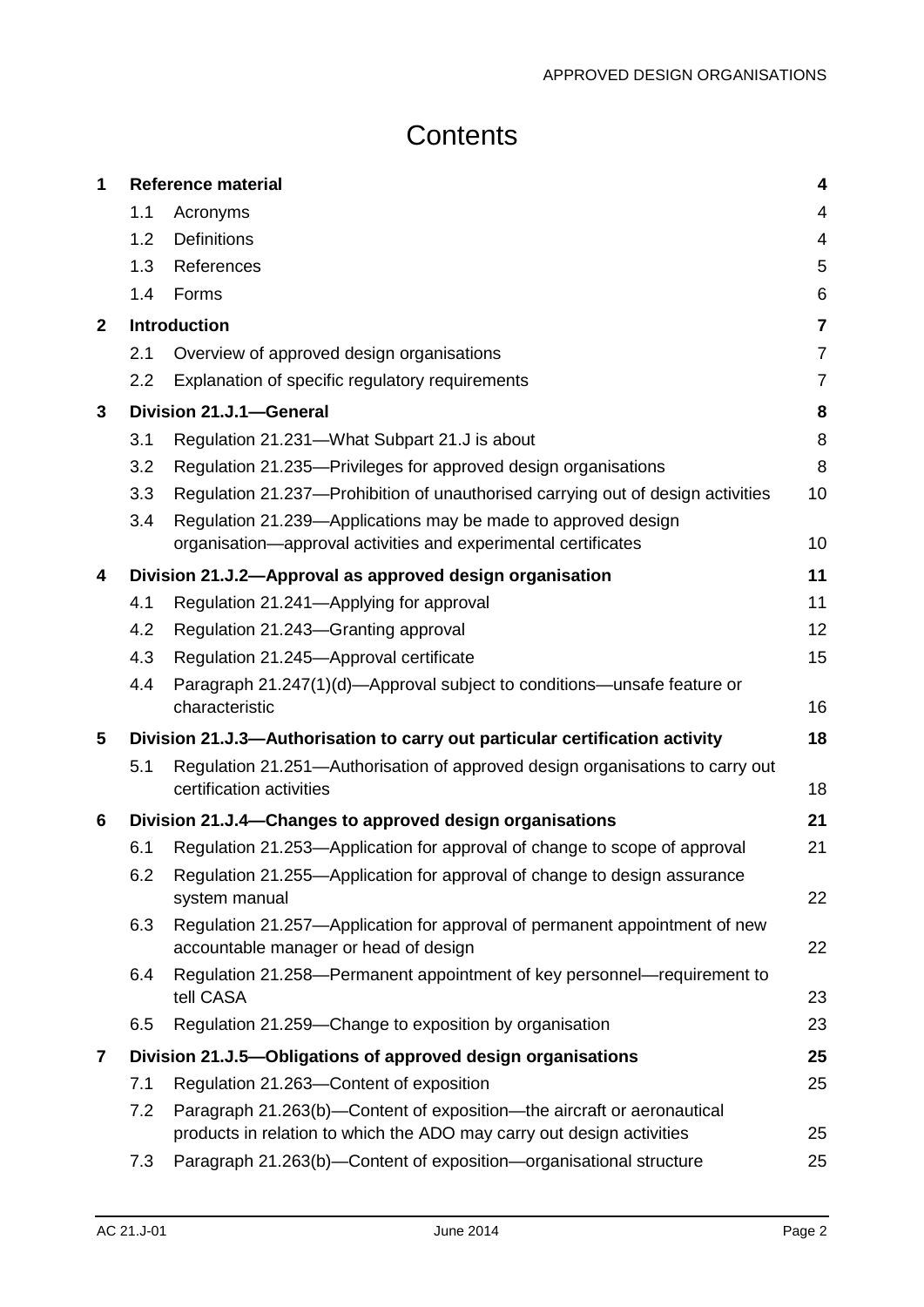# Contents

| | | | |
|---|---|---|---|
| **1** | **Reference material** | | **4** |
| | 1.1 | Acronyms | 4 |
| | 1.2 | Definitions | 4 |
| | 1.3 | References | 5 |
| | 1.4 | Forms | 6 |
| **2** | **Introduction** | | **7** |
| | 2.1 | Overview of approved design organisations | 7 |
| | 2.2 | Explanation of specific regulatory requirements | 7 |
| **3** | **Division 21.J.1—General** | | **8** |
| | 3.1 | Regulation 21.231—What Subpart 21.J is about | 8 |
| | 3.2 | Regulation 21.235—Privileges for approved design organisations | 8 |
| | 3.3 | Regulation 21.237—Prohibition of unauthorised carrying out of design activities | 10 |
| | 3.4 | Regulation 21.239—Applications may be made to approved design organisation—approval activities and experimental certificates | 10 |
| **4** | **Division 21.J.2—Approval as approved design organisation** | | **11** |
| | 4.1 | Regulation 21.241—Applying for approval | 11 |
| | 4.2 | Regulation 21.243—Granting approval | 12 |
| | 4.3 | Regulation 21.245—Approval certificate | 15 |
| | 4.4 | Paragraph 21.247(1)(d)—Approval subject to conditions—unsafe feature or characteristic | 16 |
| **5** | **Division 21.J.3—Authorisation to carry out particular certification activity** | | **18** |
| | 5.1 | Regulation 21.251—Authorisation of approved design organisations to carry out certification activities | 18 |
| **6** | **Division 21.J.4—Changes to approved design organisations** | | **21** |
| | 6.1 | Regulation 21.253—Application for approval of change to scope of approval | 21 |
| | 6.2 | Regulation 21.255—Application for approval of change to design assurance system manual | 22 |
| | 6.3 | Regulation 21.257—Application for approval of permanent appointment of new accountable manager or head of design | 22 |
| | 6.4 | Regulation 21.258—Permanent appointment of key personnel—requirement to tell CASA | 23 |
| | 6.5 | Regulation 21.259—Change to exposition by organisation | 23 |
| **7** | **Division 21.J.5—Obligations of approved design organisations** | | **25** |
| | 7.1 | Regulation 21.263—Content of exposition | 25 |
| | 7.2 | Paragraph 21.263(b)—Content of exposition—the aircraft or aeronautical products in relation to which the ADO may carry out design activities | 25 |
| | 7.3 | Paragraph 21.263(b)—Content of exposition—organisational structure | 25 |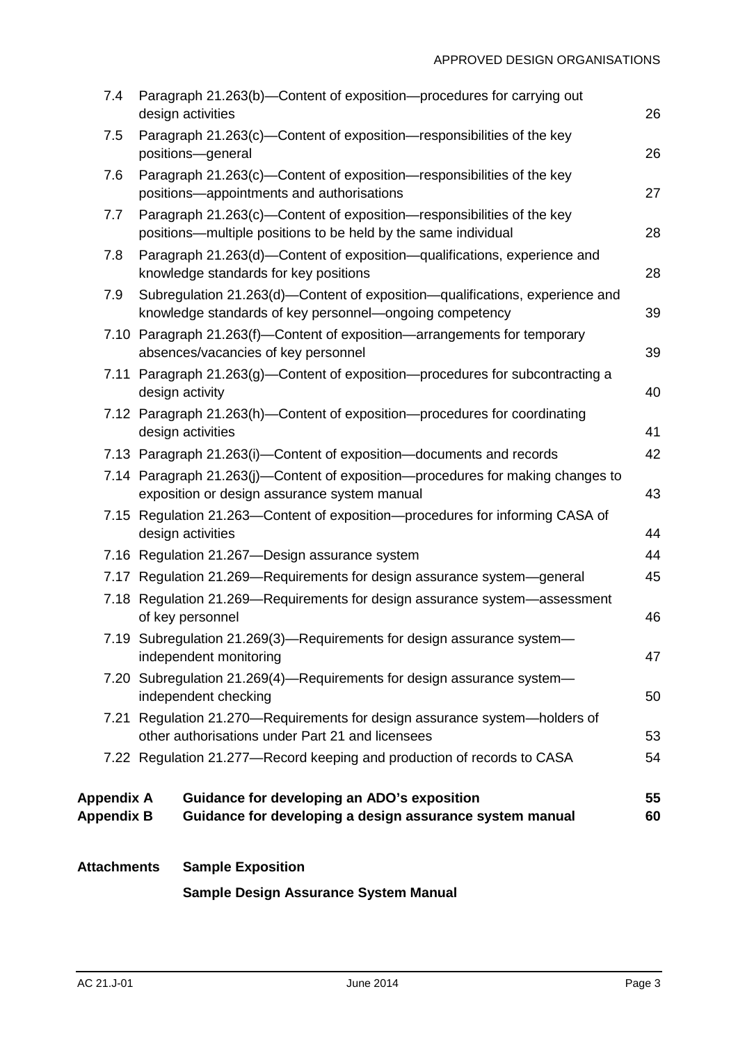| | | |
|---|---|---|
| 7.4 | Paragraph 21.263(b)—Content of exposition—procedures for carrying out design activities | 26 |
| 7.5 | Paragraph 21.263(c)—Content of exposition—responsibilities of the key positions—general | 26 |
| 7.6 | Paragraph 21.263(c)—Content of exposition—responsibilities of the key positions—appointments and authorisations | 27 |
| 7.7 | Paragraph 21.263(c)—Content of exposition—responsibilities of the key positions—multiple positions to be held by the same individual | 28 |
| 7.8 | Paragraph 21.263(d)—Content of exposition—qualifications, experience and knowledge standards for key positions | 28 |
| 7.9 | Subregulation 21.263(d)—Content of exposition—qualifications, experience and knowledge standards of key personnel—ongoing competency | 39 |
| 7.10 | Paragraph 21.263(f)—Content of exposition—arrangements for temporary absences/vacancies of key personnel | 39 |
| 7.11 | Paragraph 21.263(g)—Content of exposition—procedures for subcontracting a design activity | 40 |
| 7.12 | Paragraph 21.263(h)—Content of exposition—procedures for coordinating design activities | 41 |
| 7.13 | Paragraph 21.263(i)—Content of exposition—documents and records | 42 |
| 7.14 | Paragraph 21.263(j)—Content of exposition—procedures for making changes to exposition or design assurance system manual | 43 |
| 7.15 | Regulation 21.263—Content of exposition—procedures for informing CASA of design activities | 44 |
| 7.16 | Regulation 21.267—Design assurance system | 44 |
| 7.17 | Regulation 21.269—Requirements for design assurance system—general | 45 |
| 7.18 | Regulation 21.269—Requirements for design assurance system—assessment of key personnel | 46 |
| 7.19 | Subregulation 21.269(3)—Requirements for design assurance system—independent monitoring | 47 |
| 7.20 | Subregulation 21.269(4)—Requirements for design assurance system—independent checking | 50 |
| 7.21 | Regulation 21.270—Requirements for design assurance system—holders of other authorisations under Part 21 and licensees | 53 |
| 7.22 | Regulation 21.277—Record keeping and production of records to CASA | 54 |
| **Appendix A** | **Guidance for developing an ADO's exposition** | **55** |
| **Appendix B** | **Guidance for developing a design assurance system manual** | **60** |

**Attachments** **Sample Exposition**

**Sample Design Assurance System Manual**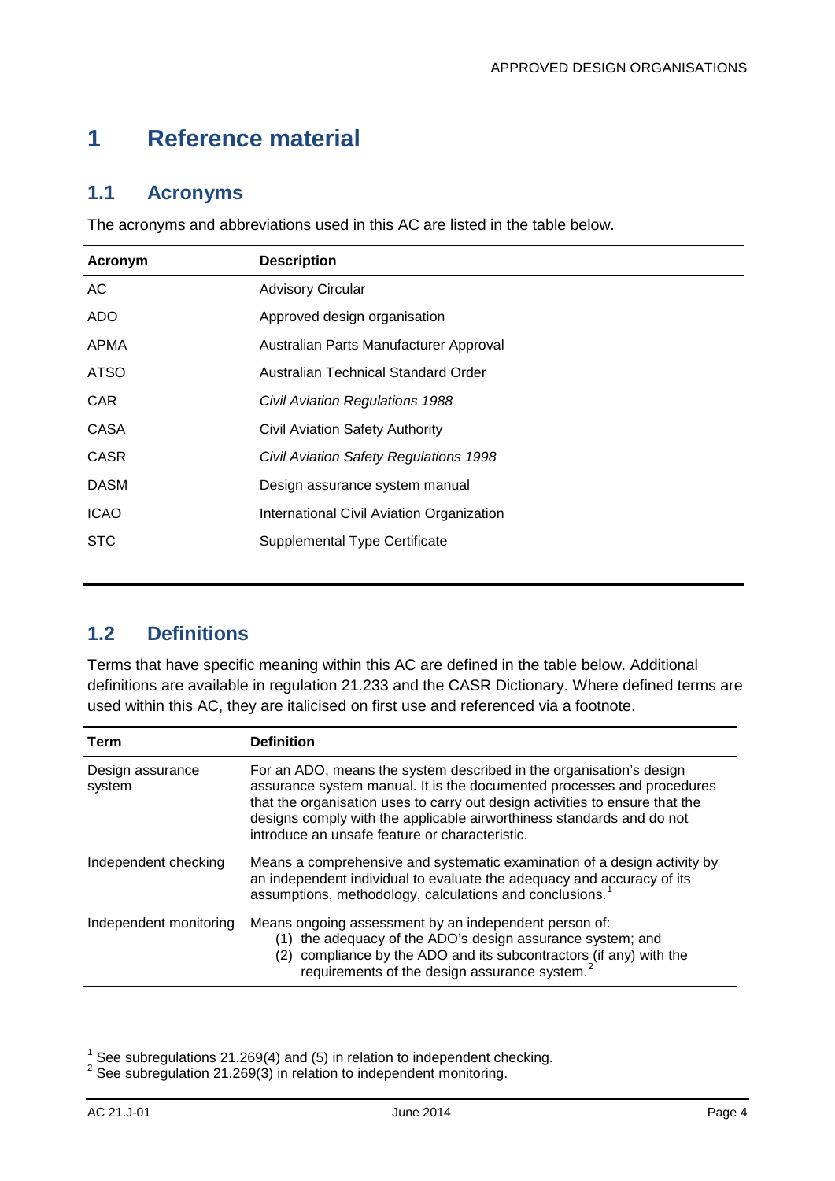# 1 Reference material

## 1.1 Acronyms

The acronyms and abbreviations used in this AC are listed in the table below.

| Acronym | Description |
| --- | --- |
| AC | Advisory Circular |
| ADO | Approved design organisation |
| APMA | Australian Parts Manufacturer Approval |
| ATSO | Australian Technical Standard Order |
| CAR | *Civil Aviation Regulations 1988* |
| CASA | Civil Aviation Safety Authority |
| CASR | *Civil Aviation Safety Regulations 1998* |
| DASM | Design assurance system manual |
| ICAO | International Civil Aviation Organization |
| STC | Supplemental Type Certificate |

## 1.2 Definitions

Terms that have specific meaning within this AC are defined in the table below. Additional definitions are available in regulation 21.233 and the CASR Dictionary. Where defined terms are used within this AC, they are italicised on first use and referenced via a footnote.

| Term | Definition |
| --- | --- |
| Design assurance system | For an ADO, means the system described in the organisation's design assurance system manual. It is the documented processes and procedures that the organisation uses to carry out design activities to ensure that the designs comply with the applicable airworthiness standards and do not introduce an unsafe feature or characteristic. |
| Independent checking | Means a comprehensive and systematic examination of a design activity by an independent individual to evaluate the adequacy and accuracy of its assumptions, methodology, calculations and conclusions.[1] |
| Independent monitoring | Means ongoing assessment by an independent person of: (1) the adequacy of the ADO's design assurance system; and (2) compliance by the ADO and its subcontractors (if any) with the requirements of the design assurance system.[2] |

[1] See subregulations 21.269(4) and (5) in relation to independent checking.
[2] See subregulation 21.269(3) in relation to independent monitoring.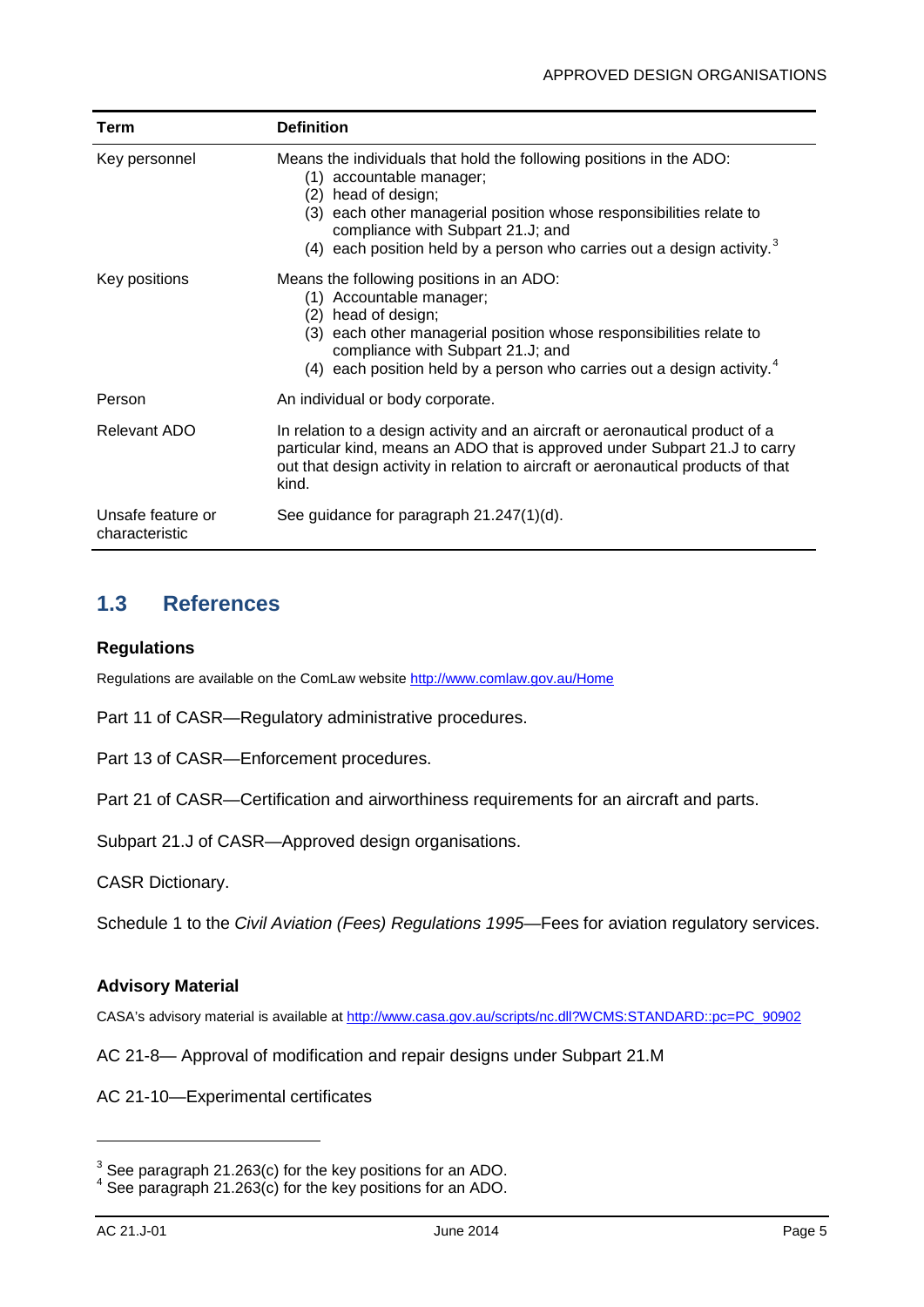| Term | Definition |
| --- | --- |
| Key personnel | Means the individuals that hold the following positions in the ADO: (1) accountable manager; (2) head of design; (3) each other managerial position whose responsibilities relate to compliance with Subpart 21.J; and (4) each position held by a person who carries out a design activity.[3] |
| Key positions | Means the following positions in an ADO: (1) Accountable manager; (2) head of design; (3) each other managerial position whose responsibilities relate to compliance with Subpart 21.J; and (4) each position held by a person who carries out a design activity.[4] |
| Person | An individual or body corporate. |
| Relevant ADO | In relation to a design activity and an aircraft or aeronautical product of a particular kind, means an ADO that is approved under Subpart 21.J to carry out that design activity in relation to aircraft or aeronautical products of that kind. |
| Unsafe feature or characteristic | See guidance for paragraph 21.247(1)(d). |

## 1.3 References

### Regulations

Regulations are available on the ComLaw website http://www.comlaw.gov.au/Home

Part 11 of CASR—Regulatory administrative procedures.

Part 13 of CASR—Enforcement procedures.

Part 21 of CASR—Certification and airworthiness requirements for an aircraft and parts.

Subpart 21.J of CASR—Approved design organisations.

CASR Dictionary.

Schedule 1 to the *Civil Aviation (Fees) Regulations 1995*—Fees for aviation regulatory services.

### Advisory Material

CASA's advisory material is available at http://www.casa.gov.au/scripts/nc.dll?WCMS:STANDARD::pc=PC_90902

AC 21-8— Approval of modification and repair designs under Subpart 21.M

AC 21-10—Experimental certificates

---

[3] See paragraph 21.263(c) for the key positions for an ADO.
[4] See paragraph 21.263(c) for the key positions for an ADO.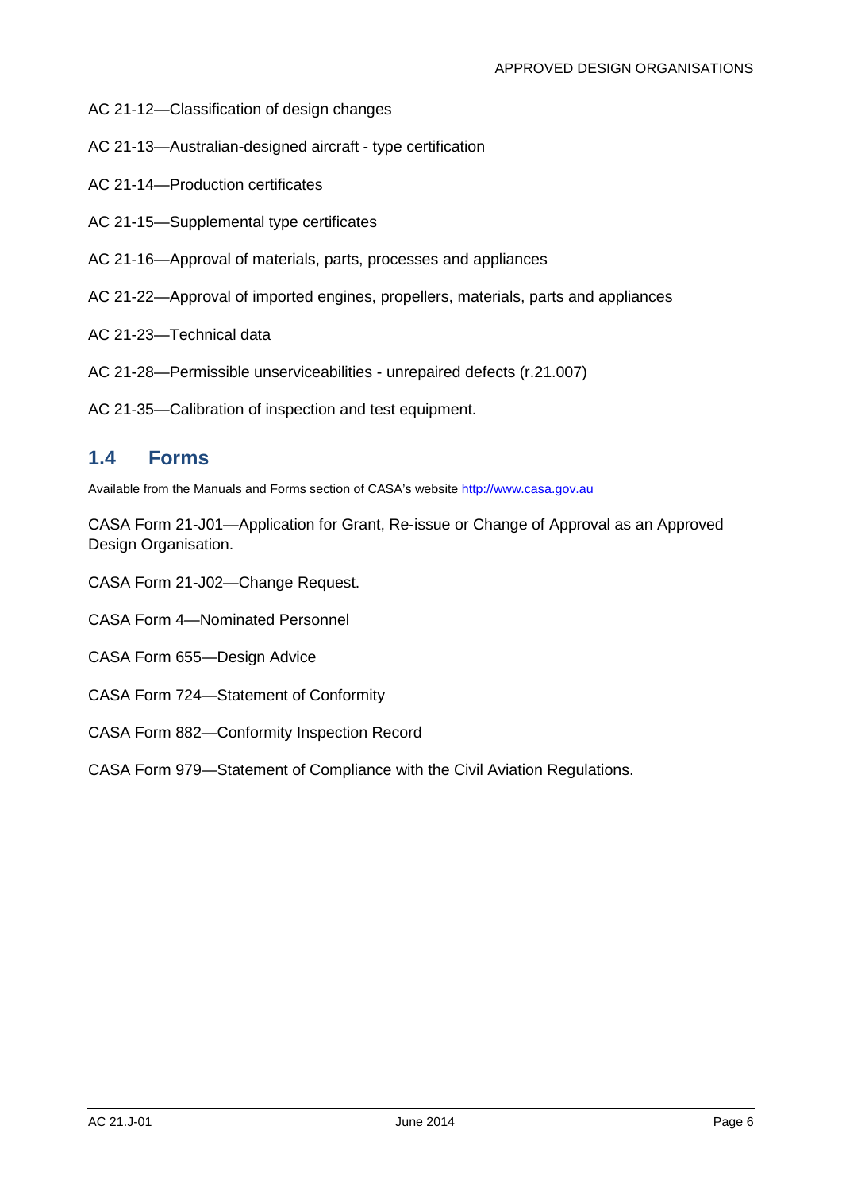AC 21-12—Classification of design changes

AC 21-13—Australian-designed aircraft - type certification

AC 21-14—Production certificates

AC 21-15—Supplemental type certificates

AC 21-16—Approval of materials, parts, processes and appliances

AC 21-22—Approval of imported engines, propellers, materials, parts and appliances

AC 21-23—Technical data

AC 21-28—Permissible unserviceabilities - unrepaired defects (r.21.007)

AC 21-35—Calibration of inspection and test equipment.

## 1.4 Forms

Available from the Manuals and Forms section of CASA's website http://www.casa.gov.au

CASA Form 21-J01—Application for Grant, Re-issue or Change of Approval as an Approved Design Organisation.

CASA Form 21-J02—Change Request.

CASA Form 4—Nominated Personnel

CASA Form 655—Design Advice

CASA Form 724—Statement of Conformity

CASA Form 882—Conformity Inspection Record

CASA Form 979—Statement of Compliance with the Civil Aviation Regulations.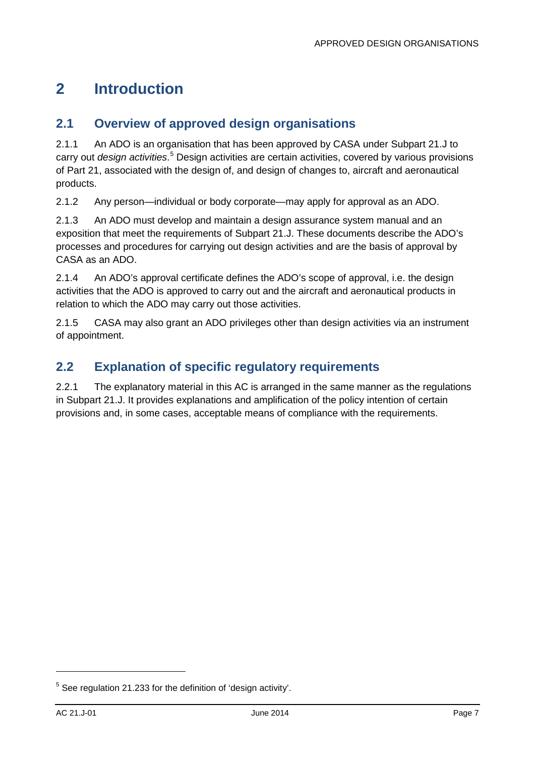# 2 Introduction

## 2.1 Overview of approved design organisations

2.1.1 An ADO is an organisation that has been approved by CASA under Subpart 21.J to carry out *design activities*.[5] Design activities are certain activities, covered by various provisions of Part 21, associated with the design of, and design of changes to, aircraft and aeronautical products.

2.1.2 Any person—individual or body corporate—may apply for approval as an ADO.

2.1.3 An ADO must develop and maintain a design assurance system manual and an exposition that meet the requirements of Subpart 21.J. These documents describe the ADO's processes and procedures for carrying out design activities and are the basis of approval by CASA as an ADO.

2.1.4 An ADO's approval certificate defines the ADO's scope of approval, i.e. the design activities that the ADO is approved to carry out and the aircraft and aeronautical products in relation to which the ADO may carry out those activities.

2.1.5 CASA may also grant an ADO privileges other than design activities via an instrument of appointment.

## 2.2 Explanation of specific regulatory requirements

2.2.1 The explanatory material in this AC is arranged in the same manner as the regulations in Subpart 21.J. It provides explanations and amplification of the policy intention of certain provisions and, in some cases, acceptable means of compliance with the requirements.

---

[5] See regulation 21.233 for the definition of 'design activity'.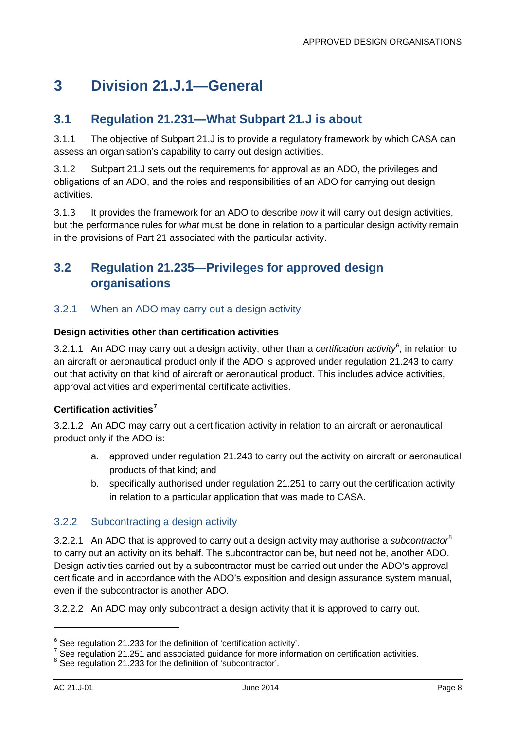# 3 Division 21.J.1—General

## 3.1 Regulation 21.231—What Subpart 21.J is about

3.1.1 The objective of Subpart 21.J is to provide a regulatory framework by which CASA can assess an organisation's capability to carry out design activities.

3.1.2 Subpart 21.J sets out the requirements for approval as an ADO, the privileges and obligations of an ADO, and the roles and responsibilities of an ADO for carrying out design activities.

3.1.3 It provides the framework for an ADO to describe *how* it will carry out design activities, but the performance rules for *what* must be done in relation to a particular design activity remain in the provisions of Part 21 associated with the particular activity.

## 3.2 Regulation 21.235—Privileges for approved design organisations

### 3.2.1 When an ADO may carry out a design activity

**Design activities other than certification activities**

3.2.1.1 An ADO may carry out a design activity, other than a *certification activity*[6], in relation to an aircraft or aeronautical product only if the ADO is approved under regulation 21.243 to carry out that activity on that kind of aircraft or aeronautical product. This includes advice activities, approval activities and experimental certificate activities.

**Certification activities[7]**

3.2.1.2 An ADO may carry out a certification activity in relation to an aircraft or aeronautical product only if the ADO is:

a. approved under regulation 21.243 to carry out the activity on aircraft or aeronautical products of that kind; and
b. specifically authorised under regulation 21.251 to carry out the certification activity in relation to a particular application that was made to CASA.

### 3.2.2 Subcontracting a design activity

3.2.2.1 An ADO that is approved to carry out a design activity may authorise a *subcontractor*[8] to carry out an activity on its behalf. The subcontractor can be, but need not be, another ADO. Design activities carried out by a subcontractor must be carried out under the ADO's approval certificate and in accordance with the ADO's exposition and design assurance system manual, even if the subcontractor is another ADO.

3.2.2.2 An ADO may only subcontract a design activity that it is approved to carry out.

---

[6] See regulation 21.233 for the definition of 'certification activity'.
[7] See regulation 21.251 and associated guidance for more information on certification activities.
[8] See regulation 21.233 for the definition of 'subcontractor'.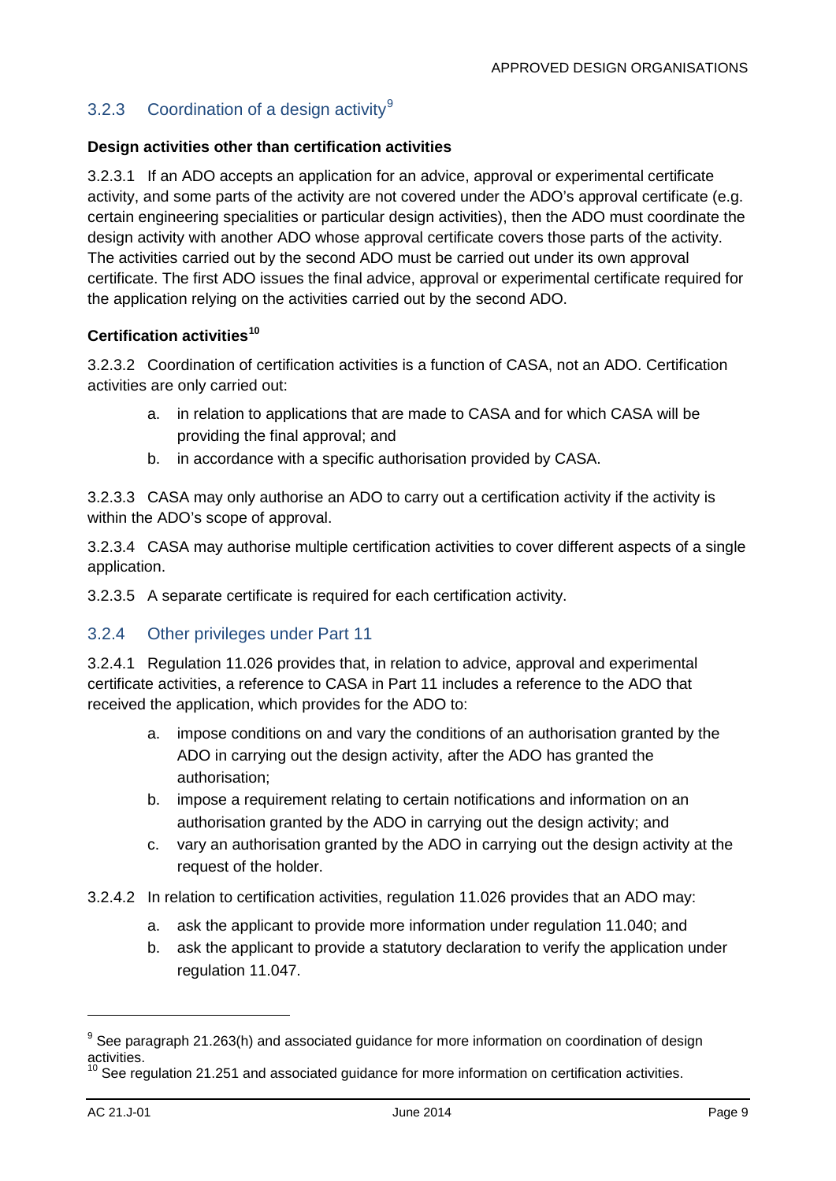### 3.2.3 Coordination of a design activity[9]

**Design activities other than certification activities**

3.2.3.1 If an ADO accepts an application for an advice, approval or experimental certificate activity, and some parts of the activity are not covered under the ADO's approval certificate (e.g. certain engineering specialities or particular design activities), then the ADO must coordinate the design activity with another ADO whose approval certificate covers those parts of the activity. The activities carried out by the second ADO must be carried out under its own approval certificate. The first ADO issues the final advice, approval or experimental certificate required for the application relying on the activities carried out by the second ADO.

**Certification activities[10]**

3.2.3.2 Coordination of certification activities is a function of CASA, not an ADO. Certification activities are only carried out:

a. in relation to applications that are made to CASA and for which CASA will be providing the final approval; and
b. in accordance with a specific authorisation provided by CASA.

3.2.3.3 CASA may only authorise an ADO to carry out a certification activity if the activity is within the ADO's scope of approval.

3.2.3.4 CASA may authorise multiple certification activities to cover different aspects of a single application.

3.2.3.5 A separate certificate is required for each certification activity.

### 3.2.4 Other privileges under Part 11

3.2.4.1 Regulation 11.026 provides that, in relation to advice, approval and experimental certificate activities, a reference to CASA in Part 11 includes a reference to the ADO that received the application, which provides for the ADO to:

a. impose conditions on and vary the conditions of an authorisation granted by the ADO in carrying out the design activity, after the ADO has granted the authorisation;
b. impose a requirement relating to certain notifications and information on an authorisation granted by the ADO in carrying out the design activity; and
c. vary an authorisation granted by the ADO in carrying out the design activity at the request of the holder.

3.2.4.2 In relation to certification activities, regulation 11.026 provides that an ADO may:

a. ask the applicant to provide more information under regulation 11.040; and
b. ask the applicant to provide a statutory declaration to verify the application under regulation 11.047.

---

[9] See paragraph 21.263(h) and associated guidance for more information on coordination of design activities.

[10] See regulation 21.251 and associated guidance for more information on certification activities.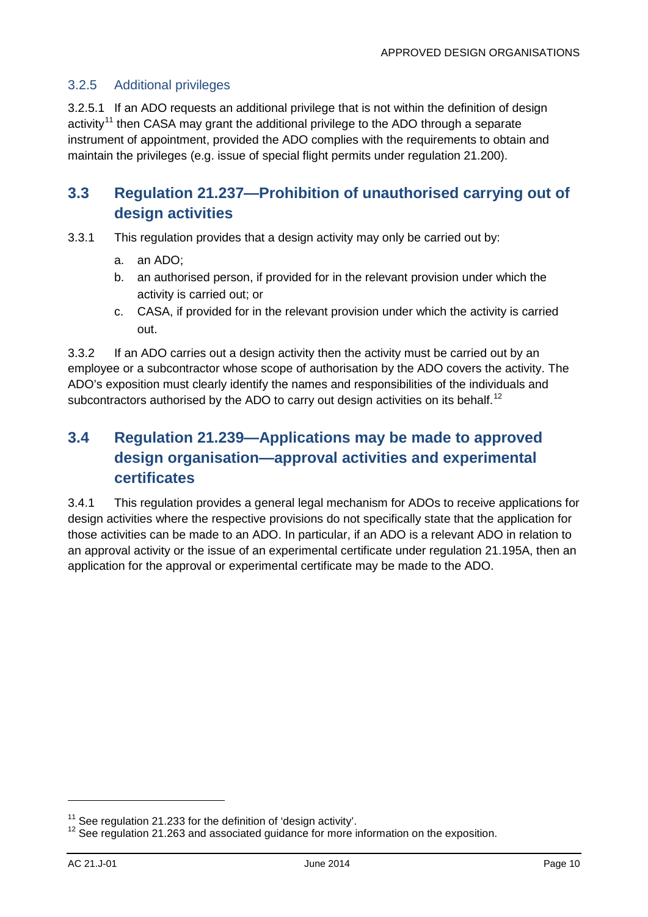### 3.2.5 Additional privileges

3.2.5.1 If an ADO requests an additional privilege that is not within the definition of design activity[11] then CASA may grant the additional privilege to the ADO through a separate instrument of appointment, provided the ADO complies with the requirements to obtain and maintain the privileges (e.g. issue of special flight permits under regulation 21.200).

## 3.3 Regulation 21.237—Prohibition of unauthorised carrying out of design activities

3.3.1 This regulation provides that a design activity may only be carried out by:

a. an ADO;

b. an authorised person, if provided for in the relevant provision under which the activity is carried out; or

c. CASA, if provided for in the relevant provision under which the activity is carried out.

3.3.2 If an ADO carries out a design activity then the activity must be carried out by an employee or a subcontractor whose scope of authorisation by the ADO covers the activity. The ADO's exposition must clearly identify the names and responsibilities of the individuals and subcontractors authorised by the ADO to carry out design activities on its behalf.[12]

## 3.4 Regulation 21.239—Applications may be made to approved design organisation—approval activities and experimental certificates

3.4.1 This regulation provides a general legal mechanism for ADOs to receive applications for design activities where the respective provisions do not specifically state that the application for those activities can be made to an ADO. In particular, if an ADO is a relevant ADO in relation to an approval activity or the issue of an experimental certificate under regulation 21.195A, then an application for the approval or experimental certificate may be made to the ADO.

---

[11] See regulation 21.233 for the definition of 'design activity'.

[12] See regulation 21.263 and associated guidance for more information on the exposition.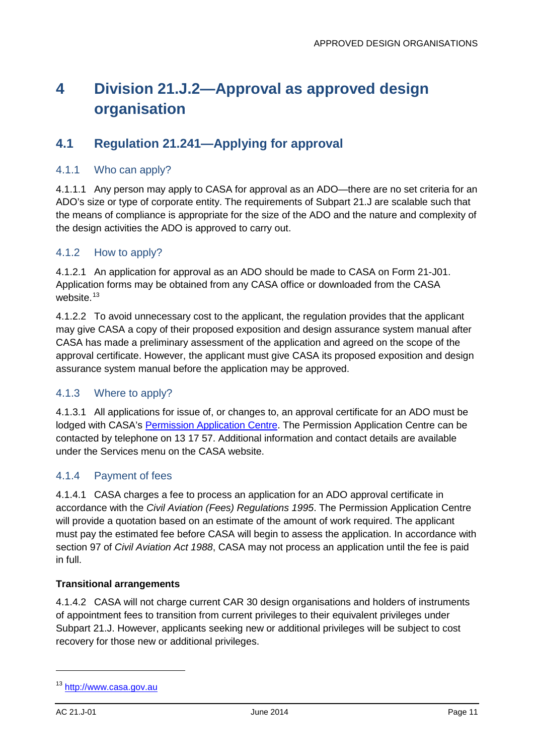# 4 Division 21.J.2—Approval as approved design organisation

## 4.1 Regulation 21.241—Applying for approval

### 4.1.1 Who can apply?

4.1.1.1 Any person may apply to CASA for approval as an ADO—there are no set criteria for an ADO's size or type of corporate entity. The requirements of Subpart 21.J are scalable such that the means of compliance is appropriate for the size of the ADO and the nature and complexity of the design activities the ADO is approved to carry out.

### 4.1.2 How to apply?

4.1.2.1 An application for approval as an ADO should be made to CASA on Form 21-J01. Application forms may be obtained from any CASA office or downloaded from the CASA website.[13]

4.1.2.2 To avoid unnecessary cost to the applicant, the regulation provides that the applicant may give CASA a copy of their proposed exposition and design assurance system manual after CASA has made a preliminary assessment of the application and agreed on the scope of the approval certificate. However, the applicant must give CASA its proposed exposition and design assurance system manual before the application may be approved.

### 4.1.3 Where to apply?

4.1.3.1 All applications for issue of, or changes to, an approval certificate for an ADO must be lodged with CASA's Permission Application Centre. The Permission Application Centre can be contacted by telephone on 13 17 57. Additional information and contact details are available under the Services menu on the CASA website.

### 4.1.4 Payment of fees

4.1.4.1 CASA charges a fee to process an application for an ADO approval certificate in accordance with the *Civil Aviation (Fees) Regulations 1995*. The Permission Application Centre will provide a quotation based on an estimate of the amount of work required. The applicant must pay the estimated fee before CASA will begin to assess the application. In accordance with section 97 of *Civil Aviation Act 1988*, CASA may not process an application until the fee is paid in full.

**Transitional arrangements**

4.1.4.2 CASA will not charge current CAR 30 design organisations and holders of instruments of appointment fees to transition from current privileges to their equivalent privileges under Subpart 21.J. However, applicants seeking new or additional privileges will be subject to cost recovery for those new or additional privileges.

---

[13] http://www.casa.gov.au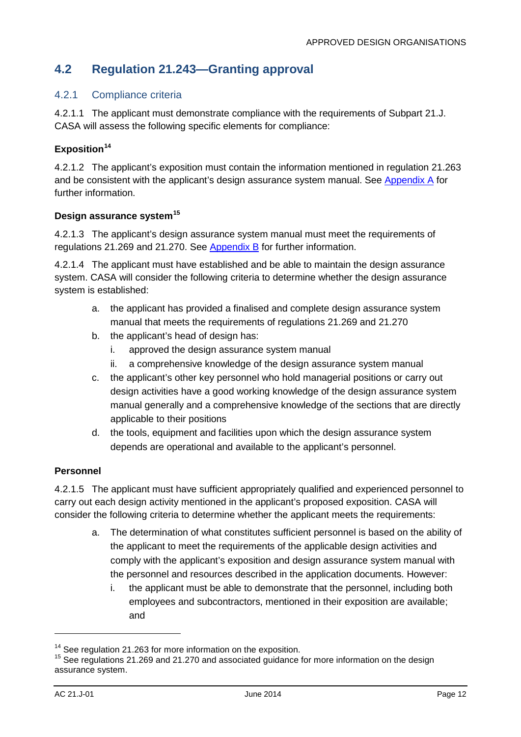## 4.2 Regulation 21.243—Granting approval

### 4.2.1 Compliance criteria

4.2.1.1 The applicant must demonstrate compliance with the requirements of Subpart 21.J. CASA will assess the following specific elements for compliance:

**Exposition**[14]

4.2.1.2 The applicant's exposition must contain the information mentioned in regulation 21.263 and be consistent with the applicant's design assurance system manual. See Appendix A for further information.

**Design assurance system**[15]

4.2.1.3 The applicant's design assurance system manual must meet the requirements of regulations 21.269 and 21.270. See Appendix B for further information.

4.2.1.4 The applicant must have established and be able to maintain the design assurance system. CASA will consider the following criteria to determine whether the design assurance system is established:

a. the applicant has provided a finalised and complete design assurance system manual that meets the requirements of regulations 21.269 and 21.270
b. the applicant's head of design has:
   i. approved the design assurance system manual
   ii. a comprehensive knowledge of the design assurance system manual
c. the applicant's other key personnel who hold managerial positions or carry out design activities have a good working knowledge of the design assurance system manual generally and a comprehensive knowledge of the sections that are directly applicable to their positions
d. the tools, equipment and facilities upon which the design assurance system depends are operational and available to the applicant's personnel.

**Personnel**

4.2.1.5 The applicant must have sufficient appropriately qualified and experienced personnel to carry out each design activity mentioned in the applicant's proposed exposition. CASA will consider the following criteria to determine whether the applicant meets the requirements:

a. The determination of what constitutes sufficient personnel is based on the ability of the applicant to meet the requirements of the applicable design activities and comply with the applicant's exposition and design assurance system manual with the personnel and resources described in the application documents. However:
   i. the applicant must be able to demonstrate that the personnel, including both employees and subcontractors, mentioned in their exposition are available; and

---

[14] See regulation 21.263 for more information on the exposition.

[15] See regulations 21.269 and 21.270 and associated guidance for more information on the design assurance system.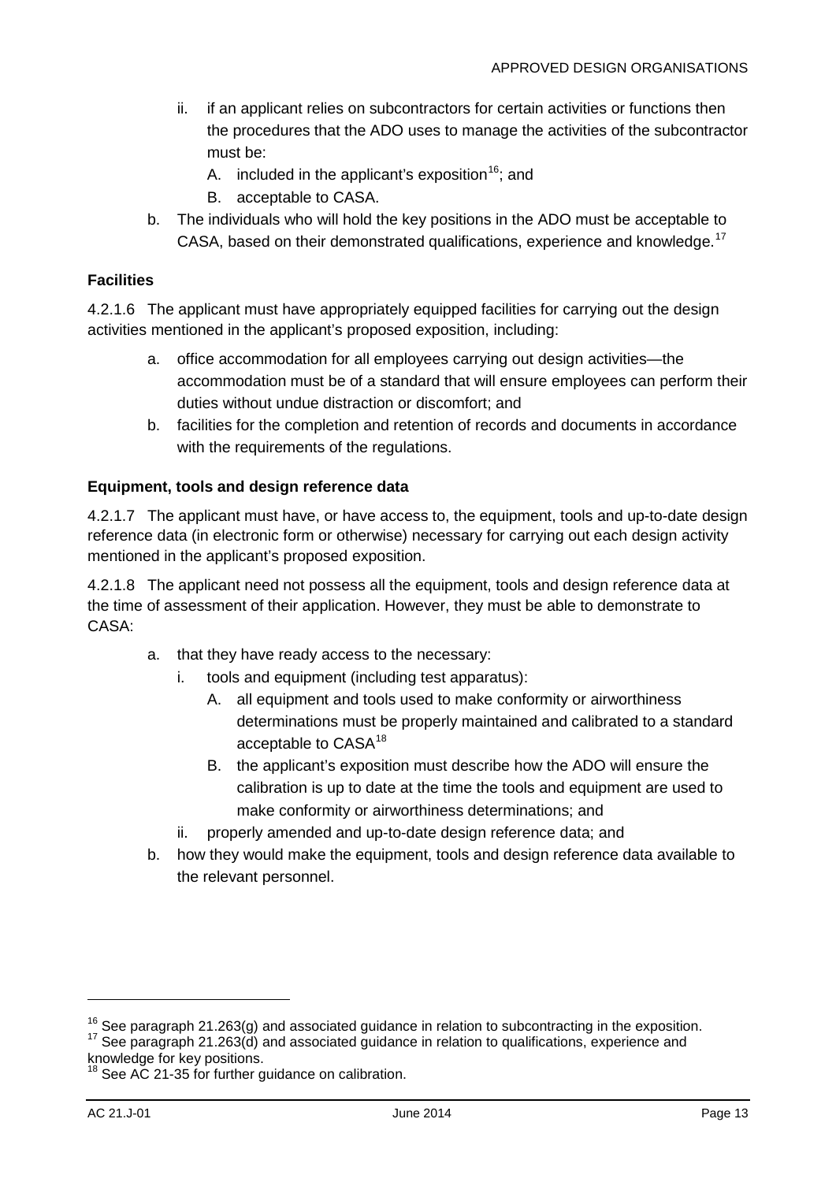ii. if an applicant relies on subcontractors for certain activities or functions then the procedures that the ADO uses to manage the activities of the subcontractor must be:

      A. included in the applicant's exposition[16]; and

      B. acceptable to CASA.

b. The individuals who will hold the key positions in the ADO must be acceptable to CASA, based on their demonstrated qualifications, experience and knowledge.[17]

**Facilities**

4.2.1.6 The applicant must have appropriately equipped facilities for carrying out the design activities mentioned in the applicant's proposed exposition, including:

a. office accommodation for all employees carrying out design activities—the accommodation must be of a standard that will ensure employees can perform their duties without undue distraction or discomfort; and

b. facilities for the completion and retention of records and documents in accordance with the requirements of the regulations.

**Equipment, tools and design reference data**

4.2.1.7 The applicant must have, or have access to, the equipment, tools and up-to-date design reference data (in electronic form or otherwise) necessary for carrying out each design activity mentioned in the applicant's proposed exposition.

4.2.1.8 The applicant need not possess all the equipment, tools and design reference data at the time of assessment of their application. However, they must be able to demonstrate to CASA:

a. that they have ready access to the necessary:

   i. tools and equipment (including test apparatus):

      A. all equipment and tools used to make conformity or airworthiness determinations must be properly maintained and calibrated to a standard acceptable to CASA[18]

      B. the applicant's exposition must describe how the ADO will ensure the calibration is up to date at the time the tools and equipment are used to make conformity or airworthiness determinations; and

   ii. properly amended and up-to-date design reference data; and

b. how they would make the equipment, tools and design reference data available to the relevant personnel.

---

[16] See paragraph 21.263(g) and associated guidance in relation to subcontracting in the exposition.

[17] See paragraph 21.263(d) and associated guidance in relation to qualifications, experience and knowledge for key positions.

[18] See AC 21-35 for further guidance on calibration.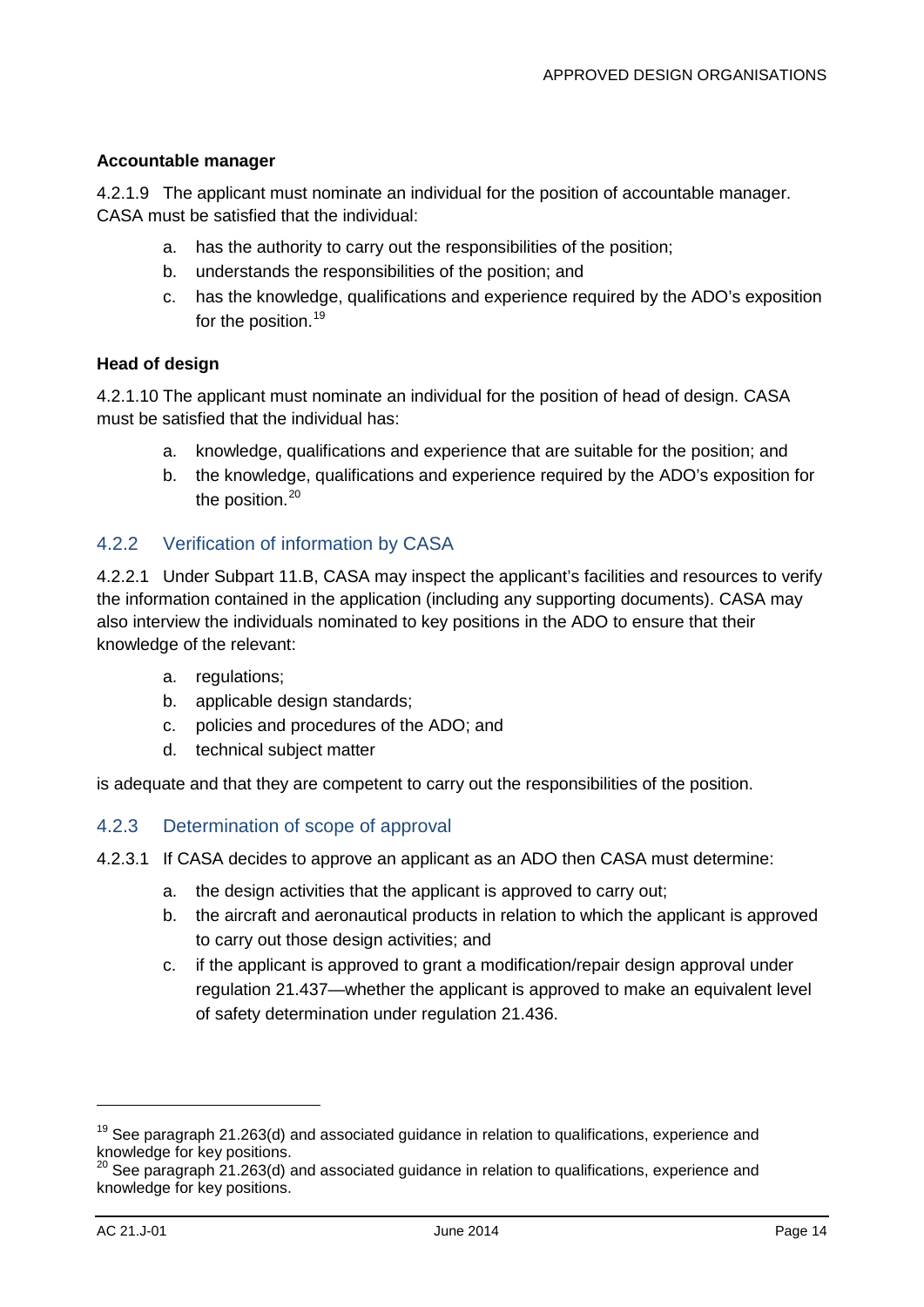#### Accountable manager

4.2.1.9 The applicant must nominate an individual for the position of accountable manager. CASA must be satisfied that the individual:

a. has the authority to carry out the responsibilities of the position;
b. understands the responsibilities of the position; and
c. has the knowledge, qualifications and experience required by the ADO's exposition for the position.[19]

#### Head of design

4.2.1.10 The applicant must nominate an individual for the position of head of design. CASA must be satisfied that the individual has:

a. knowledge, qualifications and experience that are suitable for the position; and
b. the knowledge, qualifications and experience required by the ADO's exposition for the position.[20]

### 4.2.2 Verification of information by CASA

4.2.2.1 Under Subpart 11.B, CASA may inspect the applicant's facilities and resources to verify the information contained in the application (including any supporting documents). CASA may also interview the individuals nominated to key positions in the ADO to ensure that their knowledge of the relevant:

a. regulations;
b. applicable design standards;
c. policies and procedures of the ADO; and
d. technical subject matter

is adequate and that they are competent to carry out the responsibilities of the position.

### 4.2.3 Determination of scope of approval

4.2.3.1 If CASA decides to approve an applicant as an ADO then CASA must determine:

a. the design activities that the applicant is approved to carry out;
b. the aircraft and aeronautical products in relation to which the applicant is approved to carry out those design activities; and
c. if the applicant is approved to grant a modification/repair design approval under regulation 21.437—whether the applicant is approved to make an equivalent level of safety determination under regulation 21.436.

---

[19] See paragraph 21.263(d) and associated guidance in relation to qualifications, experience and knowledge for key positions.

[20] See paragraph 21.263(d) and associated guidance in relation to qualifications, experience and knowledge for key positions.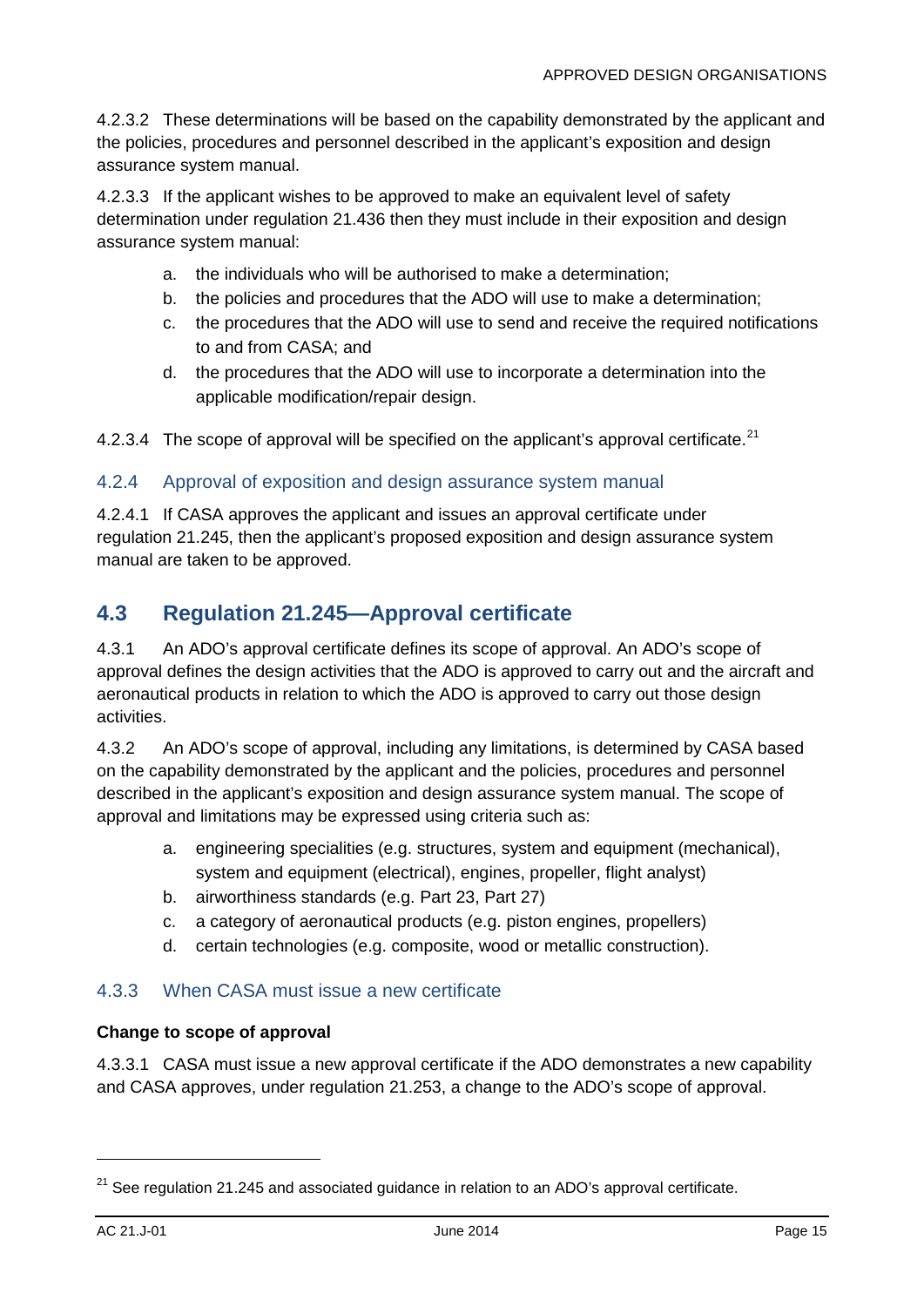4.2.3.2 These determinations will be based on the capability demonstrated by the applicant and the policies, procedures and personnel described in the applicant's exposition and design assurance system manual.

4.2.3.3 If the applicant wishes to be approved to make an equivalent level of safety determination under regulation 21.436 then they must include in their exposition and design assurance system manual:

a. the individuals who will be authorised to make a determination;
b. the policies and procedures that the ADO will use to make a determination;
c. the procedures that the ADO will use to send and receive the required notifications to and from CASA; and
d. the procedures that the ADO will use to incorporate a determination into the applicable modification/repair design.

4.2.3.4 The scope of approval will be specified on the applicant's approval certificate.[21]

### 4.2.4 Approval of exposition and design assurance system manual

4.2.4.1 If CASA approves the applicant and issues an approval certificate under regulation 21.245, then the applicant's proposed exposition and design assurance system manual are taken to be approved.

## 4.3 Regulation 21.245—Approval certificate

4.3.1 An ADO's approval certificate defines its scope of approval. An ADO's scope of approval defines the design activities that the ADO is approved to carry out and the aircraft and aeronautical products in relation to which the ADO is approved to carry out those design activities.

4.3.2 An ADO's scope of approval, including any limitations, is determined by CASA based on the capability demonstrated by the applicant and the policies, procedures and personnel described in the applicant's exposition and design assurance system manual. The scope of approval and limitations may be expressed using criteria such as:

a. engineering specialities (e.g. structures, system and equipment (mechanical), system and equipment (electrical), engines, propeller, flight analyst)
b. airworthiness standards (e.g. Part 23, Part 27)
c. a category of aeronautical products (e.g. piston engines, propellers)
d. certain technologies (e.g. composite, wood or metallic construction).

### 4.3.3 When CASA must issue a new certificate

**Change to scope of approval**

4.3.3.1 CASA must issue a new approval certificate if the ADO demonstrates a new capability and CASA approves, under regulation 21.253, a change to the ADO's scope of approval.

---

[21] See regulation 21.245 and associated guidance in relation to an ADO's approval certificate.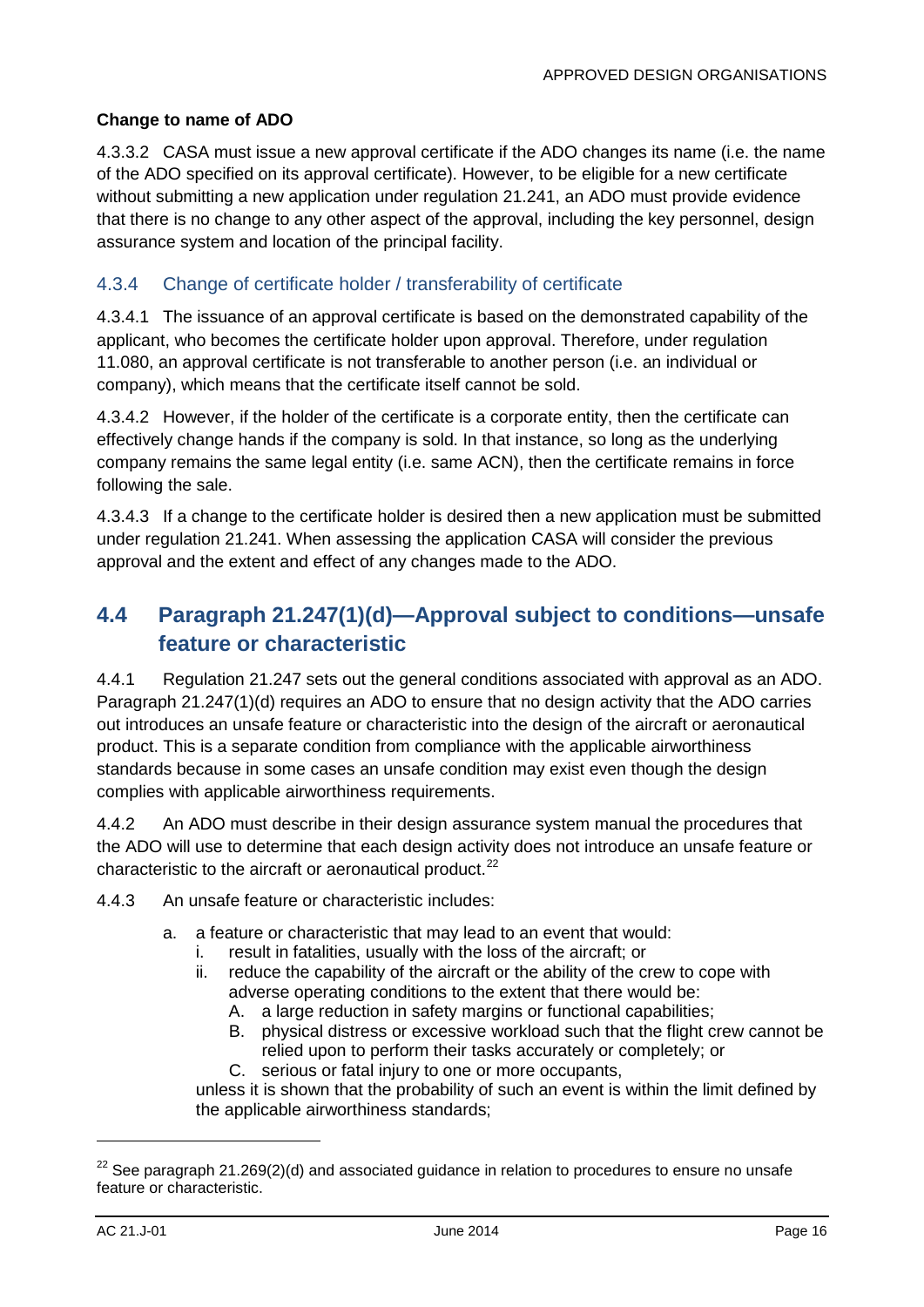**Change to name of ADO**

4.3.3.2 CASA must issue a new approval certificate if the ADO changes its name (i.e. the name of the ADO specified on its approval certificate). However, to be eligible for a new certificate without submitting a new application under regulation 21.241, an ADO must provide evidence that there is no change to any other aspect of the approval, including the key personnel, design assurance system and location of the principal facility.

### 4.3.4 Change of certificate holder / transferability of certificate

4.3.4.1 The issuance of an approval certificate is based on the demonstrated capability of the applicant, who becomes the certificate holder upon approval. Therefore, under regulation 11.080, an approval certificate is not transferable to another person (i.e. an individual or company), which means that the certificate itself cannot be sold.

4.3.4.2 However, if the holder of the certificate is a corporate entity, then the certificate can effectively change hands if the company is sold. In that instance, so long as the underlying company remains the same legal entity (i.e. same ACN), then the certificate remains in force following the sale.

4.3.4.3 If a change to the certificate holder is desired then a new application must be submitted under regulation 21.241. When assessing the application CASA will consider the previous approval and the extent and effect of any changes made to the ADO.

## 4.4 Paragraph 21.247(1)(d)—Approval subject to conditions—unsafe feature or characteristic

4.4.1 Regulation 21.247 sets out the general conditions associated with approval as an ADO. Paragraph 21.247(1)(d) requires an ADO to ensure that no design activity that the ADO carries out introduces an unsafe feature or characteristic into the design of the aircraft or aeronautical product. This is a separate condition from compliance with the applicable airworthiness standards because in some cases an unsafe condition may exist even though the design complies with applicable airworthiness requirements.

4.4.2 An ADO must describe in their design assurance system manual the procedures that the ADO will use to determine that each design activity does not introduce an unsafe feature or characteristic to the aircraft or aeronautical product.[22]

4.4.3 An unsafe feature or characteristic includes:

a. a feature or characteristic that may lead to an event that would:
   i. result in fatalities, usually with the loss of the aircraft; or
   ii. reduce the capability of the aircraft or the ability of the crew to cope with adverse operating conditions to the extent that there would be:
      A. a large reduction in safety margins or functional capabilities;
      B. physical distress or excessive workload such that the flight crew cannot be relied upon to perform their tasks accurately or completely; or
      C. serious or fatal injury to one or more occupants,

   unless it is shown that the probability of such an event is within the limit defined by the applicable airworthiness standards;

[22] See paragraph 21.269(2)(d) and associated guidance in relation to procedures to ensure no unsafe feature or characteristic.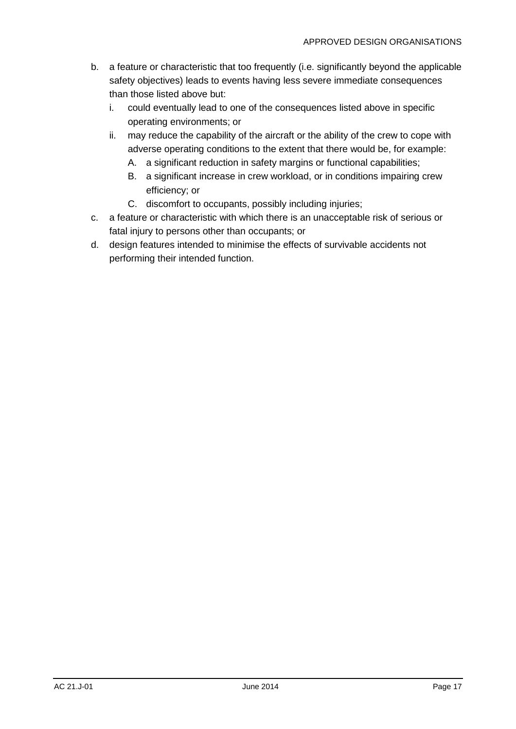b. a feature or characteristic that too frequently (i.e. significantly beyond the applicable safety objectives) leads to events having less severe immediate consequences than those listed above but:
   i. could eventually lead to one of the consequences listed above in specific operating environments; or
   ii. may reduce the capability of the aircraft or the ability of the crew to cope with adverse operating conditions to the extent that there would be, for example:
      A. a significant reduction in safety margins or functional capabilities;
      B. a significant increase in crew workload, or in conditions impairing crew efficiency; or
      C. discomfort to occupants, possibly including injuries;
c. a feature or characteristic with which there is an unacceptable risk of serious or fatal injury to persons other than occupants; or
d. design features intended to minimise the effects of survivable accidents not performing their intended function.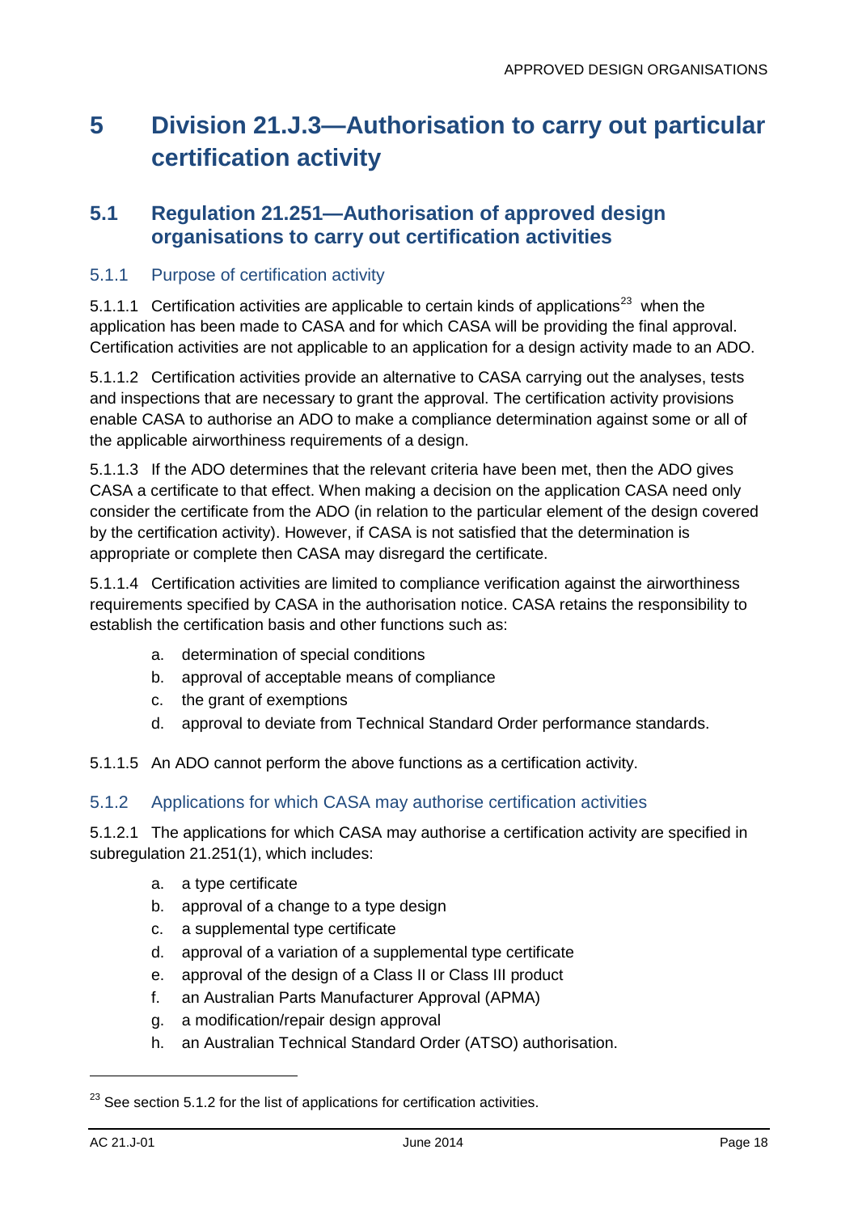# 5 Division 21.J.3—Authorisation to carry out particular certification activity

## 5.1 Regulation 21.251—Authorisation of approved design organisations to carry out certification activities

### 5.1.1 Purpose of certification activity

5.1.1.1 Certification activities are applicable to certain kinds of applications[23] when the application has been made to CASA and for which CASA will be providing the final approval. Certification activities are not applicable to an application for a design activity made to an ADO.

5.1.1.2 Certification activities provide an alternative to CASA carrying out the analyses, tests and inspections that are necessary to grant the approval. The certification activity provisions enable CASA to authorise an ADO to make a compliance determination against some or all of the applicable airworthiness requirements of a design.

5.1.1.3 If the ADO determines that the relevant criteria have been met, then the ADO gives CASA a certificate to that effect. When making a decision on the application CASA need only consider the certificate from the ADO (in relation to the particular element of the design covered by the certification activity). However, if CASA is not satisfied that the determination is appropriate or complete then CASA may disregard the certificate.

5.1.1.4 Certification activities are limited to compliance verification against the airworthiness requirements specified by CASA in the authorisation notice. CASA retains the responsibility to establish the certification basis and other functions such as:

a. determination of special conditions
b. approval of acceptable means of compliance
c. the grant of exemptions
d. approval to deviate from Technical Standard Order performance standards.

5.1.1.5 An ADO cannot perform the above functions as a certification activity.

### 5.1.2 Applications for which CASA may authorise certification activities

5.1.2.1 The applications for which CASA may authorise a certification activity are specified in subregulation 21.251(1), which includes:

a. a type certificate
b. approval of a change to a type design
c. a supplemental type certificate
d. approval of a variation of a supplemental type certificate
e. approval of the design of a Class II or Class III product
f. an Australian Parts Manufacturer Approval (APMA)
g. a modification/repair design approval
h. an Australian Technical Standard Order (ATSO) authorisation.

---

[23] See section 5.1.2 for the list of applications for certification activities.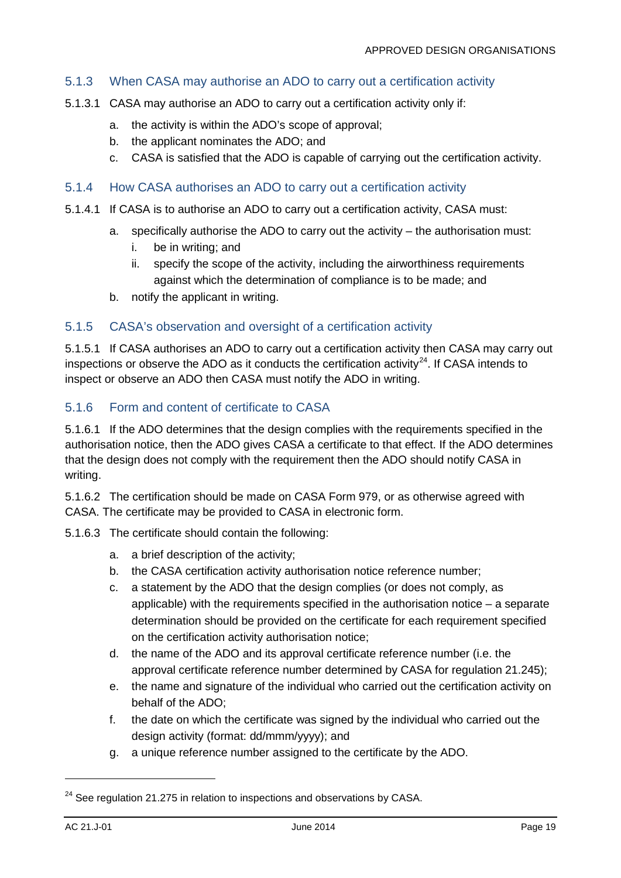### 5.1.3 When CASA may authorise an ADO to carry out a certification activity

5.1.3.1 CASA may authorise an ADO to carry out a certification activity only if:

a. the activity is within the ADO's scope of approval;
b. the applicant nominates the ADO; and
c. CASA is satisfied that the ADO is capable of carrying out the certification activity.

### 5.1.4 How CASA authorises an ADO to carry out a certification activity

5.1.4.1 If CASA is to authorise an ADO to carry out a certification activity, CASA must:

a. specifically authorise the ADO to carry out the activity – the authorisation must:
   i. be in writing; and
   ii. specify the scope of the activity, including the airworthiness requirements against which the determination of compliance is to be made; and
b. notify the applicant in writing.

### 5.1.5 CASA's observation and oversight of a certification activity

5.1.5.1 If CASA authorises an ADO to carry out a certification activity then CASA may carry out inspections or observe the ADO as it conducts the certification activity[24]. If CASA intends to inspect or observe an ADO then CASA must notify the ADO in writing.

### 5.1.6 Form and content of certificate to CASA

5.1.6.1 If the ADO determines that the design complies with the requirements specified in the authorisation notice, then the ADO gives CASA a certificate to that effect. If the ADO determines that the design does not comply with the requirement then the ADO should notify CASA in writing.

5.1.6.2 The certification should be made on CASA Form 979, or as otherwise agreed with CASA. The certificate may be provided to CASA in electronic form.

5.1.6.3 The certificate should contain the following:

a. a brief description of the activity;
b. the CASA certification activity authorisation notice reference number;
c. a statement by the ADO that the design complies (or does not comply, as applicable) with the requirements specified in the authorisation notice – a separate determination should be provided on the certificate for each requirement specified on the certification activity authorisation notice;
d. the name of the ADO and its approval certificate reference number (i.e. the approval certificate reference number determined by CASA for regulation 21.245);
e. the name and signature of the individual who carried out the certification activity on behalf of the ADO;
f. the date on which the certificate was signed by the individual who carried out the design activity (format: dd/mmm/yyyy); and
g. a unique reference number assigned to the certificate by the ADO.

[24] See regulation 21.275 in relation to inspections and observations by CASA.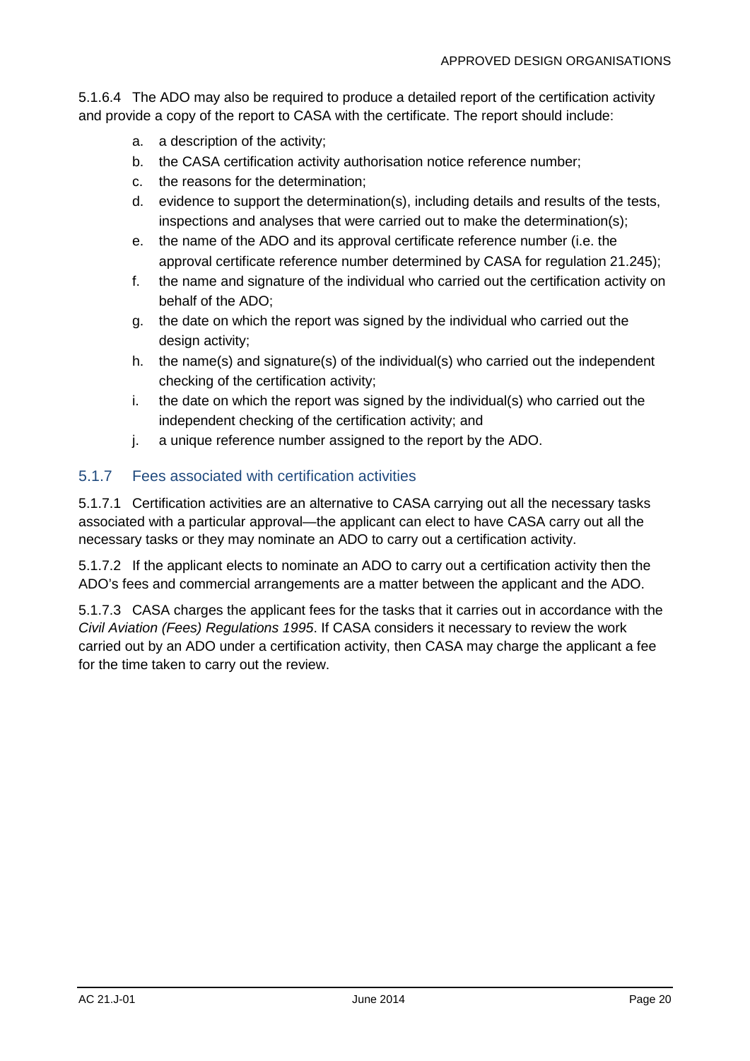5.1.6.4 The ADO may also be required to produce a detailed report of the certification activity and provide a copy of the report to CASA with the certificate. The report should include:

a. a description of the activity;
b. the CASA certification activity authorisation notice reference number;
c. the reasons for the determination;
d. evidence to support the determination(s), including details and results of the tests, inspections and analyses that were carried out to make the determination(s);
e. the name of the ADO and its approval certificate reference number (i.e. the approval certificate reference number determined by CASA for regulation 21.245);
f. the name and signature of the individual who carried out the certification activity on behalf of the ADO;
g. the date on which the report was signed by the individual who carried out the design activity;
h. the name(s) and signature(s) of the individual(s) who carried out the independent checking of the certification activity;
i. the date on which the report was signed by the individual(s) who carried out the independent checking of the certification activity; and
j. a unique reference number assigned to the report by the ADO.

### 5.1.7 Fees associated with certification activities

5.1.7.1 Certification activities are an alternative to CASA carrying out all the necessary tasks associated with a particular approval—the applicant can elect to have CASA carry out all the necessary tasks or they may nominate an ADO to carry out a certification activity.

5.1.7.2 If the applicant elects to nominate an ADO to carry out a certification activity then the ADO's fees and commercial arrangements are a matter between the applicant and the ADO.

5.1.7.3 CASA charges the applicant fees for the tasks that it carries out in accordance with the *Civil Aviation (Fees) Regulations 1995*. If CASA considers it necessary to review the work carried out by an ADO under a certification activity, then CASA may charge the applicant a fee for the time taken to carry out the review.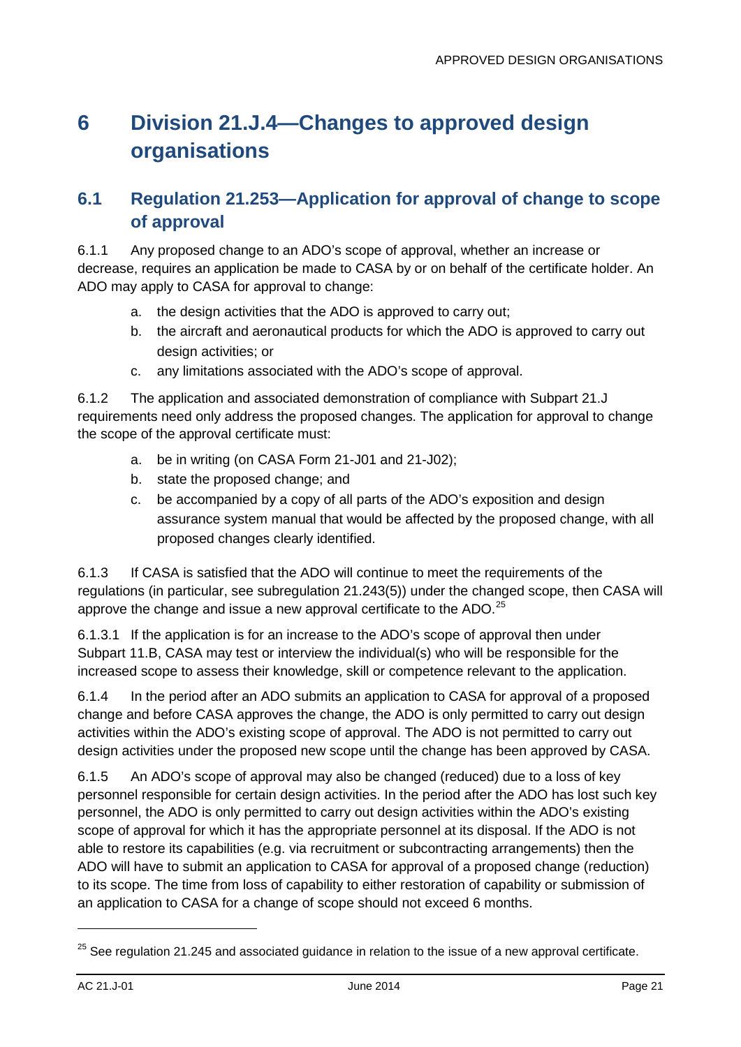# 6 Division 21.J.4—Changes to approved design organisations

## 6.1 Regulation 21.253—Application for approval of change to scope of approval

6.1.1 Any proposed change to an ADO's scope of approval, whether an increase or decrease, requires an application be made to CASA by or on behalf of the certificate holder. An ADO may apply to CASA for approval to change:

a. the design activities that the ADO is approved to carry out;
b. the aircraft and aeronautical products for which the ADO is approved to carry out design activities; or
c. any limitations associated with the ADO's scope of approval.

6.1.2 The application and associated demonstration of compliance with Subpart 21.J requirements need only address the proposed changes. The application for approval to change the scope of the approval certificate must:

a. be in writing (on CASA Form 21-J01 and 21-J02);
b. state the proposed change; and
c. be accompanied by a copy of all parts of the ADO's exposition and design assurance system manual that would be affected by the proposed change, with all proposed changes clearly identified.

6.1.3 If CASA is satisfied that the ADO will continue to meet the requirements of the regulations (in particular, see subregulation 21.243(5)) under the changed scope, then CASA will approve the change and issue a new approval certificate to the ADO.[25]

6.1.3.1 If the application is for an increase to the ADO's scope of approval then under Subpart 11.B, CASA may test or interview the individual(s) who will be responsible for the increased scope to assess their knowledge, skill or competence relevant to the application.

6.1.4 In the period after an ADO submits an application to CASA for approval of a proposed change and before CASA approves the change, the ADO is only permitted to carry out design activities within the ADO's existing scope of approval. The ADO is not permitted to carry out design activities under the proposed new scope until the change has been approved by CASA.

6.1.5 An ADO's scope of approval may also be changed (reduced) due to a loss of key personnel responsible for certain design activities. In the period after the ADO has lost such key personnel, the ADO is only permitted to carry out design activities within the ADO's existing scope of approval for which it has the appropriate personnel at its disposal. If the ADO is not able to restore its capabilities (e.g. via recruitment or subcontracting arrangements) then the ADO will have to submit an application to CASA for approval of a proposed change (reduction) to its scope. The time from loss of capability to either restoration of capability or submission of an application to CASA for a change of scope should not exceed 6 months.

---

[25] See regulation 21.245 and associated guidance in relation to the issue of a new approval certificate.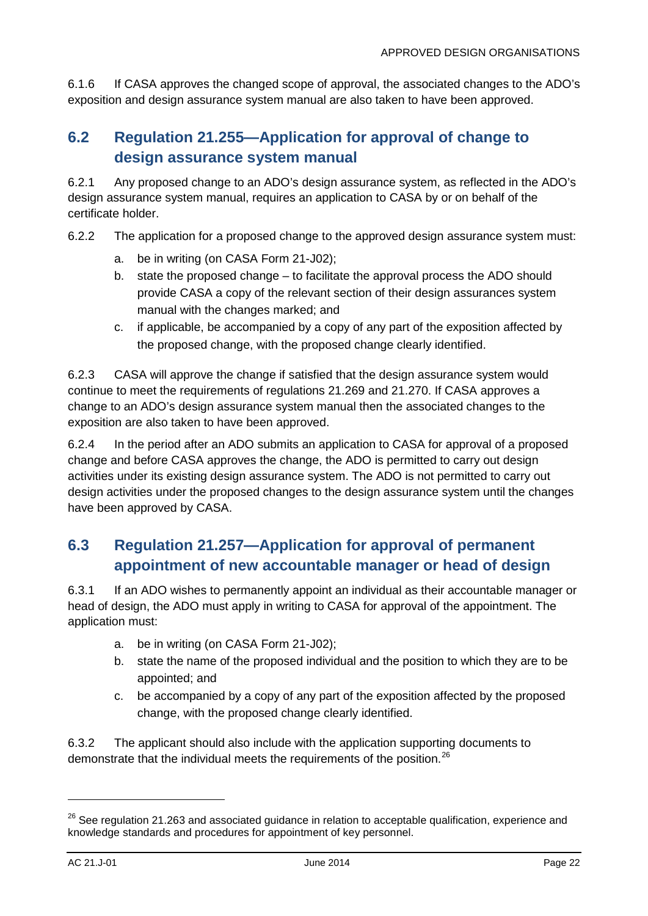6.1.6 If CASA approves the changed scope of approval, the associated changes to the ADO's exposition and design assurance system manual are also taken to have been approved.

## 6.2 Regulation 21.255—Application for approval of change to design assurance system manual

6.2.1 Any proposed change to an ADO's design assurance system, as reflected in the ADO's design assurance system manual, requires an application to CASA by or on behalf of the certificate holder.

6.2.2 The application for a proposed change to the approved design assurance system must:

a. be in writing (on CASA Form 21-J02);
b. state the proposed change – to facilitate the approval process the ADO should provide CASA a copy of the relevant section of their design assurances system manual with the changes marked; and
c. if applicable, be accompanied by a copy of any part of the exposition affected by the proposed change, with the proposed change clearly identified.

6.2.3 CASA will approve the change if satisfied that the design assurance system would continue to meet the requirements of regulations 21.269 and 21.270. If CASA approves a change to an ADO's design assurance system manual then the associated changes to the exposition are also taken to have been approved.

6.2.4 In the period after an ADO submits an application to CASA for approval of a proposed change and before CASA approves the change, the ADO is permitted to carry out design activities under its existing design assurance system. The ADO is not permitted to carry out design activities under the proposed changes to the design assurance system until the changes have been approved by CASA.

## 6.3 Regulation 21.257—Application for approval of permanent appointment of new accountable manager or head of design

6.3.1 If an ADO wishes to permanently appoint an individual as their accountable manager or head of design, the ADO must apply in writing to CASA for approval of the appointment. The application must:

a. be in writing (on CASA Form 21-J02);
b. state the name of the proposed individual and the position to which they are to be appointed; and
c. be accompanied by a copy of any part of the exposition affected by the proposed change, with the proposed change clearly identified.

6.3.2 The applicant should also include with the application supporting documents to demonstrate that the individual meets the requirements of the position.[26]

[26] See regulation 21.263 and associated guidance in relation to acceptable qualification, experience and knowledge standards and procedures for appointment of key personnel.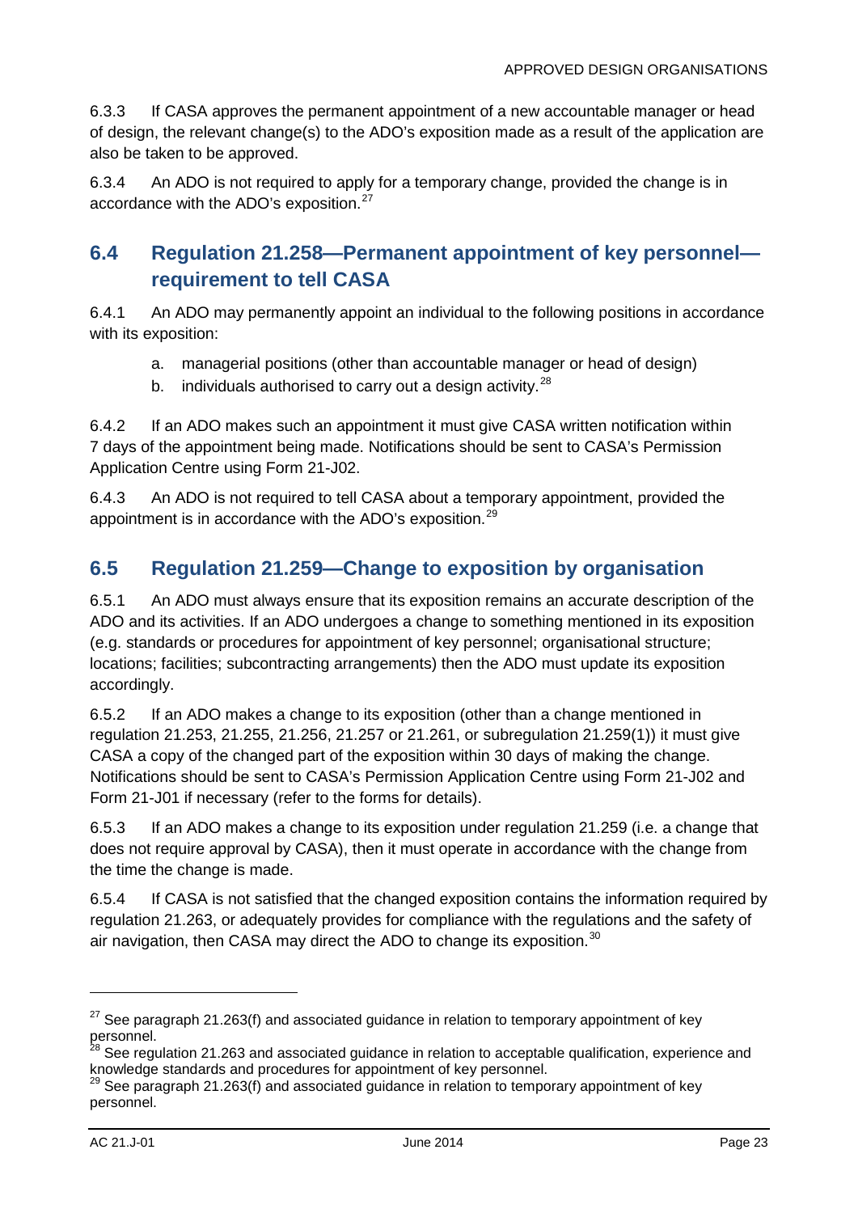6.3.3 If CASA approves the permanent appointment of a new accountable manager or head of design, the relevant change(s) to the ADO's exposition made as a result of the application are also be taken to be approved.

6.3.4 An ADO is not required to apply for a temporary change, provided the change is in accordance with the ADO's exposition.[27]

## 6.4 Regulation 21.258—Permanent appointment of key personnel—requirement to tell CASA

6.4.1 An ADO may permanently appoint an individual to the following positions in accordance with its exposition:

a. managerial positions (other than accountable manager or head of design)

b. individuals authorised to carry out a design activity.[28]

6.4.2 If an ADO makes such an appointment it must give CASA written notification within 7 days of the appointment being made. Notifications should be sent to CASA's Permission Application Centre using Form 21-J02.

6.4.3 An ADO is not required to tell CASA about a temporary appointment, provided the appointment is in accordance with the ADO's exposition.[29]

## 6.5 Regulation 21.259—Change to exposition by organisation

6.5.1 An ADO must always ensure that its exposition remains an accurate description of the ADO and its activities. If an ADO undergoes a change to something mentioned in its exposition (e.g. standards or procedures for appointment of key personnel; organisational structure; locations; facilities; subcontracting arrangements) then the ADO must update its exposition accordingly.

6.5.2 If an ADO makes a change to its exposition (other than a change mentioned in regulation 21.253, 21.255, 21.256, 21.257 or 21.261, or subregulation 21.259(1)) it must give CASA a copy of the changed part of the exposition within 30 days of making the change. Notifications should be sent to CASA's Permission Application Centre using Form 21-J02 and Form 21-J01 if necessary (refer to the forms for details).

6.5.3 If an ADO makes a change to its exposition under regulation 21.259 (i.e. a change that does not require approval by CASA), then it must operate in accordance with the change from the time the change is made.

6.5.4 If CASA is not satisfied that the changed exposition contains the information required by regulation 21.263, or adequately provides for compliance with the regulations and the safety of air navigation, then CASA may direct the ADO to change its exposition.[30]

---

[27] See paragraph 21.263(f) and associated guidance in relation to temporary appointment of key personnel.

[28] See regulation 21.263 and associated guidance in relation to acceptable qualification, experience and knowledge standards and procedures for appointment of key personnel.

[29] See paragraph 21.263(f) and associated guidance in relation to temporary appointment of key personnel.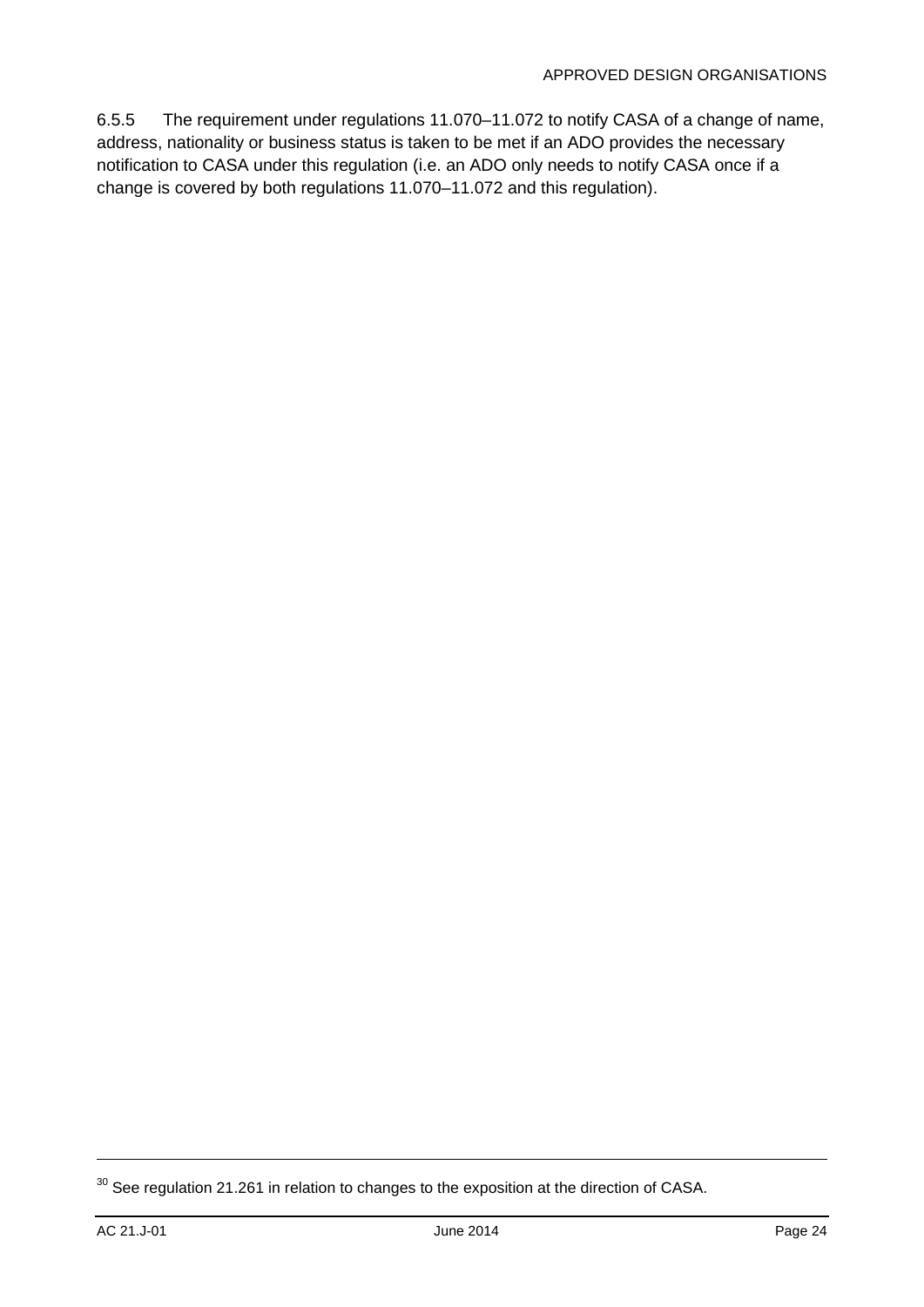6.5.5 The requirement under regulations 11.070–11.072 to notify CASA of a change of name, address, nationality or business status is taken to be met if an ADO provides the necessary notification to CASA under this regulation (i.e. an ADO only needs to notify CASA once if a change is covered by both regulations 11.070–11.072 and this regulation).

---

[30] See regulation 21.261 in relation to changes to the exposition at the direction of CASA.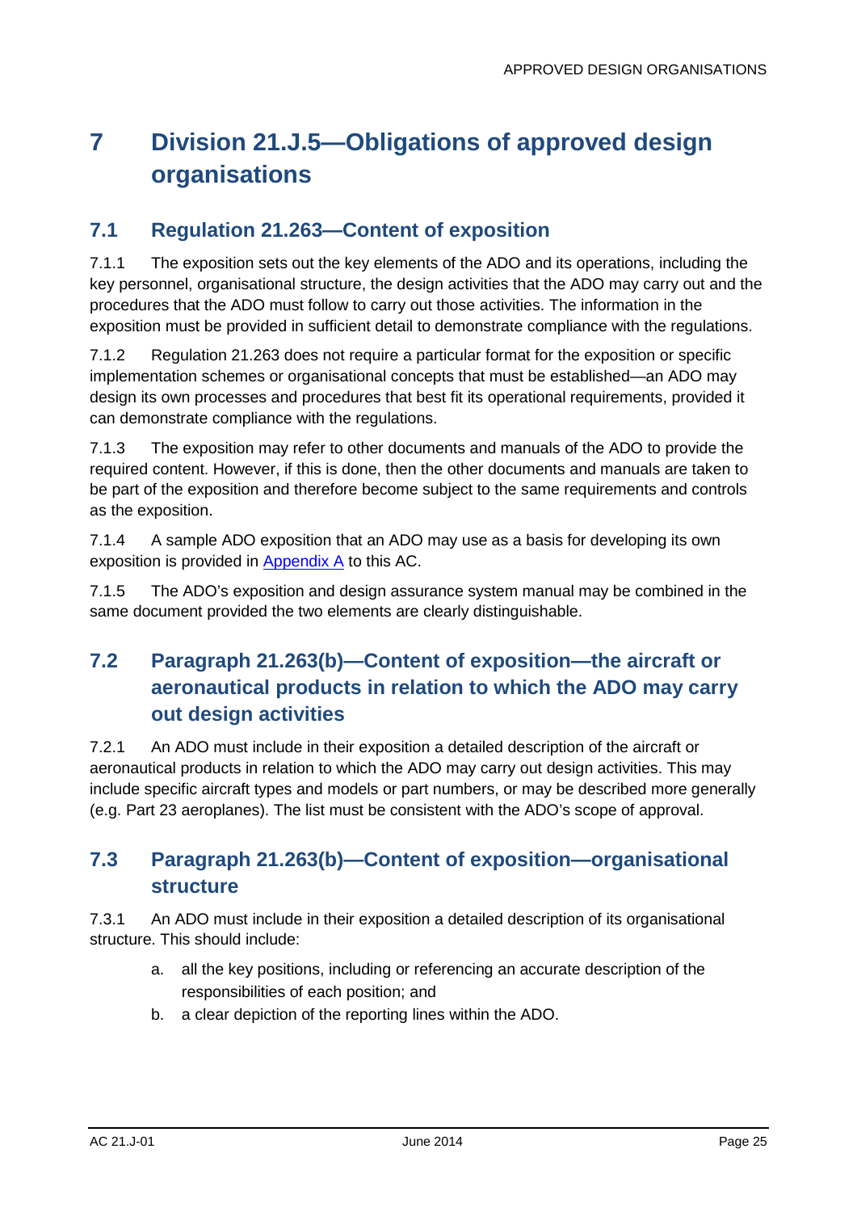# 7 Division 21.J.5—Obligations of approved design organisations

## 7.1 Regulation 21.263—Content of exposition

7.1.1 The exposition sets out the key elements of the ADO and its operations, including the key personnel, organisational structure, the design activities that the ADO may carry out and the procedures that the ADO must follow to carry out those activities. The information in the exposition must be provided in sufficient detail to demonstrate compliance with the regulations.

7.1.2 Regulation 21.263 does not require a particular format for the exposition or specific implementation schemes or organisational concepts that must be established—an ADO may design its own processes and procedures that best fit its operational requirements, provided it can demonstrate compliance with the regulations.

7.1.3 The exposition may refer to other documents and manuals of the ADO to provide the required content. However, if this is done, then the other documents and manuals are taken to be part of the exposition and therefore become subject to the same requirements and controls as the exposition.

7.1.4 A sample ADO exposition that an ADO may use as a basis for developing its own exposition is provided in Appendix A to this AC.

7.1.5 The ADO's exposition and design assurance system manual may be combined in the same document provided the two elements are clearly distinguishable.

## 7.2 Paragraph 21.263(b)—Content of exposition—the aircraft or aeronautical products in relation to which the ADO may carry out design activities

7.2.1 An ADO must include in their exposition a detailed description of the aircraft or aeronautical products in relation to which the ADO may carry out design activities. This may include specific aircraft types and models or part numbers, or may be described more generally (e.g. Part 23 aeroplanes). The list must be consistent with the ADO's scope of approval.

## 7.3 Paragraph 21.263(b)—Content of exposition—organisational structure

7.3.1 An ADO must include in their exposition a detailed description of its organisational structure. This should include:

a. all the key positions, including or referencing an accurate description of the responsibilities of each position; and
b. a clear depiction of the reporting lines within the ADO.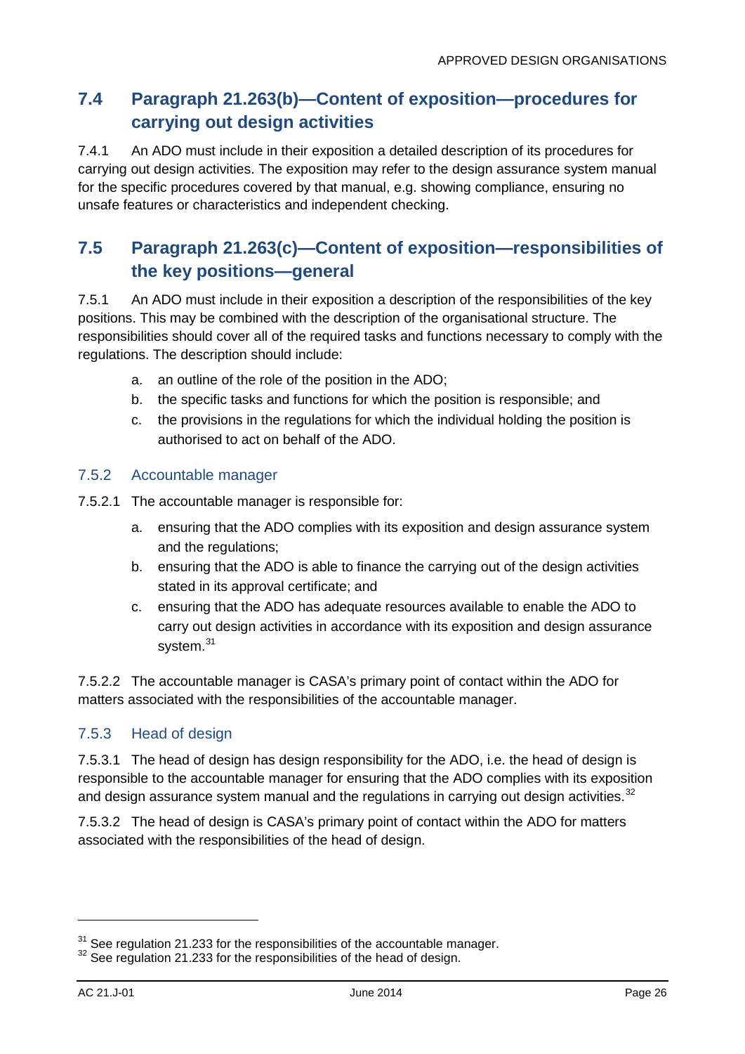## 7.4 Paragraph 21.263(b)—Content of exposition—procedures for carrying out design activities

7.4.1 An ADO must include in their exposition a detailed description of its procedures for carrying out design activities. The exposition may refer to the design assurance system manual for the specific procedures covered by that manual, e.g. showing compliance, ensuring no unsafe features or characteristics and independent checking.

## 7.5 Paragraph 21.263(c)—Content of exposition—responsibilities of the key positions—general

7.5.1 An ADO must include in their exposition a description of the responsibilities of the key positions. This may be combined with the description of the organisational structure. The responsibilities should cover all of the required tasks and functions necessary to comply with the regulations. The description should include:

a. an outline of the role of the position in the ADO;

b. the specific tasks and functions for which the position is responsible; and

c. the provisions in the regulations for which the individual holding the position is authorised to act on behalf of the ADO.

### 7.5.2 Accountable manager

7.5.2.1 The accountable manager is responsible for:

a. ensuring that the ADO complies with its exposition and design assurance system and the regulations;

b. ensuring that the ADO is able to finance the carrying out of the design activities stated in its approval certificate; and

c. ensuring that the ADO has adequate resources available to enable the ADO to carry out design activities in accordance with its exposition and design assurance system.[31]

7.5.2.2 The accountable manager is CASA's primary point of contact within the ADO for matters associated with the responsibilities of the accountable manager.

### 7.5.3 Head of design

7.5.3.1 The head of design has design responsibility for the ADO, i.e. the head of design is responsible to the accountable manager for ensuring that the ADO complies with its exposition and design assurance system manual and the regulations in carrying out design activities.[32]

7.5.3.2 The head of design is CASA's primary point of contact within the ADO for matters associated with the responsibilities of the head of design.

---

[31] See regulation 21.233 for the responsibilities of the accountable manager.

[32] See regulation 21.233 for the responsibilities of the head of design.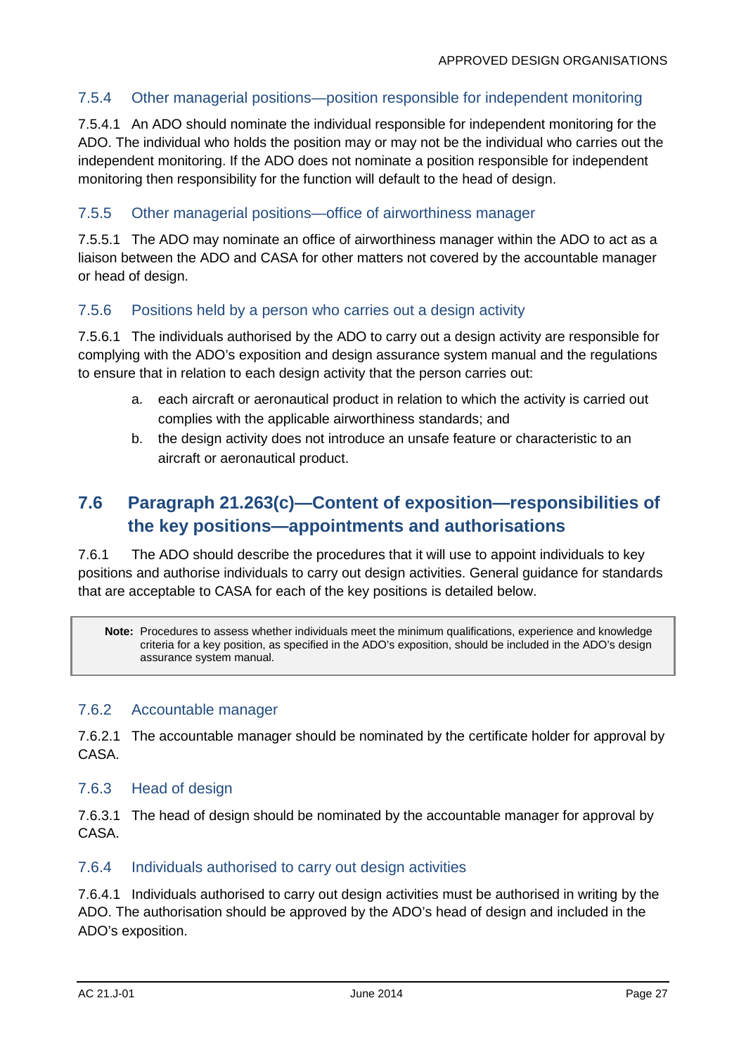### 7.5.4 Other managerial positions—position responsible for independent monitoring

7.5.4.1 An ADO should nominate the individual responsible for independent monitoring for the ADO. The individual who holds the position may or may not be the individual who carries out the independent monitoring. If the ADO does not nominate a position responsible for independent monitoring then responsibility for the function will default to the head of design.

### 7.5.5 Other managerial positions—office of airworthiness manager

7.5.5.1 The ADO may nominate an office of airworthiness manager within the ADO to act as a liaison between the ADO and CASA for other matters not covered by the accountable manager or head of design.

### 7.5.6 Positions held by a person who carries out a design activity

7.5.6.1 The individuals authorised by the ADO to carry out a design activity are responsible for complying with the ADO's exposition and design assurance system manual and the regulations to ensure that in relation to each design activity that the person carries out:

a. each aircraft or aeronautical product in relation to which the activity is carried out complies with the applicable airworthiness standards; and

b. the design activity does not introduce an unsafe feature or characteristic to an aircraft or aeronautical product.

## 7.6 Paragraph 21.263(c)—Content of exposition—responsibilities of the key positions—appointments and authorisations

7.6.1 The ADO should describe the procedures that it will use to appoint individuals to key positions and authorise individuals to carry out design activities. General guidance for standards that are acceptable to CASA for each of the key positions is detailed below.

> **Note:** Procedures to assess whether individuals meet the minimum qualifications, experience and knowledge criteria for a key position, as specified in the ADO's exposition, should be included in the ADO's design assurance system manual.

### 7.6.2 Accountable manager

7.6.2.1 The accountable manager should be nominated by the certificate holder for approval by CASA.

### 7.6.3 Head of design

7.6.3.1 The head of design should be nominated by the accountable manager for approval by CASA.

### 7.6.4 Individuals authorised to carry out design activities

7.6.4.1 Individuals authorised to carry out design activities must be authorised in writing by the ADO. The authorisation should be approved by the ADO's head of design and included in the ADO's exposition.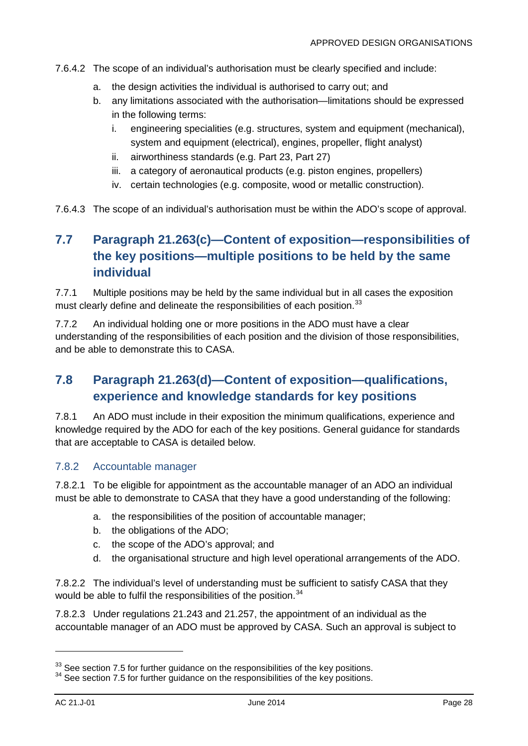7.6.4.2 The scope of an individual's authorisation must be clearly specified and include:

a. the design activities the individual is authorised to carry out; and
b. any limitations associated with the authorisation—limitations should be expressed in the following terms:
   i. engineering specialities (e.g. structures, system and equipment (mechanical), system and equipment (electrical), engines, propeller, flight analyst)
   ii. airworthiness standards (e.g. Part 23, Part 27)
   iii. a category of aeronautical products (e.g. piston engines, propellers)
   iv. certain technologies (e.g. composite, wood or metallic construction).

7.6.4.3 The scope of an individual's authorisation must be within the ADO's scope of approval.

## 7.7 Paragraph 21.263(c)—Content of exposition—responsibilities of the key positions—multiple positions to be held by the same individual

7.7.1 Multiple positions may be held by the same individual but in all cases the exposition must clearly define and delineate the responsibilities of each position.[33]

7.7.2 An individual holding one or more positions in the ADO must have a clear understanding of the responsibilities of each position and the division of those responsibilities, and be able to demonstrate this to CASA.

## 7.8 Paragraph 21.263(d)—Content of exposition—qualifications, experience and knowledge standards for key positions

7.8.1 An ADO must include in their exposition the minimum qualifications, experience and knowledge required by the ADO for each of the key positions. General guidance for standards that are acceptable to CASA is detailed below.

### 7.8.2 Accountable manager

7.8.2.1 To be eligible for appointment as the accountable manager of an ADO an individual must be able to demonstrate to CASA that they have a good understanding of the following:

a. the responsibilities of the position of accountable manager;
b. the obligations of the ADO;
c. the scope of the ADO's approval; and
d. the organisational structure and high level operational arrangements of the ADO.

7.8.2.2 The individual's level of understanding must be sufficient to satisfy CASA that they would be able to fulfil the responsibilities of the position.[34]

7.8.2.3 Under regulations 21.243 and 21.257, the appointment of an individual as the accountable manager of an ADO must be approved by CASA. Such an approval is subject to

[33] See section 7.5 for further guidance on the responsibilities of the key positions.
[34] See section 7.5 for further guidance on the responsibilities of the key positions.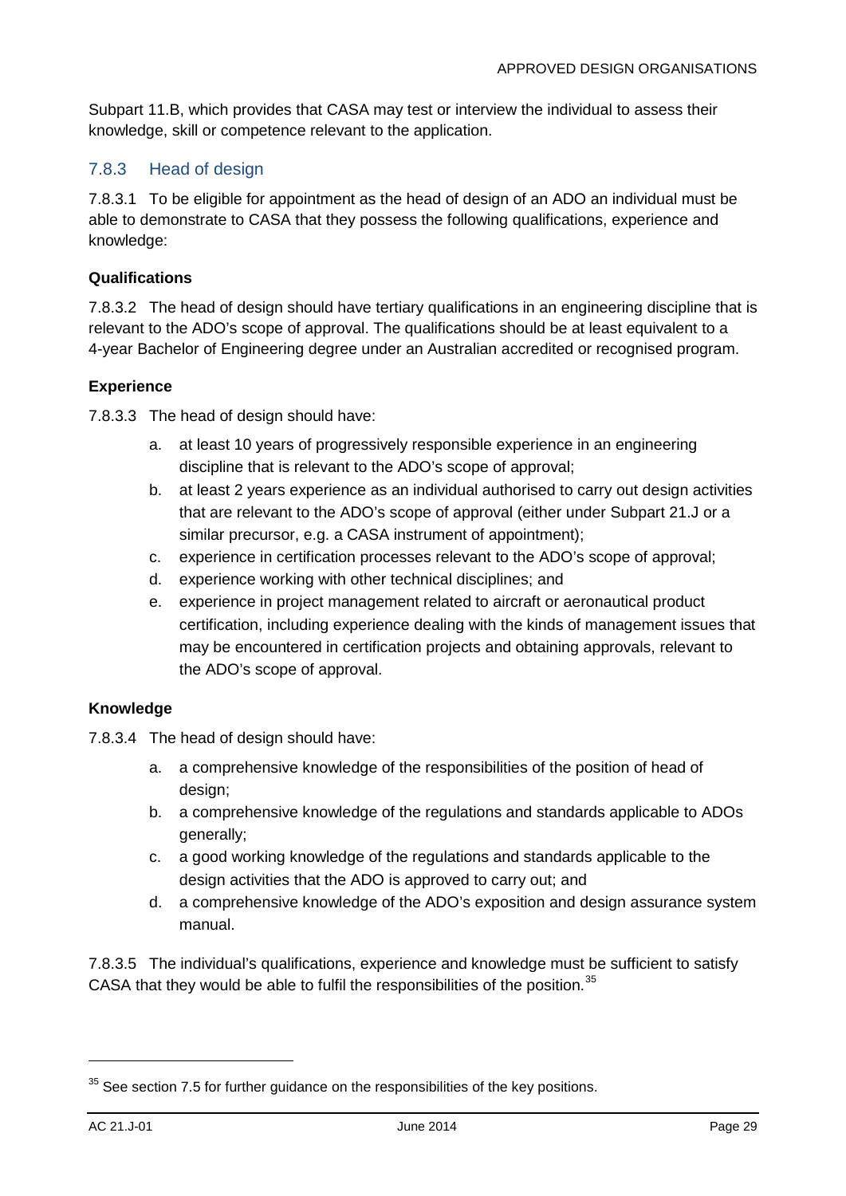Subpart 11.B, which provides that CASA may test or interview the individual to assess their knowledge, skill or competence relevant to the application.

### 7.8.3 Head of design

7.8.3.1 To be eligible for appointment as the head of design of an ADO an individual must be able to demonstrate to CASA that they possess the following qualifications, experience and knowledge:

**Qualifications**

7.8.3.2 The head of design should have tertiary qualifications in an engineering discipline that is relevant to the ADO's scope of approval. The qualifications should be at least equivalent to a 4-year Bachelor of Engineering degree under an Australian accredited or recognised program.

**Experience**

7.8.3.3 The head of design should have:

a. at least 10 years of progressively responsible experience in an engineering discipline that is relevant to the ADO's scope of approval;
b. at least 2 years experience as an individual authorised to carry out design activities that are relevant to the ADO's scope of approval (either under Subpart 21.J or a similar precursor, e.g. a CASA instrument of appointment);
c. experience in certification processes relevant to the ADO's scope of approval;
d. experience working with other technical disciplines; and
e. experience in project management related to aircraft or aeronautical product certification, including experience dealing with the kinds of management issues that may be encountered in certification projects and obtaining approvals, relevant to the ADO's scope of approval.

**Knowledge**

7.8.3.4 The head of design should have:

a. a comprehensive knowledge of the responsibilities of the position of head of design;
b. a comprehensive knowledge of the regulations and standards applicable to ADOs generally;
c. a good working knowledge of the regulations and standards applicable to the design activities that the ADO is approved to carry out; and
d. a comprehensive knowledge of the ADO's exposition and design assurance system manual.

7.8.3.5 The individual's qualifications, experience and knowledge must be sufficient to satisfy CASA that they would be able to fulfil the responsibilities of the position.[35]

---

[35] See section 7.5 for further guidance on the responsibilities of the key positions.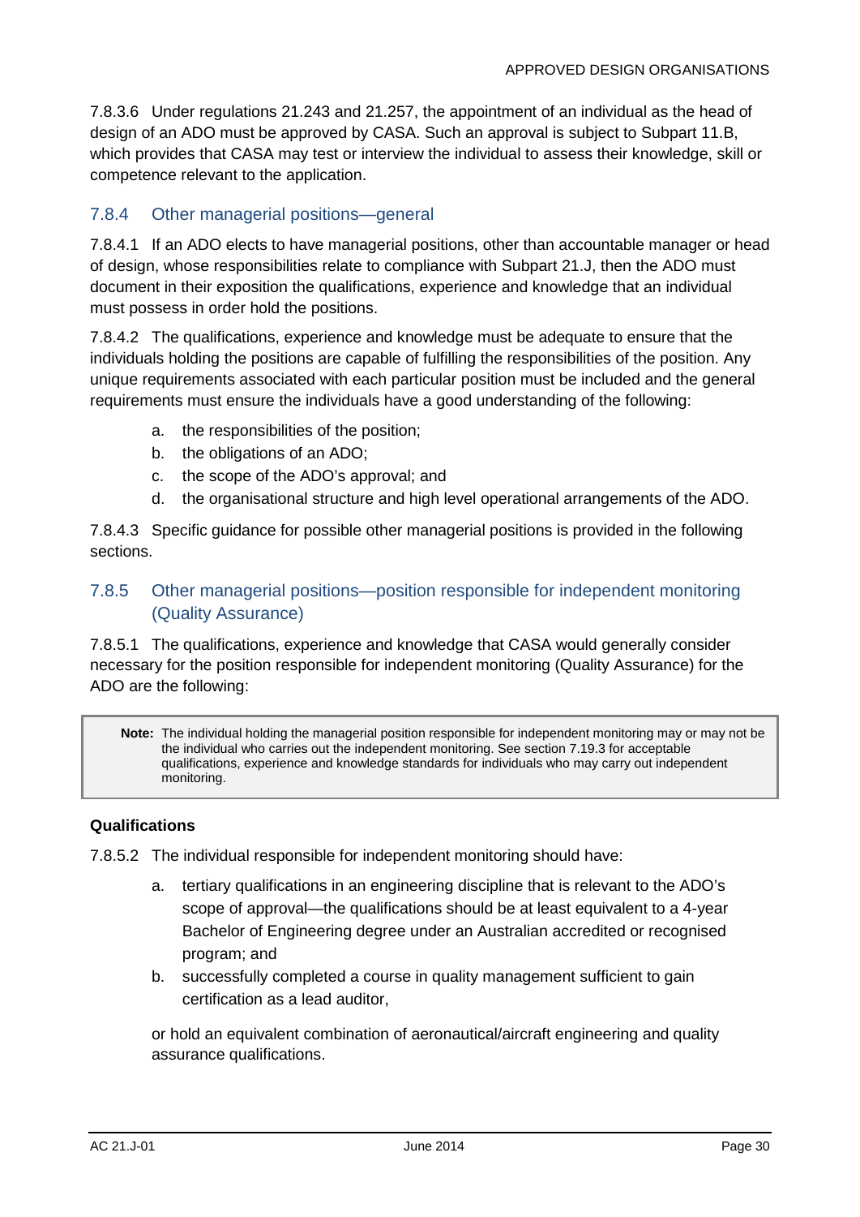7.8.3.6 Under regulations 21.243 and 21.257, the appointment of an individual as the head of design of an ADO must be approved by CASA. Such an approval is subject to Subpart 11.B, which provides that CASA may test or interview the individual to assess their knowledge, skill or competence relevant to the application.

## 7.8.4 Other managerial positions—general

7.8.4.1 If an ADO elects to have managerial positions, other than accountable manager or head of design, whose responsibilities relate to compliance with Subpart 21.J, then the ADO must document in their exposition the qualifications, experience and knowledge that an individual must possess in order hold the positions.

7.8.4.2 The qualifications, experience and knowledge must be adequate to ensure that the individuals holding the positions are capable of fulfilling the responsibilities of the position. Any unique requirements associated with each particular position must be included and the general requirements must ensure the individuals have a good understanding of the following:

a. the responsibilities of the position;
b. the obligations of an ADO;
c. the scope of the ADO's approval; and
d. the organisational structure and high level operational arrangements of the ADO.

7.8.4.3 Specific guidance for possible other managerial positions is provided in the following sections.

## 7.8.5 Other managerial positions—position responsible for independent monitoring (Quality Assurance)

7.8.5.1 The qualifications, experience and knowledge that CASA would generally consider necessary for the position responsible for independent monitoring (Quality Assurance) for the ADO are the following:

> **Note:** The individual holding the managerial position responsible for independent monitoring may or may not be the individual who carries out the independent monitoring. See section 7.19.3 for acceptable qualifications, experience and knowledge standards for individuals who may carry out independent monitoring.

**Qualifications**

7.8.5.2 The individual responsible for independent monitoring should have:

a. tertiary qualifications in an engineering discipline that is relevant to the ADO's scope of approval—the qualifications should be at least equivalent to a 4-year Bachelor of Engineering degree under an Australian accredited or recognised program; and
b. successfully completed a course in quality management sufficient to gain certification as a lead auditor,

or hold an equivalent combination of aeronautical/aircraft engineering and quality assurance qualifications.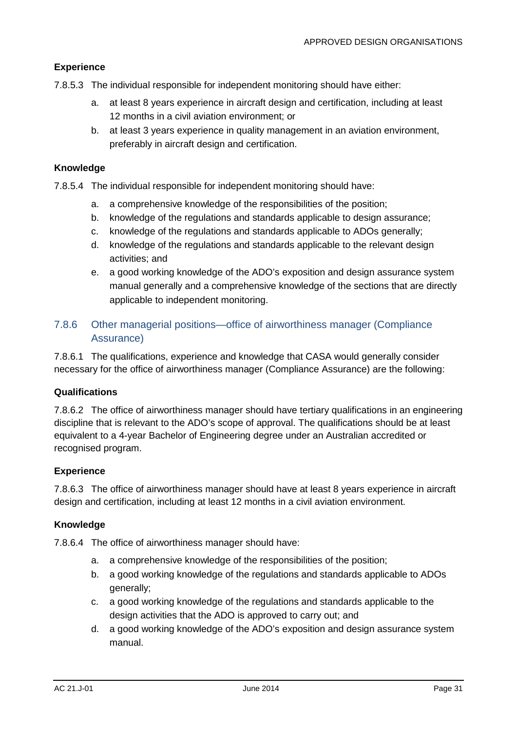#### Experience

7.8.5.3 The individual responsible for independent monitoring should have either:

a. at least 8 years experience in aircraft design and certification, including at least 12 months in a civil aviation environment; or
b. at least 3 years experience in quality management in an aviation environment, preferably in aircraft design and certification.

#### Knowledge

7.8.5.4 The individual responsible for independent monitoring should have:

a. a comprehensive knowledge of the responsibilities of the position;
b. knowledge of the regulations and standards applicable to design assurance;
c. knowledge of the regulations and standards applicable to ADOs generally;
d. knowledge of the regulations and standards applicable to the relevant design activities; and
e. a good working knowledge of the ADO's exposition and design assurance system manual generally and a comprehensive knowledge of the sections that are directly applicable to independent monitoring.

### 7.8.6 Other managerial positions—office of airworthiness manager (Compliance Assurance)

7.8.6.1 The qualifications, experience and knowledge that CASA would generally consider necessary for the office of airworthiness manager (Compliance Assurance) are the following:

#### Qualifications

7.8.6.2 The office of airworthiness manager should have tertiary qualifications in an engineering discipline that is relevant to the ADO's scope of approval. The qualifications should be at least equivalent to a 4-year Bachelor of Engineering degree under an Australian accredited or recognised program.

#### Experience

7.8.6.3 The office of airworthiness manager should have at least 8 years experience in aircraft design and certification, including at least 12 months in a civil aviation environment.

#### Knowledge

7.8.6.4 The office of airworthiness manager should have:

a. a comprehensive knowledge of the responsibilities of the position;
b. a good working knowledge of the regulations and standards applicable to ADOs generally;
c. a good working knowledge of the regulations and standards applicable to the design activities that the ADO is approved to carry out; and
d. a good working knowledge of the ADO's exposition and design assurance system manual.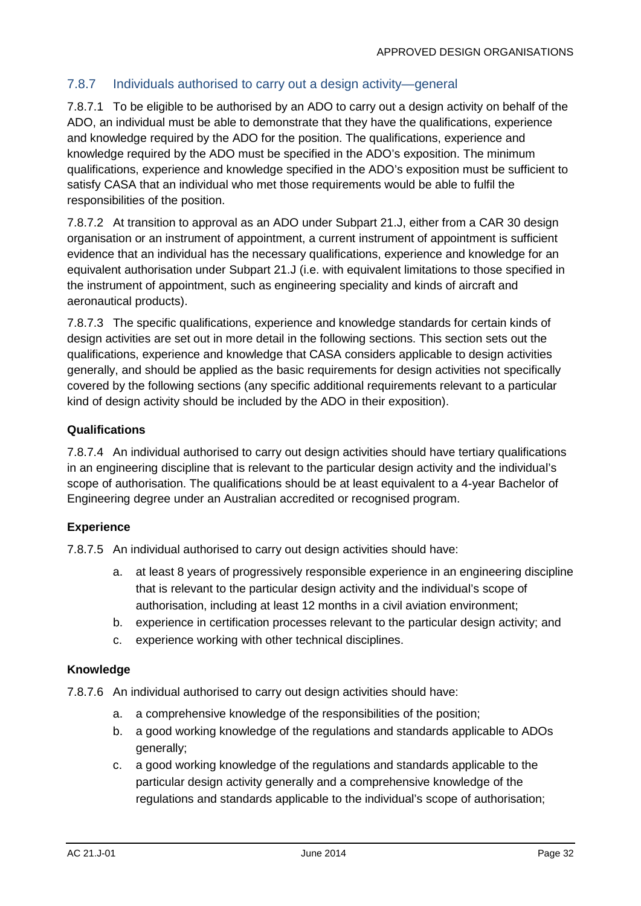### 7.8.7 Individuals authorised to carry out a design activity—general

7.8.7.1 To be eligible to be authorised by an ADO to carry out a design activity on behalf of the ADO, an individual must be able to demonstrate that they have the qualifications, experience and knowledge required by the ADO for the position. The qualifications, experience and knowledge required by the ADO must be specified in the ADO's exposition. The minimum qualifications, experience and knowledge specified in the ADO's exposition must be sufficient to satisfy CASA that an individual who met those requirements would be able to fulfil the responsibilities of the position.

7.8.7.2 At transition to approval as an ADO under Subpart 21.J, either from a CAR 30 design organisation or an instrument of appointment, a current instrument of appointment is sufficient evidence that an individual has the necessary qualifications, experience and knowledge for an equivalent authorisation under Subpart 21.J (i.e. with equivalent limitations to those specified in the instrument of appointment, such as engineering speciality and kinds of aircraft and aeronautical products).

7.8.7.3 The specific qualifications, experience and knowledge standards for certain kinds of design activities are set out in more detail in the following sections. This section sets out the qualifications, experience and knowledge that CASA considers applicable to design activities generally, and should be applied as the basic requirements for design activities not specifically covered by the following sections (any specific additional requirements relevant to a particular kind of design activity should be included by the ADO in their exposition).

**Qualifications**

7.8.7.4 An individual authorised to carry out design activities should have tertiary qualifications in an engineering discipline that is relevant to the particular design activity and the individual's scope of authorisation. The qualifications should be at least equivalent to a 4-year Bachelor of Engineering degree under an Australian accredited or recognised program.

**Experience**

7.8.7.5 An individual authorised to carry out design activities should have:

a. at least 8 years of progressively responsible experience in an engineering discipline that is relevant to the particular design activity and the individual's scope of authorisation, including at least 12 months in a civil aviation environment;
b. experience in certification processes relevant to the particular design activity; and
c. experience working with other technical disciplines.

**Knowledge**

7.8.7.6 An individual authorised to carry out design activities should have:

a. a comprehensive knowledge of the responsibilities of the position;
b. a good working knowledge of the regulations and standards applicable to ADOs generally;
c. a good working knowledge of the regulations and standards applicable to the particular design activity generally and a comprehensive knowledge of the regulations and standards applicable to the individual's scope of authorisation;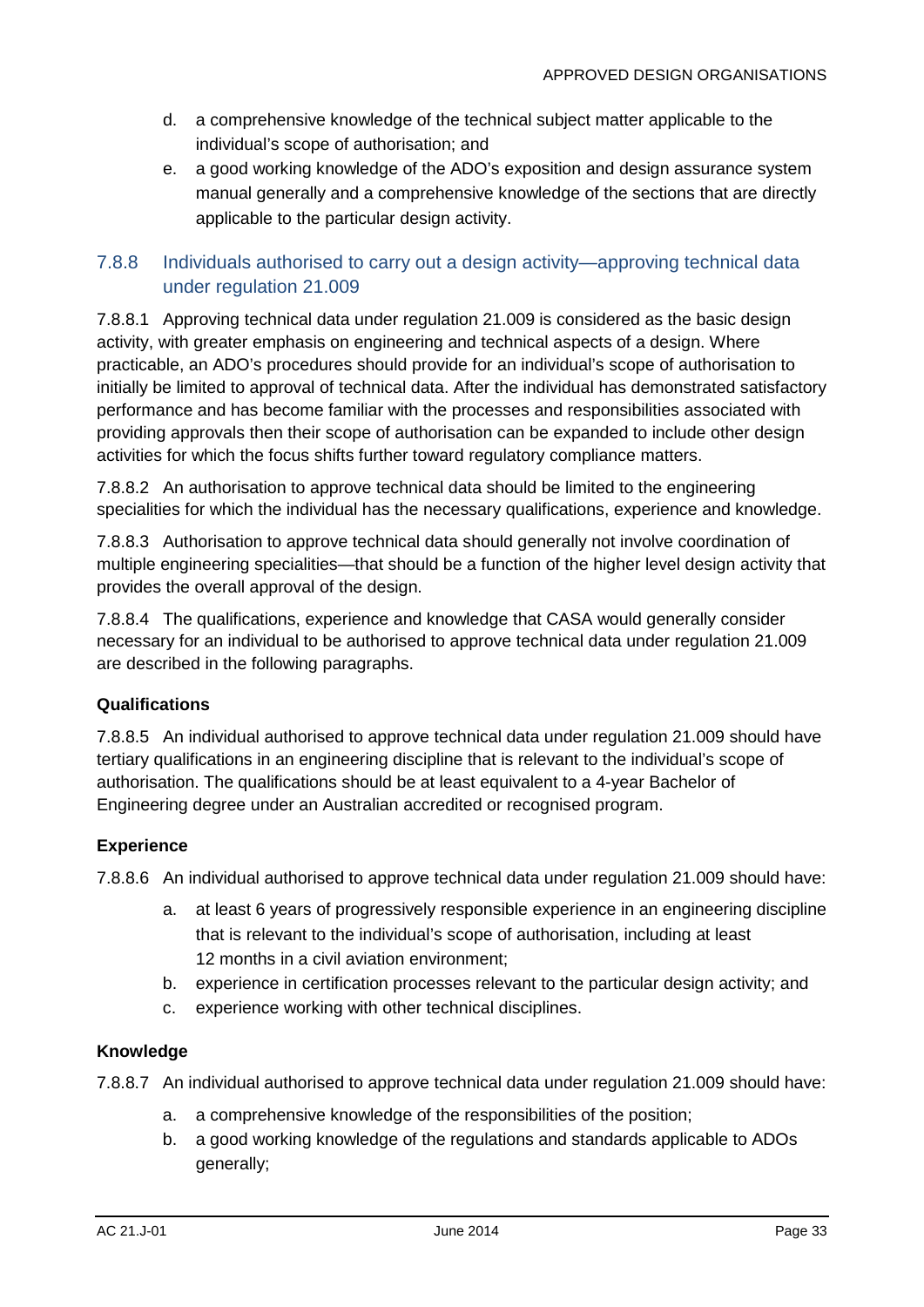d. a comprehensive knowledge of the technical subject matter applicable to the individual's scope of authorisation; and
e. a good working knowledge of the ADO's exposition and design assurance system manual generally and a comprehensive knowledge of the sections that are directly applicable to the particular design activity.

### 7.8.8 Individuals authorised to carry out a design activity—approving technical data under regulation 21.009

7.8.8.1 Approving technical data under regulation 21.009 is considered as the basic design activity, with greater emphasis on engineering and technical aspects of a design. Where practicable, an ADO's procedures should provide for an individual's scope of authorisation to initially be limited to approval of technical data. After the individual has demonstrated satisfactory performance and has become familiar with the processes and responsibilities associated with providing approvals then their scope of authorisation can be expanded to include other design activities for which the focus shifts further toward regulatory compliance matters.

7.8.8.2 An authorisation to approve technical data should be limited to the engineering specialities for which the individual has the necessary qualifications, experience and knowledge.

7.8.8.3 Authorisation to approve technical data should generally not involve coordination of multiple engineering specialities—that should be a function of the higher level design activity that provides the overall approval of the design.

7.8.8.4 The qualifications, experience and knowledge that CASA would generally consider necessary for an individual to be authorised to approve technical data under regulation 21.009 are described in the following paragraphs.

**Qualifications**

7.8.8.5 An individual authorised to approve technical data under regulation 21.009 should have tertiary qualifications in an engineering discipline that is relevant to the individual's scope of authorisation. The qualifications should be at least equivalent to a 4-year Bachelor of Engineering degree under an Australian accredited or recognised program.

**Experience**

7.8.8.6 An individual authorised to approve technical data under regulation 21.009 should have:

a. at least 6 years of progressively responsible experience in an engineering discipline that is relevant to the individual's scope of authorisation, including at least 12 months in a civil aviation environment;
b. experience in certification processes relevant to the particular design activity; and
c. experience working with other technical disciplines.

**Knowledge**

7.8.8.7 An individual authorised to approve technical data under regulation 21.009 should have:

a. a comprehensive knowledge of the responsibilities of the position;
b. a good working knowledge of the regulations and standards applicable to ADOs generally;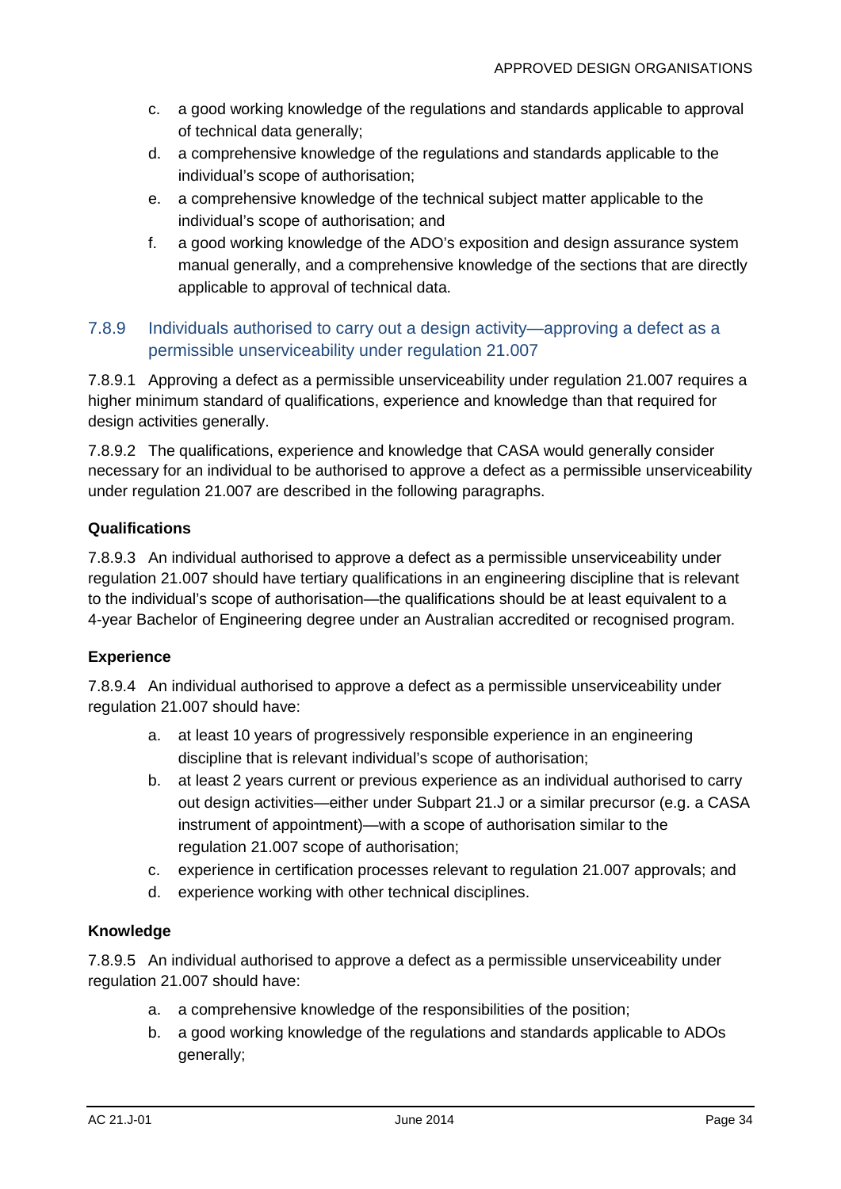c. a good working knowledge of the regulations and standards applicable to approval of technical data generally;
d. a comprehensive knowledge of the regulations and standards applicable to the individual's scope of authorisation;
e. a comprehensive knowledge of the technical subject matter applicable to the individual's scope of authorisation; and
f. a good working knowledge of the ADO's exposition and design assurance system manual generally, and a comprehensive knowledge of the sections that are directly applicable to approval of technical data.

### 7.8.9 Individuals authorised to carry out a design activity—approving a defect as a permissible unserviceability under regulation 21.007

7.8.9.1 Approving a defect as a permissible unserviceability under regulation 21.007 requires a higher minimum standard of qualifications, experience and knowledge than that required for design activities generally.

7.8.9.2 The qualifications, experience and knowledge that CASA would generally consider necessary for an individual to be authorised to approve a defect as a permissible unserviceability under regulation 21.007 are described in the following paragraphs.

**Qualifications**

7.8.9.3 An individual authorised to approve a defect as a permissible unserviceability under regulation 21.007 should have tertiary qualifications in an engineering discipline that is relevant to the individual's scope of authorisation—the qualifications should be at least equivalent to a 4-year Bachelor of Engineering degree under an Australian accredited or recognised program.

**Experience**

7.8.9.4 An individual authorised to approve a defect as a permissible unserviceability under regulation 21.007 should have:

a. at least 10 years of progressively responsible experience in an engineering discipline that is relevant individual's scope of authorisation;
b. at least 2 years current or previous experience as an individual authorised to carry out design activities—either under Subpart 21.J or a similar precursor (e.g. a CASA instrument of appointment)—with a scope of authorisation similar to the regulation 21.007 scope of authorisation;
c. experience in certification processes relevant to regulation 21.007 approvals; and
d. experience working with other technical disciplines.

**Knowledge**

7.8.9.5 An individual authorised to approve a defect as a permissible unserviceability under regulation 21.007 should have:

a. a comprehensive knowledge of the responsibilities of the position;
b. a good working knowledge of the regulations and standards applicable to ADOs generally;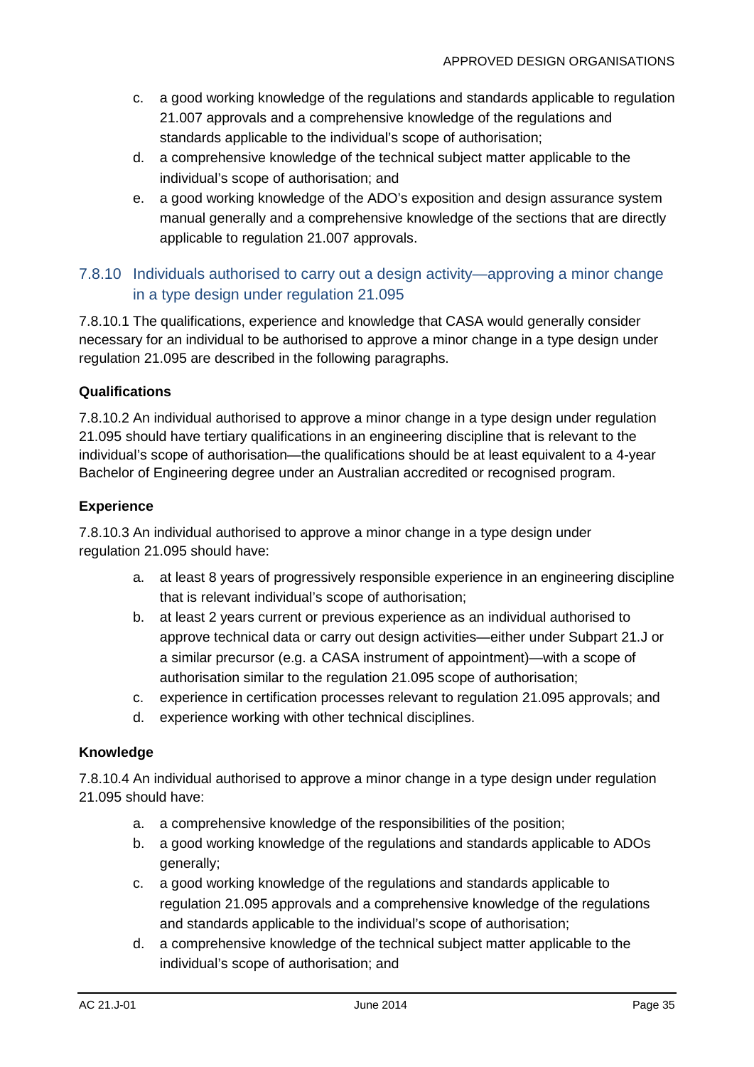c. a good working knowledge of the regulations and standards applicable to regulation 21.007 approvals and a comprehensive knowledge of the regulations and standards applicable to the individual's scope of authorisation;
d. a comprehensive knowledge of the technical subject matter applicable to the individual's scope of authorisation; and
e. a good working knowledge of the ADO's exposition and design assurance system manual generally and a comprehensive knowledge of the sections that are directly applicable to regulation 21.007 approvals.

### 7.8.10 Individuals authorised to carry out a design activity—approving a minor change in a type design under regulation 21.095

7.8.10.1 The qualifications, experience and knowledge that CASA would generally consider necessary for an individual to be authorised to approve a minor change in a type design under regulation 21.095 are described in the following paragraphs.

**Qualifications**

7.8.10.2 An individual authorised to approve a minor change in a type design under regulation 21.095 should have tertiary qualifications in an engineering discipline that is relevant to the individual's scope of authorisation—the qualifications should be at least equivalent to a 4-year Bachelor of Engineering degree under an Australian accredited or recognised program.

**Experience**

7.8.10.3 An individual authorised to approve a minor change in a type design under regulation 21.095 should have:

a. at least 8 years of progressively responsible experience in an engineering discipline that is relevant individual's scope of authorisation;
b. at least 2 years current or previous experience as an individual authorised to approve technical data or carry out design activities—either under Subpart 21.J or a similar precursor (e.g. a CASA instrument of appointment)—with a scope of authorisation similar to the regulation 21.095 scope of authorisation;
c. experience in certification processes relevant to regulation 21.095 approvals; and
d. experience working with other technical disciplines.

**Knowledge**

7.8.10.4 An individual authorised to approve a minor change in a type design under regulation 21.095 should have:

a. a comprehensive knowledge of the responsibilities of the position;
b. a good working knowledge of the regulations and standards applicable to ADOs generally;
c. a good working knowledge of the regulations and standards applicable to regulation 21.095 approvals and a comprehensive knowledge of the regulations and standards applicable to the individual's scope of authorisation;
d. a comprehensive knowledge of the technical subject matter applicable to the individual's scope of authorisation; and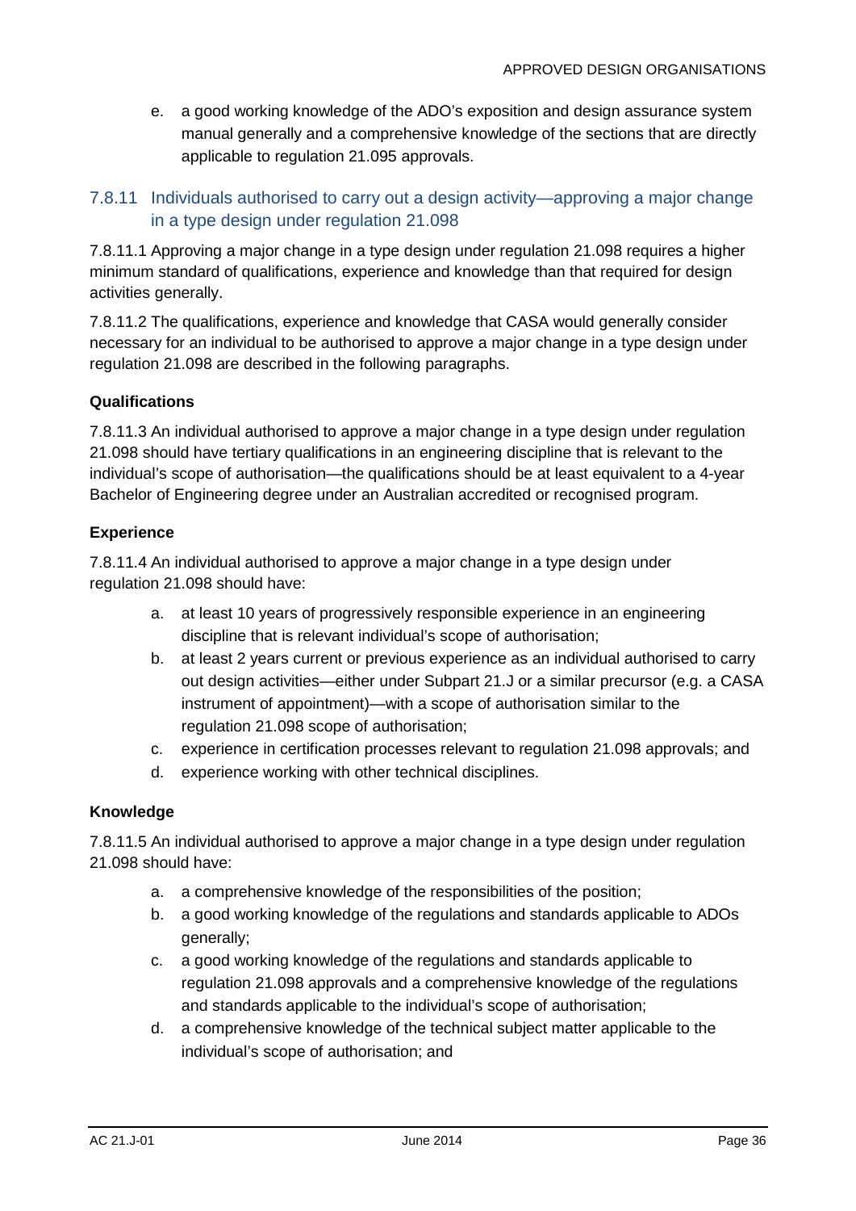e. a good working knowledge of the ADO's exposition and design assurance system manual generally and a comprehensive knowledge of the sections that are directly applicable to regulation 21.095 approvals.

### 7.8.11 Individuals authorised to carry out a design activity—approving a major change in a type design under regulation 21.098

7.8.11.1 Approving a major change in a type design under regulation 21.098 requires a higher minimum standard of qualifications, experience and knowledge than that required for design activities generally.

7.8.11.2 The qualifications, experience and knowledge that CASA would generally consider necessary for an individual to be authorised to approve a major change in a type design under regulation 21.098 are described in the following paragraphs.

**Qualifications**

7.8.11.3 An individual authorised to approve a major change in a type design under regulation 21.098 should have tertiary qualifications in an engineering discipline that is relevant to the individual's scope of authorisation—the qualifications should be at least equivalent to a 4-year Bachelor of Engineering degree under an Australian accredited or recognised program.

**Experience**

7.8.11.4 An individual authorised to approve a major change in a type design under regulation 21.098 should have:

a. at least 10 years of progressively responsible experience in an engineering discipline that is relevant individual's scope of authorisation;
b. at least 2 years current or previous experience as an individual authorised to carry out design activities—either under Subpart 21.J or a similar precursor (e.g. a CASA instrument of appointment)—with a scope of authorisation similar to the regulation 21.098 scope of authorisation;
c. experience in certification processes relevant to regulation 21.098 approvals; and
d. experience working with other technical disciplines.

**Knowledge**

7.8.11.5 An individual authorised to approve a major change in a type design under regulation 21.098 should have:

a. a comprehensive knowledge of the responsibilities of the position;
b. a good working knowledge of the regulations and standards applicable to ADOs generally;
c. a good working knowledge of the regulations and standards applicable to regulation 21.098 approvals and a comprehensive knowledge of the regulations and standards applicable to the individual's scope of authorisation;
d. a comprehensive knowledge of the technical subject matter applicable to the individual's scope of authorisation; and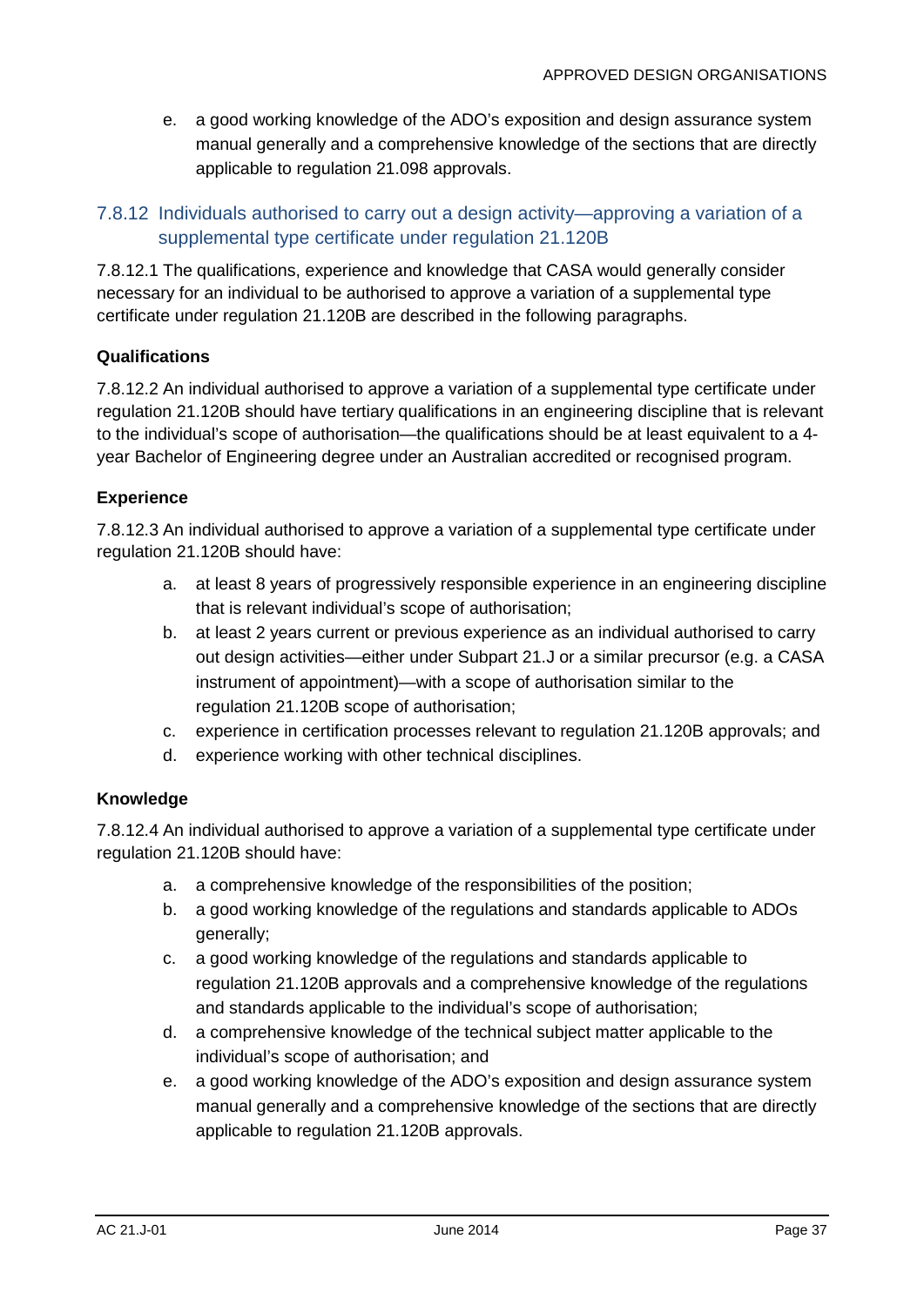e. a good working knowledge of the ADO's exposition and design assurance system manual generally and a comprehensive knowledge of the sections that are directly applicable to regulation 21.098 approvals.

### 7.8.12 Individuals authorised to carry out a design activity—approving a variation of a supplemental type certificate under regulation 21.120B

7.8.12.1 The qualifications, experience and knowledge that CASA would generally consider necessary for an individual to be authorised to approve a variation of a supplemental type certificate under regulation 21.120B are described in the following paragraphs.

**Qualifications**

7.8.12.2 An individual authorised to approve a variation of a supplemental type certificate under regulation 21.120B should have tertiary qualifications in an engineering discipline that is relevant to the individual's scope of authorisation—the qualifications should be at least equivalent to a 4-year Bachelor of Engineering degree under an Australian accredited or recognised program.

**Experience**

7.8.12.3 An individual authorised to approve a variation of a supplemental type certificate under regulation 21.120B should have:

a. at least 8 years of progressively responsible experience in an engineering discipline that is relevant individual's scope of authorisation;
b. at least 2 years current or previous experience as an individual authorised to carry out design activities—either under Subpart 21.J or a similar precursor (e.g. a CASA instrument of appointment)—with a scope of authorisation similar to the regulation 21.120B scope of authorisation;
c. experience in certification processes relevant to regulation 21.120B approvals; and
d. experience working with other technical disciplines.

**Knowledge**

7.8.12.4 An individual authorised to approve a variation of a supplemental type certificate under regulation 21.120B should have:

a. a comprehensive knowledge of the responsibilities of the position;
b. a good working knowledge of the regulations and standards applicable to ADOs generally;
c. a good working knowledge of the regulations and standards applicable to regulation 21.120B approvals and a comprehensive knowledge of the regulations and standards applicable to the individual's scope of authorisation;
d. a comprehensive knowledge of the technical subject matter applicable to the individual's scope of authorisation; and
e. a good working knowledge of the ADO's exposition and design assurance system manual generally and a comprehensive knowledge of the sections that are directly applicable to regulation 21.120B approvals.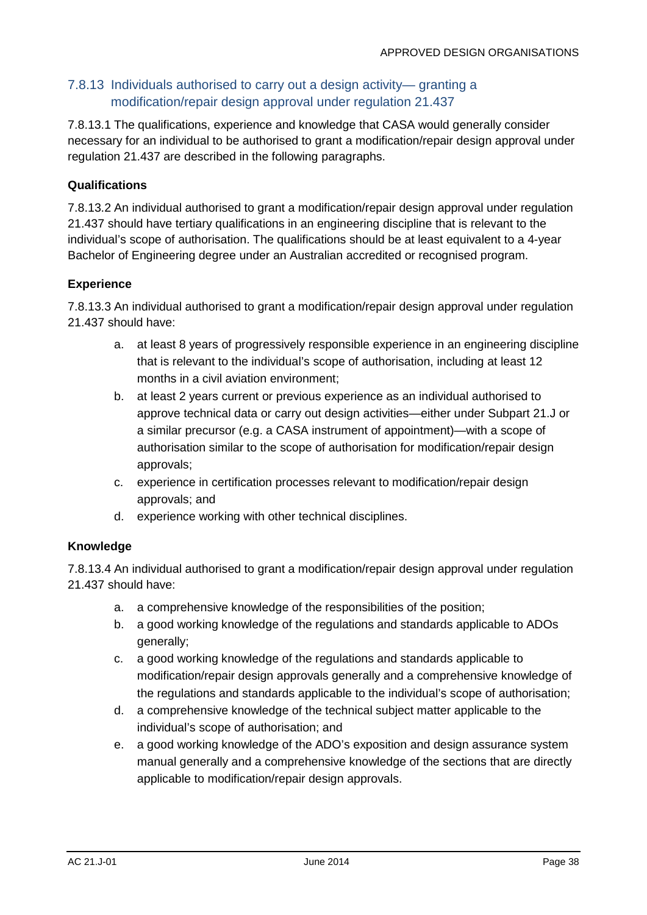### 7.8.13 Individuals authorised to carry out a design activity— granting a modification/repair design approval under regulation 21.437

7.8.13.1 The qualifications, experience and knowledge that CASA would generally consider necessary for an individual to be authorised to grant a modification/repair design approval under regulation 21.437 are described in the following paragraphs.

**Qualifications**

7.8.13.2 An individual authorised to grant a modification/repair design approval under regulation 21.437 should have tertiary qualifications in an engineering discipline that is relevant to the individual's scope of authorisation. The qualifications should be at least equivalent to a 4-year Bachelor of Engineering degree under an Australian accredited or recognised program.

**Experience**

7.8.13.3 An individual authorised to grant a modification/repair design approval under regulation 21.437 should have:

a. at least 8 years of progressively responsible experience in an engineering discipline that is relevant to the individual's scope of authorisation, including at least 12 months in a civil aviation environment;
b. at least 2 years current or previous experience as an individual authorised to approve technical data or carry out design activities—either under Subpart 21.J or a similar precursor (e.g. a CASA instrument of appointment)—with a scope of authorisation similar to the scope of authorisation for modification/repair design approvals;
c. experience in certification processes relevant to modification/repair design approvals; and
d. experience working with other technical disciplines.

**Knowledge**

7.8.13.4 An individual authorised to grant a modification/repair design approval under regulation 21.437 should have:

a. a comprehensive knowledge of the responsibilities of the position;
b. a good working knowledge of the regulations and standards applicable to ADOs generally;
c. a good working knowledge of the regulations and standards applicable to modification/repair design approvals generally and a comprehensive knowledge of the regulations and standards applicable to the individual's scope of authorisation;
d. a comprehensive knowledge of the technical subject matter applicable to the individual's scope of authorisation; and
e. a good working knowledge of the ADO's exposition and design assurance system manual generally and a comprehensive knowledge of the sections that are directly applicable to modification/repair design approvals.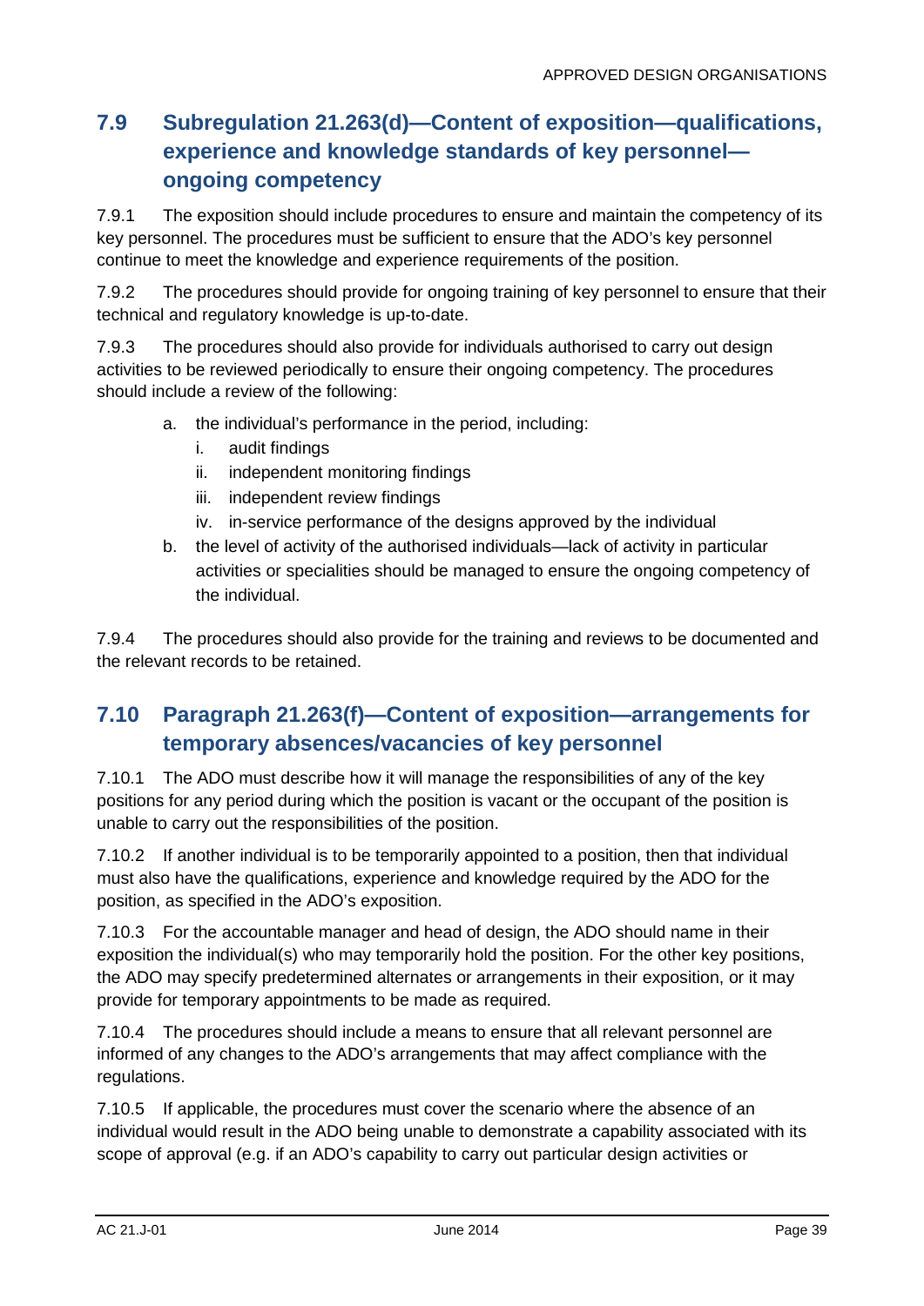## 7.9 Subregulation 21.263(d)—Content of exposition—qualifications, experience and knowledge standards of key personnel—ongoing competency

7.9.1 The exposition should include procedures to ensure and maintain the competency of its key personnel. The procedures must be sufficient to ensure that the ADO's key personnel continue to meet the knowledge and experience requirements of the position.

7.9.2 The procedures should provide for ongoing training of key personnel to ensure that their technical and regulatory knowledge is up-to-date.

7.9.3 The procedures should also provide for individuals authorised to carry out design activities to be reviewed periodically to ensure their ongoing competency. The procedures should include a review of the following:

a. the individual's performance in the period, including:
   i. audit findings
   ii. independent monitoring findings
   iii. independent review findings
   iv. in-service performance of the designs approved by the individual
b. the level of activity of the authorised individuals—lack of activity in particular activities or specialities should be managed to ensure the ongoing competency of the individual.

7.9.4 The procedures should also provide for the training and reviews to be documented and the relevant records to be retained.

## 7.10 Paragraph 21.263(f)—Content of exposition—arrangements for temporary absences/vacancies of key personnel

7.10.1 The ADO must describe how it will manage the responsibilities of any of the key positions for any period during which the position is vacant or the occupant of the position is unable to carry out the responsibilities of the position.

7.10.2 If another individual is to be temporarily appointed to a position, then that individual must also have the qualifications, experience and knowledge required by the ADO for the position, as specified in the ADO's exposition.

7.10.3 For the accountable manager and head of design, the ADO should name in their exposition the individual(s) who may temporarily hold the position. For the other key positions, the ADO may specify predetermined alternates or arrangements in their exposition, or it may provide for temporary appointments to be made as required.

7.10.4 The procedures should include a means to ensure that all relevant personnel are informed of any changes to the ADO's arrangements that may affect compliance with the regulations.

7.10.5 If applicable, the procedures must cover the scenario where the absence of an individual would result in the ADO being unable to demonstrate a capability associated with its scope of approval (e.g. if an ADO's capability to carry out particular design activities or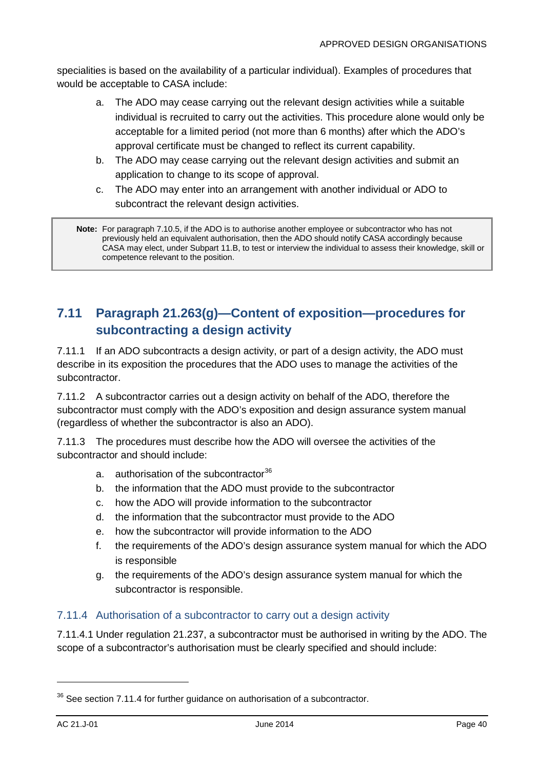specialities is based on the availability of a particular individual). Examples of procedures that would be acceptable to CASA include:

a. The ADO may cease carrying out the relevant design activities while a suitable individual is recruited to carry out the activities. This procedure alone would only be acceptable for a limited period (not more than 6 months) after which the ADO's approval certificate must be changed to reflect its current capability.
b. The ADO may cease carrying out the relevant design activities and submit an application to change to its scope of approval.
c. The ADO may enter into an arrangement with another individual or ADO to subcontract the relevant design activities.

> **Note:** For paragraph 7.10.5, if the ADO is to authorise another employee or subcontractor who has not previously held an equivalent authorisation, then the ADO should notify CASA accordingly because CASA may elect, under Subpart 11.B, to test or interview the individual to assess their knowledge, skill or competence relevant to the position.

## 7.11 Paragraph 21.263(g)—Content of exposition—procedures for subcontracting a design activity

7.11.1 If an ADO subcontracts a design activity, or part of a design activity, the ADO must describe in its exposition the procedures that the ADO uses to manage the activities of the subcontractor.

7.11.2 A subcontractor carries out a design activity on behalf of the ADO, therefore the subcontractor must comply with the ADO's exposition and design assurance system manual (regardless of whether the subcontractor is also an ADO).

7.11.3 The procedures must describe how the ADO will oversee the activities of the subcontractor and should include:

a. authorisation of the subcontractor[36]
b. the information that the ADO must provide to the subcontractor
c. how the ADO will provide information to the subcontractor
d. the information that the subcontractor must provide to the ADO
e. how the subcontractor will provide information to the ADO
f. the requirements of the ADO's design assurance system manual for which the ADO is responsible
g. the requirements of the ADO's design assurance system manual for which the subcontractor is responsible.

### 7.11.4 Authorisation of a subcontractor to carry out a design activity

7.11.4.1 Under regulation 21.237, a subcontractor must be authorised in writing by the ADO. The scope of a subcontractor's authorisation must be clearly specified and should include:

---

[36] See section 7.11.4 for further guidance on authorisation of a subcontractor.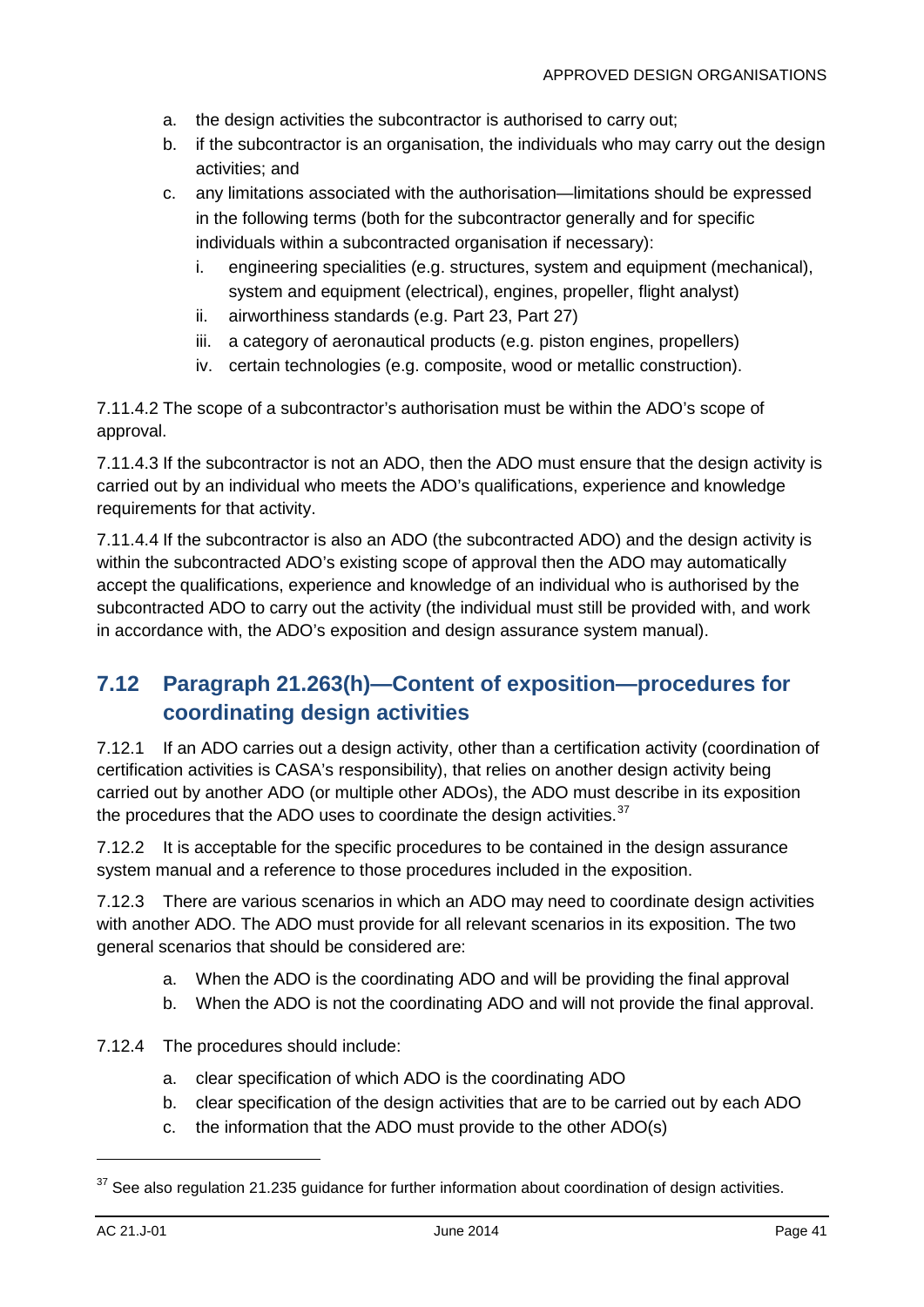a. the design activities the subcontractor is authorised to carry out;
b. if the subcontractor is an organisation, the individuals who may carry out the design activities; and
c. any limitations associated with the authorisation—limitations should be expressed in the following terms (both for the subcontractor generally and for specific individuals within a subcontracted organisation if necessary):
   i. engineering specialities (e.g. structures, system and equipment (mechanical), system and equipment (electrical), engines, propeller, flight analyst)
   ii. airworthiness standards (e.g. Part 23, Part 27)
   iii. a category of aeronautical products (e.g. piston engines, propellers)
   iv. certain technologies (e.g. composite, wood or metallic construction).

7.11.4.2 The scope of a subcontractor's authorisation must be within the ADO's scope of approval.

7.11.4.3 If the subcontractor is not an ADO, then the ADO must ensure that the design activity is carried out by an individual who meets the ADO's qualifications, experience and knowledge requirements for that activity.

7.11.4.4 If the subcontractor is also an ADO (the subcontracted ADO) and the design activity is within the subcontracted ADO's existing scope of approval then the ADO may automatically accept the qualifications, experience and knowledge of an individual who is authorised by the subcontracted ADO to carry out the activity (the individual must still be provided with, and work in accordance with, the ADO's exposition and design assurance system manual).

## 7.12 Paragraph 21.263(h)—Content of exposition—procedures for coordinating design activities

7.12.1 If an ADO carries out a design activity, other than a certification activity (coordination of certification activities is CASA's responsibility), that relies on another design activity being carried out by another ADO (or multiple other ADOs), the ADO must describe in its exposition the procedures that the ADO uses to coordinate the design activities.[37]

7.12.2 It is acceptable for the specific procedures to be contained in the design assurance system manual and a reference to those procedures included in the exposition.

7.12.3 There are various scenarios in which an ADO may need to coordinate design activities with another ADO. The ADO must provide for all relevant scenarios in its exposition. The two general scenarios that should be considered are:

a. When the ADO is the coordinating ADO and will be providing the final approval
b. When the ADO is not the coordinating ADO and will not provide the final approval.

7.12.4 The procedures should include:

a. clear specification of which ADO is the coordinating ADO
b. clear specification of the design activities that are to be carried out by each ADO
c. the information that the ADO must provide to the other ADO(s)

---

[37] See also regulation 21.235 guidance for further information about coordination of design activities.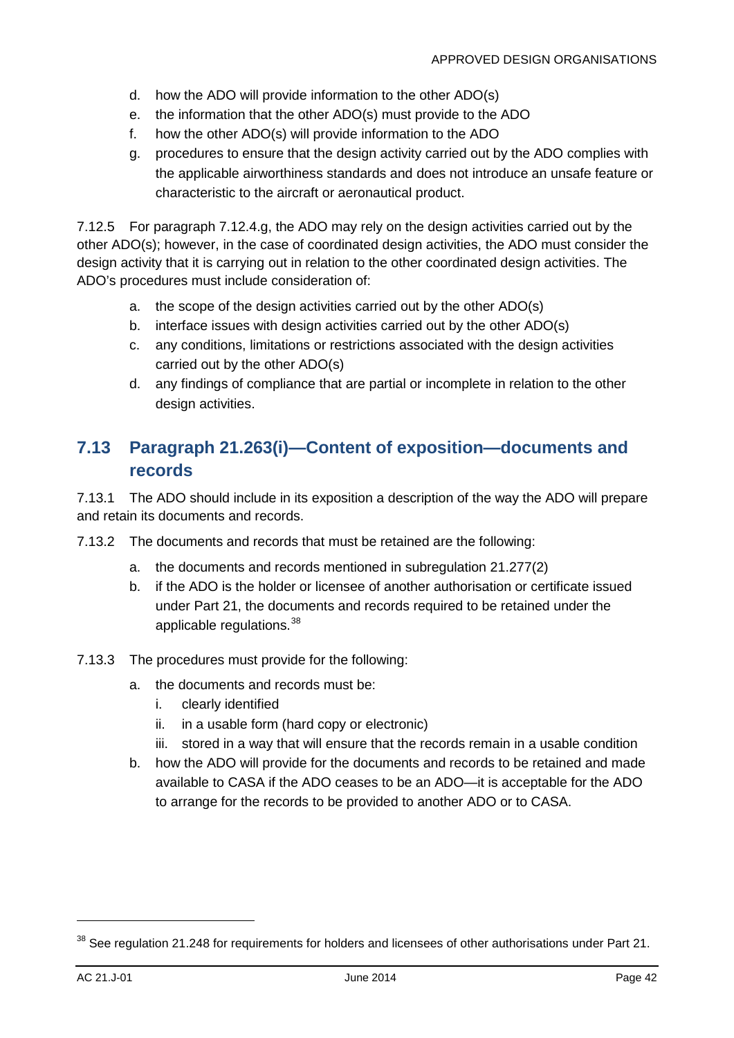d. how the ADO will provide information to the other ADO(s)
e. the information that the other ADO(s) must provide to the ADO
f. how the other ADO(s) will provide information to the ADO
g. procedures to ensure that the design activity carried out by the ADO complies with the applicable airworthiness standards and does not introduce an unsafe feature or characteristic to the aircraft or aeronautical product.

7.12.5 For paragraph 7.12.4.g, the ADO may rely on the design activities carried out by the other ADO(s); however, in the case of coordinated design activities, the ADO must consider the design activity that it is carrying out in relation to the other coordinated design activities. The ADO's procedures must include consideration of:

a. the scope of the design activities carried out by the other ADO(s)
b. interface issues with design activities carried out by the other ADO(s)
c. any conditions, limitations or restrictions associated with the design activities carried out by the other ADO(s)
d. any findings of compliance that are partial or incomplete in relation to the other design activities.

## 7.13 Paragraph 21.263(i)—Content of exposition—documents and records

7.13.1 The ADO should include in its exposition a description of the way the ADO will prepare and retain its documents and records.

7.13.2 The documents and records that must be retained are the following:

a. the documents and records mentioned in subregulation 21.277(2)
b. if the ADO is the holder or licensee of another authorisation or certificate issued under Part 21, the documents and records required to be retained under the applicable regulations.[38]

7.13.3 The procedures must provide for the following:

a. the documents and records must be:
   i. clearly identified
   ii. in a usable form (hard copy or electronic)
   iii. stored in a way that will ensure that the records remain in a usable condition
b. how the ADO will provide for the documents and records to be retained and made available to CASA if the ADO ceases to be an ADO—it is acceptable for the ADO to arrange for the records to be provided to another ADO or to CASA.

---

[38] See regulation 21.248 for requirements for holders and licensees of other authorisations under Part 21.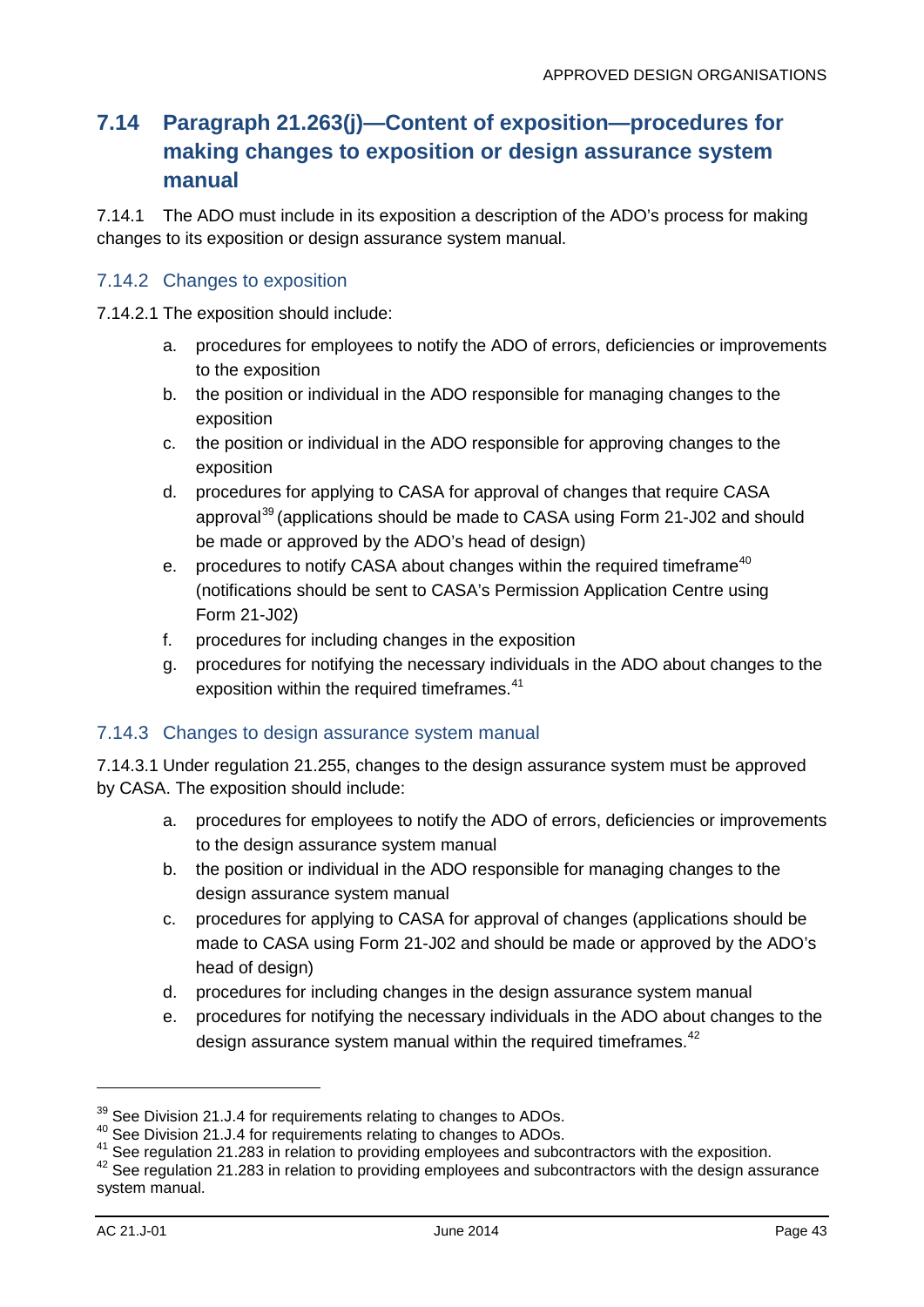## 7.14 Paragraph 21.263(j)—Content of exposition—procedures for making changes to exposition or design assurance system manual

7.14.1 The ADO must include in its exposition a description of the ADO's process for making changes to its exposition or design assurance system manual.

### 7.14.2 Changes to exposition

7.14.2.1 The exposition should include:

a. procedures for employees to notify the ADO of errors, deficiencies or improvements to the exposition
b. the position or individual in the ADO responsible for managing changes to the exposition
c. the position or individual in the ADO responsible for approving changes to the exposition
d. procedures for applying to CASA for approval of changes that require CASA approval[39] (applications should be made to CASA using Form 21-J02 and should be made or approved by the ADO's head of design)
e. procedures to notify CASA about changes within the required timeframe[40] (notifications should be sent to CASA's Permission Application Centre using Form 21-J02)
f. procedures for including changes in the exposition
g. procedures for notifying the necessary individuals in the ADO about changes to the exposition within the required timeframes.[41]

### 7.14.3 Changes to design assurance system manual

7.14.3.1 Under regulation 21.255, changes to the design assurance system must be approved by CASA. The exposition should include:

a. procedures for employees to notify the ADO of errors, deficiencies or improvements to the design assurance system manual
b. the position or individual in the ADO responsible for managing changes to the design assurance system manual
c. procedures for applying to CASA for approval of changes (applications should be made to CASA using Form 21-J02 and should be made or approved by the ADO's head of design)
d. procedures for including changes in the design assurance system manual
e. procedures for notifying the necessary individuals in the ADO about changes to the design assurance system manual within the required timeframes.[42]

---

[39] See Division 21.J.4 for requirements relating to changes to ADOs.
[40] See Division 21.J.4 for requirements relating to changes to ADOs.
[41] See regulation 21.283 in relation to providing employees and subcontractors with the exposition.
[42] See regulation 21.283 in relation to providing employees and subcontractors with the design assurance system manual.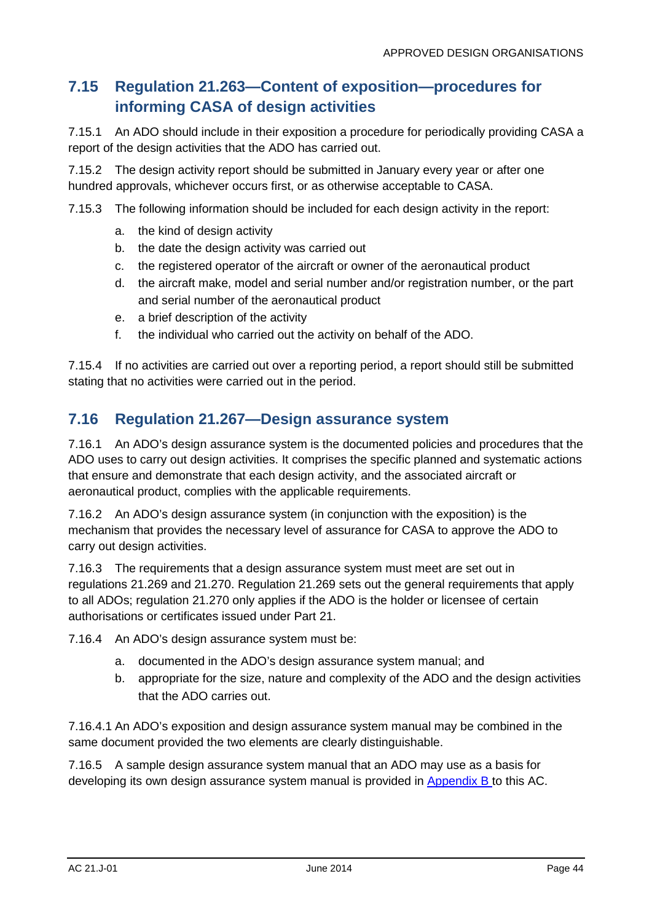## 7.15 Regulation 21.263—Content of exposition—procedures for informing CASA of design activities

7.15.1 An ADO should include in their exposition a procedure for periodically providing CASA a report of the design activities that the ADO has carried out.

7.15.2 The design activity report should be submitted in January every year or after one hundred approvals, whichever occurs first, or as otherwise acceptable to CASA.

7.15.3 The following information should be included for each design activity in the report:

a. the kind of design activity
b. the date the design activity was carried out
c. the registered operator of the aircraft or owner of the aeronautical product
d. the aircraft make, model and serial number and/or registration number, or the part and serial number of the aeronautical product
e. a brief description of the activity
f. the individual who carried out the activity on behalf of the ADO.

7.15.4 If no activities are carried out over a reporting period, a report should still be submitted stating that no activities were carried out in the period.

## 7.16 Regulation 21.267—Design assurance system

7.16.1 An ADO's design assurance system is the documented policies and procedures that the ADO uses to carry out design activities. It comprises the specific planned and systematic actions that ensure and demonstrate that each design activity, and the associated aircraft or aeronautical product, complies with the applicable requirements.

7.16.2 An ADO's design assurance system (in conjunction with the exposition) is the mechanism that provides the necessary level of assurance for CASA to approve the ADO to carry out design activities.

7.16.3 The requirements that a design assurance system must meet are set out in regulations 21.269 and 21.270. Regulation 21.269 sets out the general requirements that apply to all ADOs; regulation 21.270 only applies if the ADO is the holder or licensee of certain authorisations or certificates issued under Part 21.

7.16.4 An ADO's design assurance system must be:

a. documented in the ADO's design assurance system manual; and
b. appropriate for the size, nature and complexity of the ADO and the design activities that the ADO carries out.

7.16.4.1 An ADO's exposition and design assurance system manual may be combined in the same document provided the two elements are clearly distinguishable.

7.16.5 A sample design assurance system manual that an ADO may use as a basis for developing its own design assurance system manual is provided in Appendix B to this AC.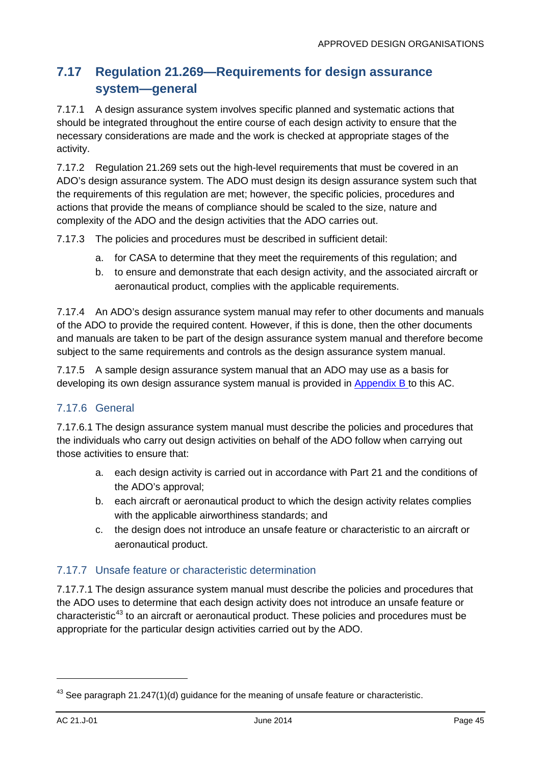## 7.17 Regulation 21.269—Requirements for design assurance system—general

7.17.1 A design assurance system involves specific planned and systematic actions that should be integrated throughout the entire course of each design activity to ensure that the necessary considerations are made and the work is checked at appropriate stages of the activity.

7.17.2 Regulation 21.269 sets out the high-level requirements that must be covered in an ADO's design assurance system. The ADO must design its design assurance system such that the requirements of this regulation are met; however, the specific policies, procedures and actions that provide the means of compliance should be scaled to the size, nature and complexity of the ADO and the design activities that the ADO carries out.

7.17.3 The policies and procedures must be described in sufficient detail:

a. for CASA to determine that they meet the requirements of this regulation; and
b. to ensure and demonstrate that each design activity, and the associated aircraft or aeronautical product, complies with the applicable requirements.

7.17.4 An ADO's design assurance system manual may refer to other documents and manuals of the ADO to provide the required content. However, if this is done, then the other documents and manuals are taken to be part of the design assurance system manual and therefore become subject to the same requirements and controls as the design assurance system manual.

7.17.5 A sample design assurance system manual that an ADO may use as a basis for developing its own design assurance system manual is provided in Appendix B to this AC.

### 7.17.6 General

7.17.6.1 The design assurance system manual must describe the policies and procedures that the individuals who carry out design activities on behalf of the ADO follow when carrying out those activities to ensure that:

a. each design activity is carried out in accordance with Part 21 and the conditions of the ADO's approval;
b. each aircraft or aeronautical product to which the design activity relates complies with the applicable airworthiness standards; and
c. the design does not introduce an unsafe feature or characteristic to an aircraft or aeronautical product.

### 7.17.7 Unsafe feature or characteristic determination

7.17.7.1 The design assurance system manual must describe the policies and procedures that the ADO uses to determine that each design activity does not introduce an unsafe feature or characteristic[43] to an aircraft or aeronautical product. These policies and procedures must be appropriate for the particular design activities carried out by the ADO.

[43] See paragraph 21.247(1)(d) guidance for the meaning of unsafe feature or characteristic.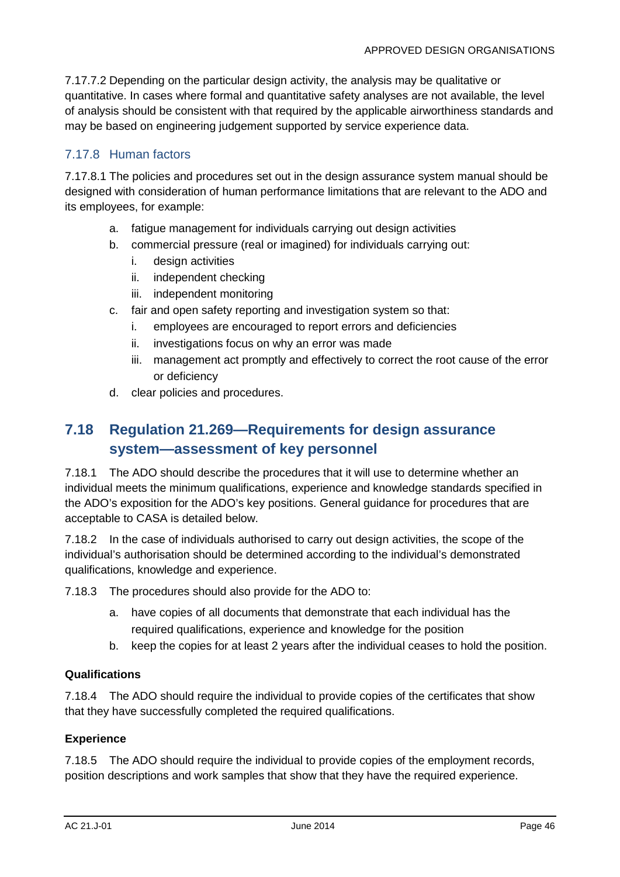7.17.7.2 Depending on the particular design activity, the analysis may be qualitative or quantitative. In cases where formal and quantitative safety analyses are not available, the level of analysis should be consistent with that required by the applicable airworthiness standards and may be based on engineering judgement supported by service experience data.

### 7.17.8 Human factors

7.17.8.1 The policies and procedures set out in the design assurance system manual should be designed with consideration of human performance limitations that are relevant to the ADO and its employees, for example:

a. fatigue management for individuals carrying out design activities
b. commercial pressure (real or imagined) for individuals carrying out:
   i. design activities
   ii. independent checking
   iii. independent monitoring
c. fair and open safety reporting and investigation system so that:
   i. employees are encouraged to report errors and deficiencies
   ii. investigations focus on why an error was made
   iii. management act promptly and effectively to correct the root cause of the error or deficiency
d. clear policies and procedures.

## 7.18 Regulation 21.269—Requirements for design assurance system—assessment of key personnel

7.18.1 The ADO should describe the procedures that it will use to determine whether an individual meets the minimum qualifications, experience and knowledge standards specified in the ADO's exposition for the ADO's key positions. General guidance for procedures that are acceptable to CASA is detailed below.

7.18.2 In the case of individuals authorised to carry out design activities, the scope of the individual's authorisation should be determined according to the individual's demonstrated qualifications, knowledge and experience.

7.18.3 The procedures should also provide for the ADO to:

a. have copies of all documents that demonstrate that each individual has the required qualifications, experience and knowledge for the position
b. keep the copies for at least 2 years after the individual ceases to hold the position.

**Qualifications**

7.18.4 The ADO should require the individual to provide copies of the certificates that show that they have successfully completed the required qualifications.

**Experience**

7.18.5 The ADO should require the individual to provide copies of the employment records, position descriptions and work samples that show that they have the required experience.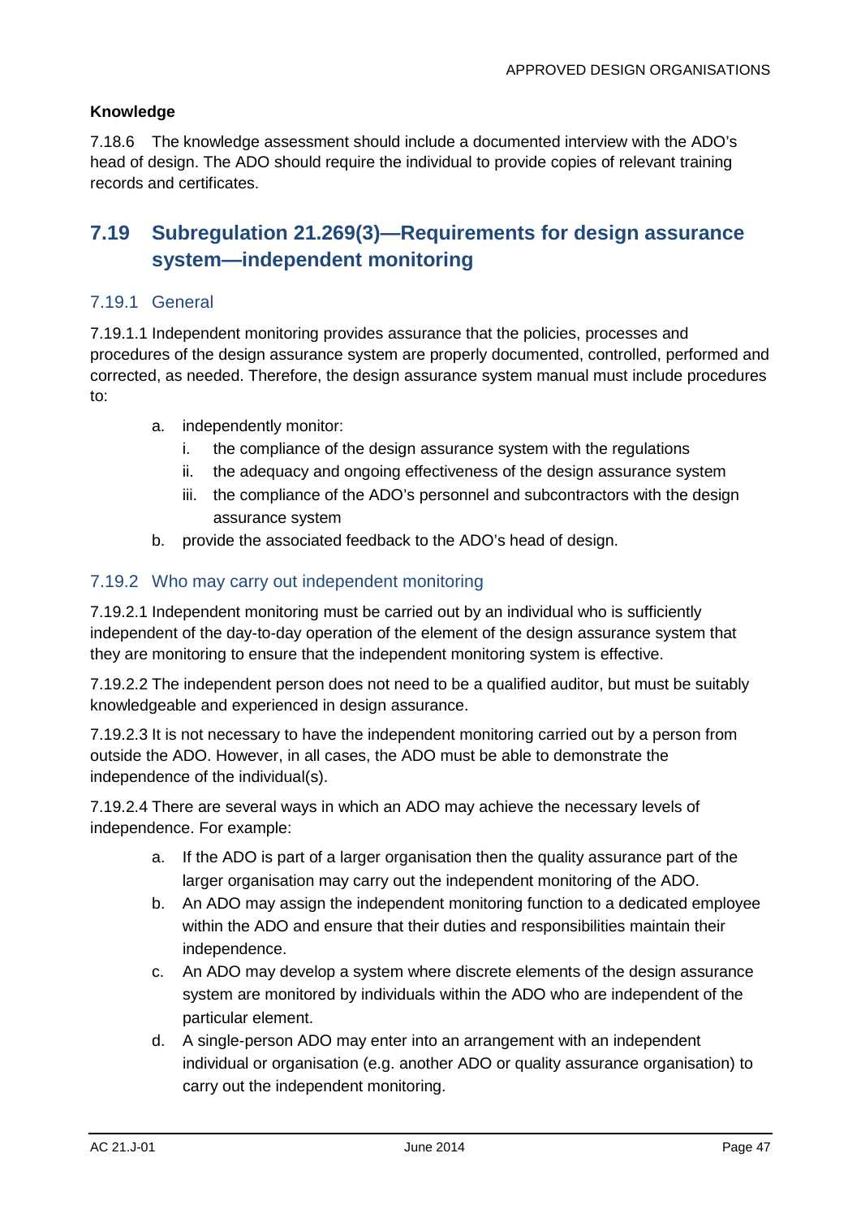#### Knowledge

7.18.6 The knowledge assessment should include a documented interview with the ADO's head of design. The ADO should require the individual to provide copies of relevant training records and certificates.

## 7.19 Subregulation 21.269(3)—Requirements for design assurance system—independent monitoring

### 7.19.1 General

7.19.1.1 Independent monitoring provides assurance that the policies, processes and procedures of the design assurance system are properly documented, controlled, performed and corrected, as needed. Therefore, the design assurance system manual must include procedures to:

a. independently monitor:
   i. the compliance of the design assurance system with the regulations
   ii. the adequacy and ongoing effectiveness of the design assurance system
   iii. the compliance of the ADO's personnel and subcontractors with the design assurance system
b. provide the associated feedback to the ADO's head of design.

### 7.19.2 Who may carry out independent monitoring

7.19.2.1 Independent monitoring must be carried out by an individual who is sufficiently independent of the day-to-day operation of the element of the design assurance system that they are monitoring to ensure that the independent monitoring system is effective.

7.19.2.2 The independent person does not need to be a qualified auditor, but must be suitably knowledgeable and experienced in design assurance.

7.19.2.3 It is not necessary to have the independent monitoring carried out by a person from outside the ADO. However, in all cases, the ADO must be able to demonstrate the independence of the individual(s).

7.19.2.4 There are several ways in which an ADO may achieve the necessary levels of independence. For example:

a. If the ADO is part of a larger organisation then the quality assurance part of the larger organisation may carry out the independent monitoring of the ADO.
b. An ADO may assign the independent monitoring function to a dedicated employee within the ADO and ensure that their duties and responsibilities maintain their independence.
c. An ADO may develop a system where discrete elements of the design assurance system are monitored by individuals within the ADO who are independent of the particular element.
d. A single-person ADO may enter into an arrangement with an independent individual or organisation (e.g. another ADO or quality assurance organisation) to carry out the independent monitoring.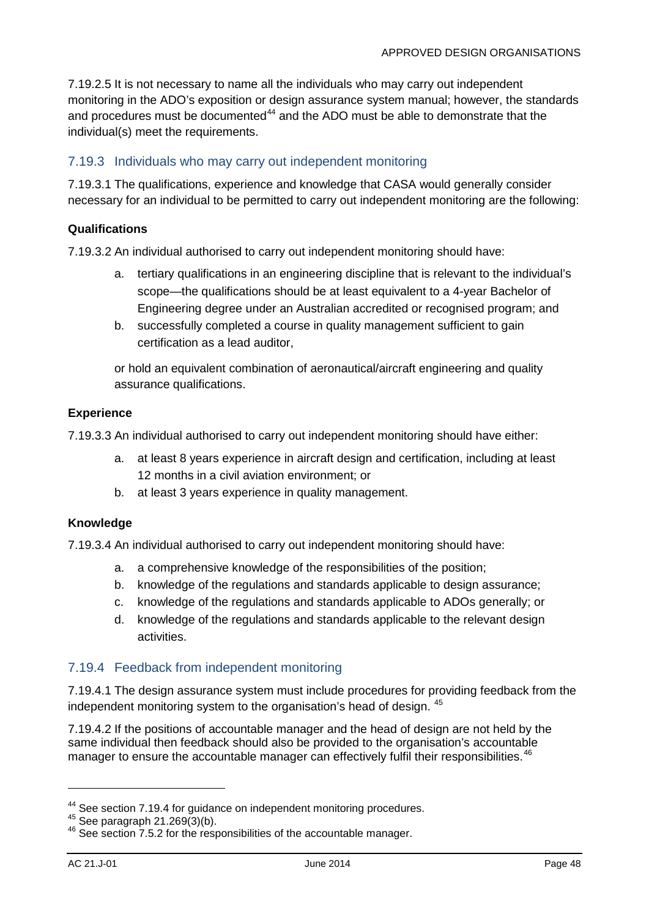7.19.2.5 It is not necessary to name all the individuals who may carry out independent monitoring in the ADO's exposition or design assurance system manual; however, the standards and procedures must be documented[44] and the ADO must be able to demonstrate that the individual(s) meet the requirements.

### 7.19.3 Individuals who may carry out independent monitoring

7.19.3.1 The qualifications, experience and knowledge that CASA would generally consider necessary for an individual to be permitted to carry out independent monitoring are the following:

**Qualifications**

7.19.3.2 An individual authorised to carry out independent monitoring should have:

a. tertiary qualifications in an engineering discipline that is relevant to the individual's scope—the qualifications should be at least equivalent to a 4-year Bachelor of Engineering degree under an Australian accredited or recognised program; and

b. successfully completed a course in quality management sufficient to gain certification as a lead auditor,

or hold an equivalent combination of aeronautical/aircraft engineering and quality assurance qualifications.

**Experience**

7.19.3.3 An individual authorised to carry out independent monitoring should have either:

a. at least 8 years experience in aircraft design and certification, including at least 12 months in a civil aviation environment; or

b. at least 3 years experience in quality management.

**Knowledge**

7.19.3.4 An individual authorised to carry out independent monitoring should have:

a. a comprehensive knowledge of the responsibilities of the position;

b. knowledge of the regulations and standards applicable to design assurance;

c. knowledge of the regulations and standards applicable to ADOs generally; or

d. knowledge of the regulations and standards applicable to the relevant design activities.

### 7.19.4 Feedback from independent monitoring

7.19.4.1 The design assurance system must include procedures for providing feedback from the independent monitoring system to the organisation's head of design. [45]

7.19.4.2 If the positions of accountable manager and the head of design are not held by the same individual then feedback should also be provided to the organisation's accountable manager to ensure the accountable manager can effectively fulfil their responsibilities.[46]

---

[44] See section 7.19.4 for guidance on independent monitoring procedures.

[45] See paragraph 21.269(3)(b).

[46] See section 7.5.2 for the responsibilities of the accountable manager.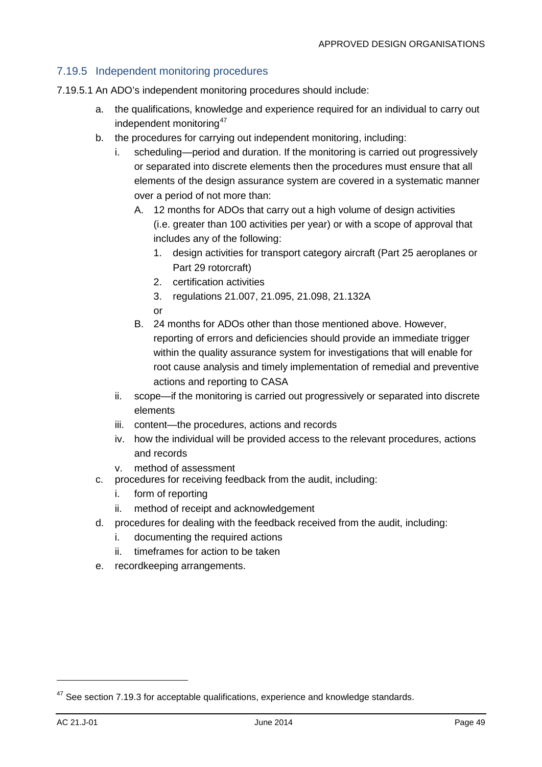### 7.19.5 Independent monitoring procedures

7.19.5.1 An ADO's independent monitoring procedures should include:

a. the qualifications, knowledge and experience required for an individual to carry out independent monitoring[47]

b. the procedures for carrying out independent monitoring, including:

   i. scheduling—period and duration. If the monitoring is carried out progressively or separated into discrete elements then the procedures must ensure that all elements of the design assurance system are covered in a systematic manner over a period of not more than:

      A. 12 months for ADOs that carry out a high volume of design activities (i.e. greater than 100 activities per year) or with a scope of approval that includes any of the following:

         1. design activities for transport category aircraft (Part 25 aeroplanes or Part 29 rotorcraft)
         2. certification activities
         3. regulations 21.007, 21.095, 21.098, 21.132A

         or

      B. 24 months for ADOs other than those mentioned above. However, reporting of errors and deficiencies should provide an immediate trigger within the quality assurance system for investigations that will enable for root cause analysis and timely implementation of remedial and preventive actions and reporting to CASA

   ii. scope—if the monitoring is carried out progressively or separated into discrete elements

   iii. content—the procedures, actions and records

   iv. how the individual will be provided access to the relevant procedures, actions and records

   v. method of assessment

c. procedures for receiving feedback from the audit, including:

   i. form of reporting
   ii. method of receipt and acknowledgement

d. procedures for dealing with the feedback received from the audit, including:

   i. documenting the required actions
   ii. timeframes for action to be taken

e. recordkeeping arrangements.

---

[47] See section 7.19.3 for acceptable qualifications, experience and knowledge standards.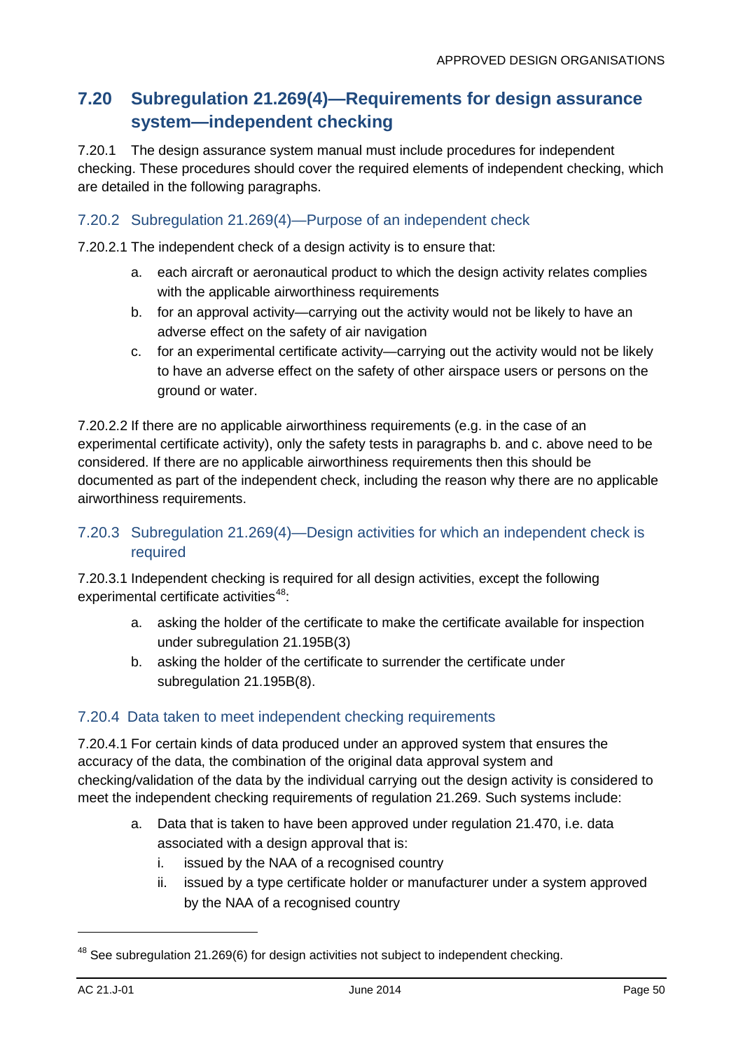## 7.20 Subregulation 21.269(4)—Requirements for design assurance system—independent checking

7.20.1 The design assurance system manual must include procedures for independent checking. These procedures should cover the required elements of independent checking, which are detailed in the following paragraphs.

### 7.20.2 Subregulation 21.269(4)—Purpose of an independent check

7.20.2.1 The independent check of a design activity is to ensure that:

a. each aircraft or aeronautical product to which the design activity relates complies with the applicable airworthiness requirements
b. for an approval activity—carrying out the activity would not be likely to have an adverse effect on the safety of air navigation
c. for an experimental certificate activity—carrying out the activity would not be likely to have an adverse effect on the safety of other airspace users or persons on the ground or water.

7.20.2.2 If there are no applicable airworthiness requirements (e.g. in the case of an experimental certificate activity), only the safety tests in paragraphs b. and c. above need to be considered. If there are no applicable airworthiness requirements then this should be documented as part of the independent check, including the reason why there are no applicable airworthiness requirements.

### 7.20.3 Subregulation 21.269(4)—Design activities for which an independent check is required

7.20.3.1 Independent checking is required for all design activities, except the following experimental certificate activities[48]:

a. asking the holder of the certificate to make the certificate available for inspection under subregulation 21.195B(3)
b. asking the holder of the certificate to surrender the certificate under subregulation 21.195B(8).

### 7.20.4 Data taken to meet independent checking requirements

7.20.4.1 For certain kinds of data produced under an approved system that ensures the accuracy of the data, the combination of the original data approval system and checking/validation of the data by the individual carrying out the design activity is considered to meet the independent checking requirements of regulation 21.269. Such systems include:

a. Data that is taken to have been approved under regulation 21.470, i.e. data associated with a design approval that is:
   i. issued by the NAA of a recognised country
   ii. issued by a type certificate holder or manufacturer under a system approved by the NAA of a recognised country

[48] See subregulation 21.269(6) for design activities not subject to independent checking.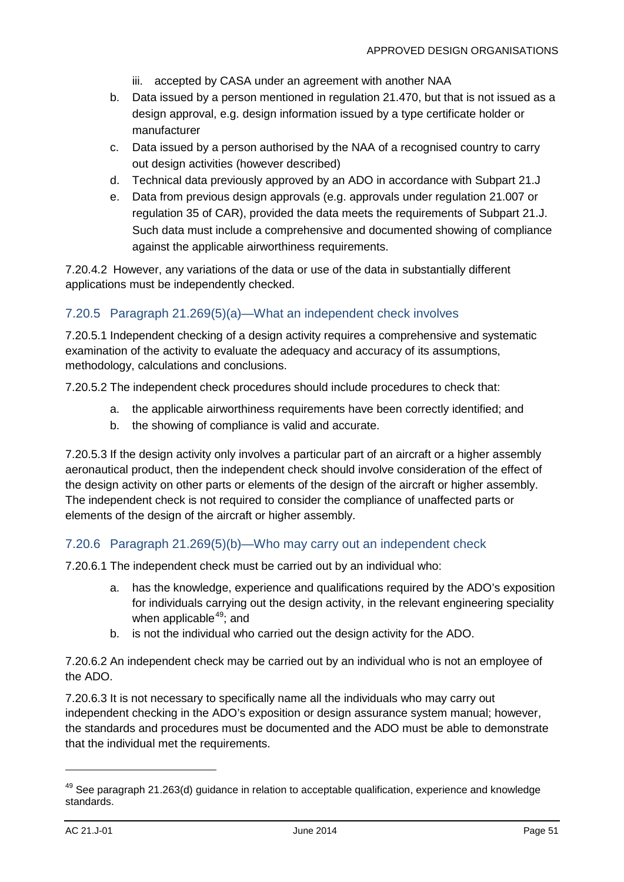iii. accepted by CASA under an agreement with another NAA

b. Data issued by a person mentioned in regulation 21.470, but that is not issued as a design approval, e.g. design information issued by a type certificate holder or manufacturer
c. Data issued by a person authorised by the NAA of a recognised country to carry out design activities (however described)
d. Technical data previously approved by an ADO in accordance with Subpart 21.J
e. Data from previous design approvals (e.g. approvals under regulation 21.007 or regulation 35 of CAR), provided the data meets the requirements of Subpart 21.J. Such data must include a comprehensive and documented showing of compliance against the applicable airworthiness requirements.

7.20.4.2 However, any variations of the data or use of the data in substantially different applications must be independently checked.

### 7.20.5 Paragraph 21.269(5)(a)—What an independent check involves

7.20.5.1 Independent checking of a design activity requires a comprehensive and systematic examination of the activity to evaluate the adequacy and accuracy of its assumptions, methodology, calculations and conclusions.

7.20.5.2 The independent check procedures should include procedures to check that:

a. the applicable airworthiness requirements have been correctly identified; and
b. the showing of compliance is valid and accurate.

7.20.5.3 If the design activity only involves a particular part of an aircraft or a higher assembly aeronautical product, then the independent check should involve consideration of the effect of the design activity on other parts or elements of the design of the aircraft or higher assembly. The independent check is not required to consider the compliance of unaffected parts or elements of the design of the aircraft or higher assembly.

### 7.20.6 Paragraph 21.269(5)(b)—Who may carry out an independent check

7.20.6.1 The independent check must be carried out by an individual who:

a. has the knowledge, experience and qualifications required by the ADO's exposition for individuals carrying out the design activity, in the relevant engineering speciality when applicable[49]; and
b. is not the individual who carried out the design activity for the ADO.

7.20.6.2 An independent check may be carried out by an individual who is not an employee of the ADO.

7.20.6.3 It is not necessary to specifically name all the individuals who may carry out independent checking in the ADO's exposition or design assurance system manual; however, the standards and procedures must be documented and the ADO must be able to demonstrate that the individual met the requirements.

[49] See paragraph 21.263(d) guidance in relation to acceptable qualification, experience and knowledge standards.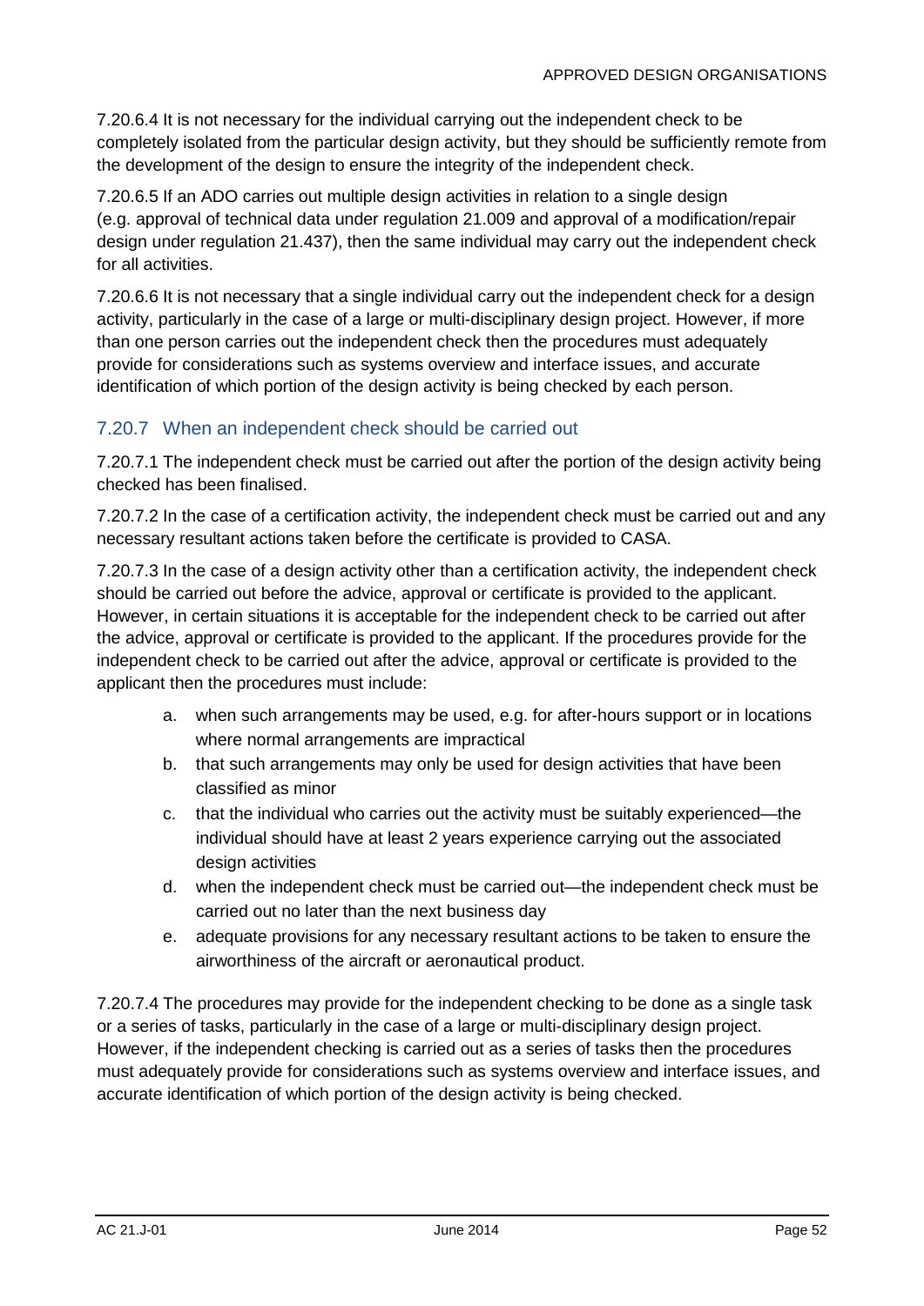7.20.6.4 It is not necessary for the individual carrying out the independent check to be completely isolated from the particular design activity, but they should be sufficiently remote from the development of the design to ensure the integrity of the independent check.

7.20.6.5 If an ADO carries out multiple design activities in relation to a single design (e.g. approval of technical data under regulation 21.009 and approval of a modification/repair design under regulation 21.437), then the same individual may carry out the independent check for all activities.

7.20.6.6 It is not necessary that a single individual carry out the independent check for a design activity, particularly in the case of a large or multi-disciplinary design project. However, if more than one person carries out the independent check then the procedures must adequately provide for considerations such as systems overview and interface issues, and accurate identification of which portion of the design activity is being checked by each person.

### 7.20.7 When an independent check should be carried out

7.20.7.1 The independent check must be carried out after the portion of the design activity being checked has been finalised.

7.20.7.2 In the case of a certification activity, the independent check must be carried out and any necessary resultant actions taken before the certificate is provided to CASA.

7.20.7.3 In the case of a design activity other than a certification activity, the independent check should be carried out before the advice, approval or certificate is provided to the applicant. However, in certain situations it is acceptable for the independent check to be carried out after the advice, approval or certificate is provided to the applicant. If the procedures provide for the independent check to be carried out after the advice, approval or certificate is provided to the applicant then the procedures must include:

a. when such arrangements may be used, e.g. for after-hours support or in locations where normal arrangements are impractical
b. that such arrangements may only be used for design activities that have been classified as minor
c. that the individual who carries out the activity must be suitably experienced—the individual should have at least 2 years experience carrying out the associated design activities
d. when the independent check must be carried out—the independent check must be carried out no later than the next business day
e. adequate provisions for any necessary resultant actions to be taken to ensure the airworthiness of the aircraft or aeronautical product.

7.20.7.4 The procedures may provide for the independent checking to be done as a single task or a series of tasks, particularly in the case of a large or multi-disciplinary design project. However, if the independent checking is carried out as a series of tasks then the procedures must adequately provide for considerations such as systems overview and interface issues, and accurate identification of which portion of the design activity is being checked.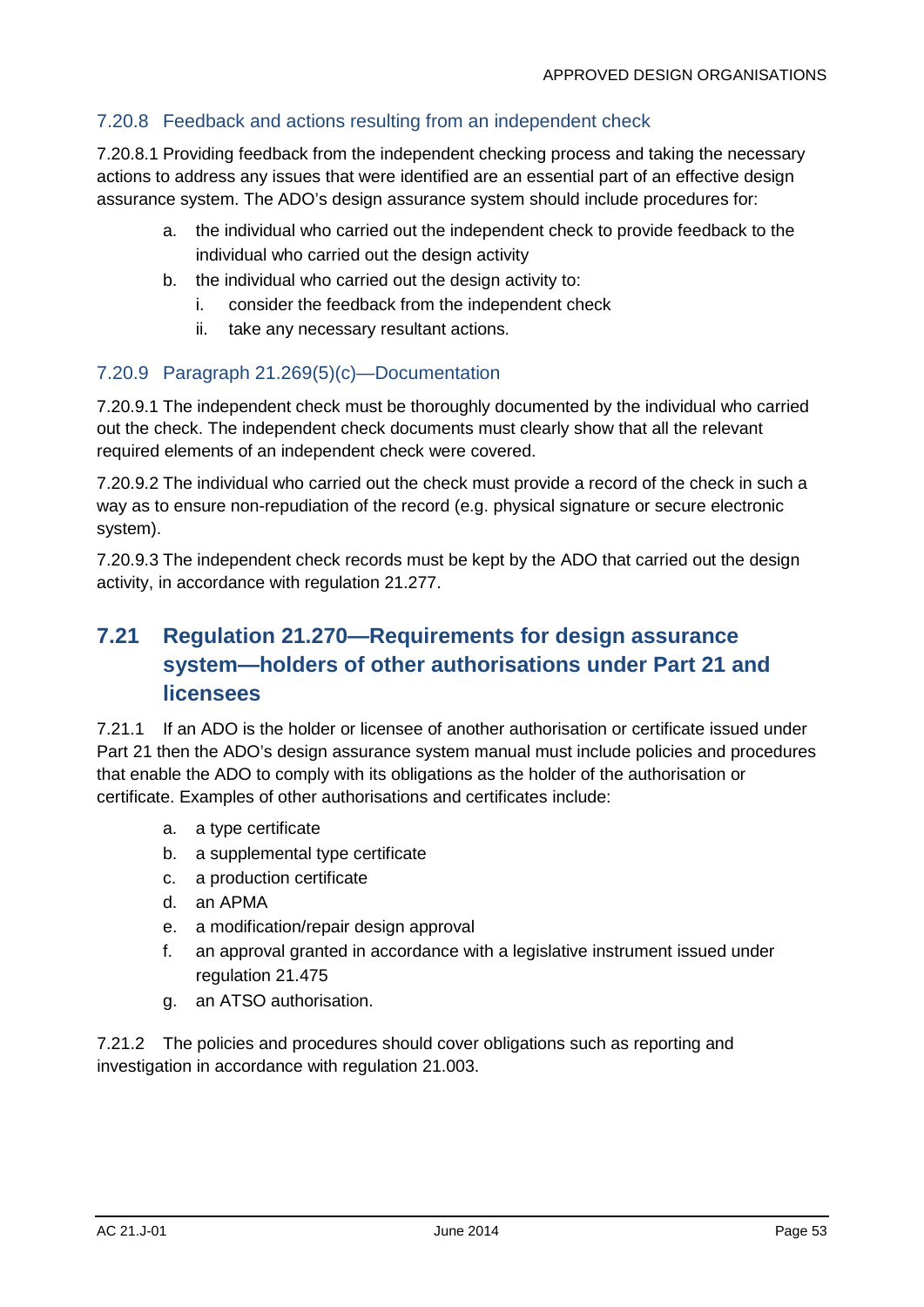### 7.20.8 Feedback and actions resulting from an independent check

7.20.8.1 Providing feedback from the independent checking process and taking the necessary actions to address any issues that were identified are an essential part of an effective design assurance system. The ADO's design assurance system should include procedures for:

a. the individual who carried out the independent check to provide feedback to the individual who carried out the design activity
b. the individual who carried out the design activity to:
   i. consider the feedback from the independent check
   ii. take any necessary resultant actions.

### 7.20.9 Paragraph 21.269(5)(c)—Documentation

7.20.9.1 The independent check must be thoroughly documented by the individual who carried out the check. The independent check documents must clearly show that all the relevant required elements of an independent check were covered.

7.20.9.2 The individual who carried out the check must provide a record of the check in such a way as to ensure non-repudiation of the record (e.g. physical signature or secure electronic system).

7.20.9.3 The independent check records must be kept by the ADO that carried out the design activity, in accordance with regulation 21.277.

## 7.21 Regulation 21.270—Requirements for design assurance system—holders of other authorisations under Part 21 and licensees

7.21.1 If an ADO is the holder or licensee of another authorisation or certificate issued under Part 21 then the ADO's design assurance system manual must include policies and procedures that enable the ADO to comply with its obligations as the holder of the authorisation or certificate. Examples of other authorisations and certificates include:

a. a type certificate
b. a supplemental type certificate
c. a production certificate
d. an APMA
e. a modification/repair design approval
f. an approval granted in accordance with a legislative instrument issued under regulation 21.475
g. an ATSO authorisation.

7.21.2 The policies and procedures should cover obligations such as reporting and investigation in accordance with regulation 21.003.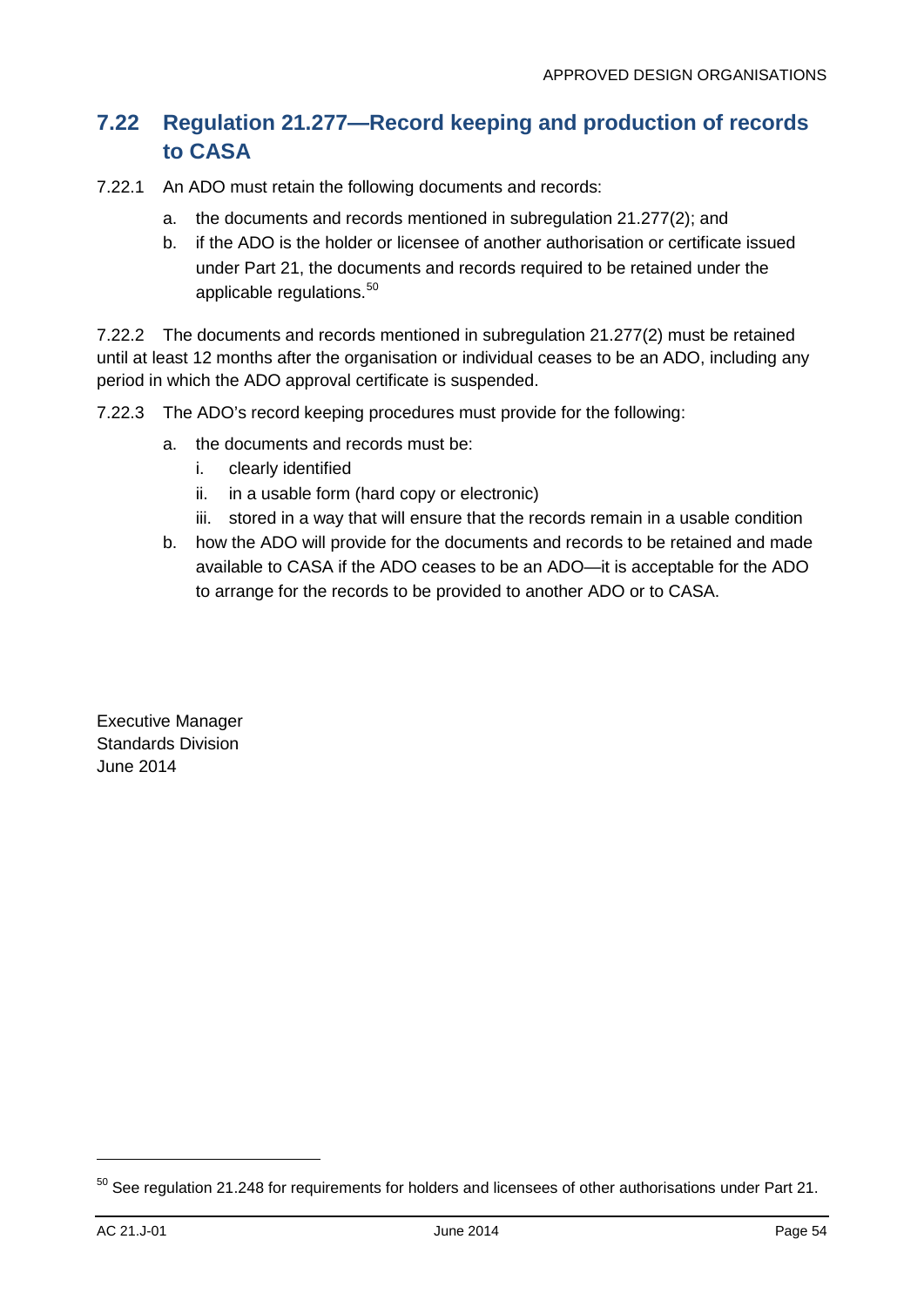## 7.22 Regulation 21.277—Record keeping and production of records to CASA

7.22.1 An ADO must retain the following documents and records:

a. the documents and records mentioned in subregulation 21.277(2); and

b. if the ADO is the holder or licensee of another authorisation or certificate issued under Part 21, the documents and records required to be retained under the applicable regulations.[50]

7.22.2 The documents and records mentioned in subregulation 21.277(2) must be retained until at least 12 months after the organisation or individual ceases to be an ADO, including any period in which the ADO approval certificate is suspended.

7.22.3 The ADO's record keeping procedures must provide for the following:

a. the documents and records must be:
   i. clearly identified
   ii. in a usable form (hard copy or electronic)
   iii. stored in a way that will ensure that the records remain in a usable condition

b. how the ADO will provide for the documents and records to be retained and made available to CASA if the ADO ceases to be an ADO—it is acceptable for the ADO to arrange for the records to be provided to another ADO or to CASA.

Executive Manager
Standards Division
June 2014

[50] See regulation 21.248 for requirements for holders and licensees of other authorisations under Part 21.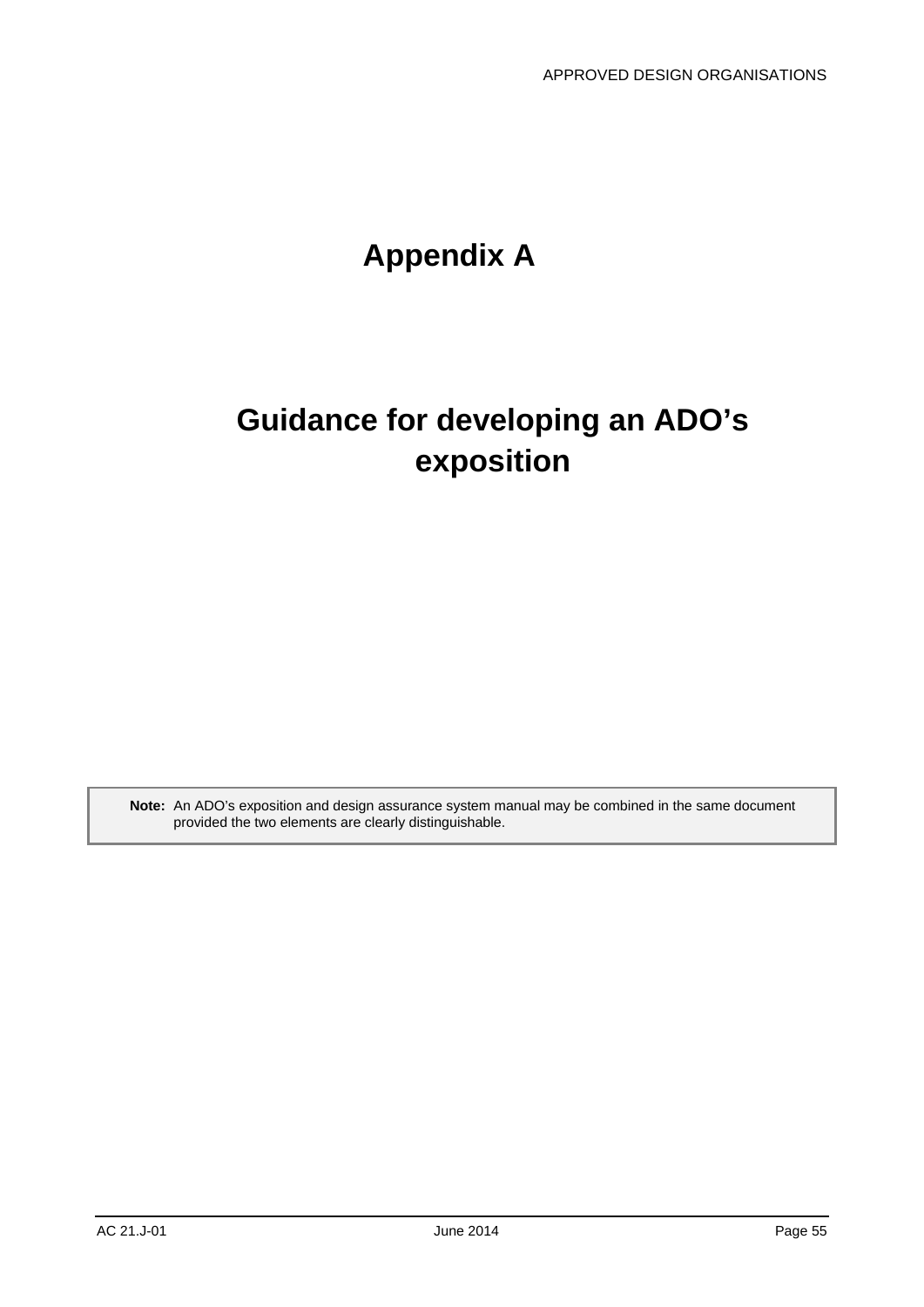# Appendix A

# Guidance for developing an ADO's exposition

> **Note:** An ADO's exposition and design assurance system manual may be combined in the same document provided the two elements are clearly distinguishable.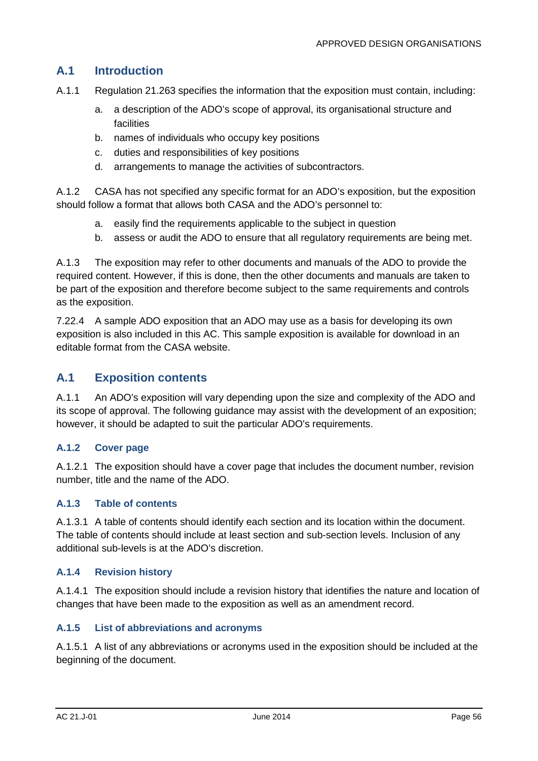## A.1 Introduction

A.1.1 Regulation 21.263 specifies the information that the exposition must contain, including:

a. a description of the ADO's scope of approval, its organisational structure and facilities
b. names of individuals who occupy key positions
c. duties and responsibilities of key positions
d. arrangements to manage the activities of subcontractors.

A.1.2 CASA has not specified any specific format for an ADO's exposition, but the exposition should follow a format that allows both CASA and the ADO's personnel to:

a. easily find the requirements applicable to the subject in question
b. assess or audit the ADO to ensure that all regulatory requirements are being met.

A.1.3 The exposition may refer to other documents and manuals of the ADO to provide the required content. However, if this is done, then the other documents and manuals are taken to be part of the exposition and therefore become subject to the same requirements and controls as the exposition.

7.22.4 A sample ADO exposition that an ADO may use as a basis for developing its own exposition is also included in this AC. This sample exposition is available for download in an editable format from the CASA website.

## A.1 Exposition contents

A.1.1 An ADO's exposition will vary depending upon the size and complexity of the ADO and its scope of approval. The following guidance may assist with the development of an exposition; however, it should be adapted to suit the particular ADO's requirements.

### A.1.2 Cover page

A.1.2.1 The exposition should have a cover page that includes the document number, revision number, title and the name of the ADO.

### A.1.3 Table of contents

A.1.3.1 A table of contents should identify each section and its location within the document. The table of contents should include at least section and sub-section levels. Inclusion of any additional sub-levels is at the ADO's discretion.

### A.1.4 Revision history

A.1.4.1 The exposition should include a revision history that identifies the nature and location of changes that have been made to the exposition as well as an amendment record.

### A.1.5 List of abbreviations and acronyms

A.1.5.1 A list of any abbreviations or acronyms used in the exposition should be included at the beginning of the document.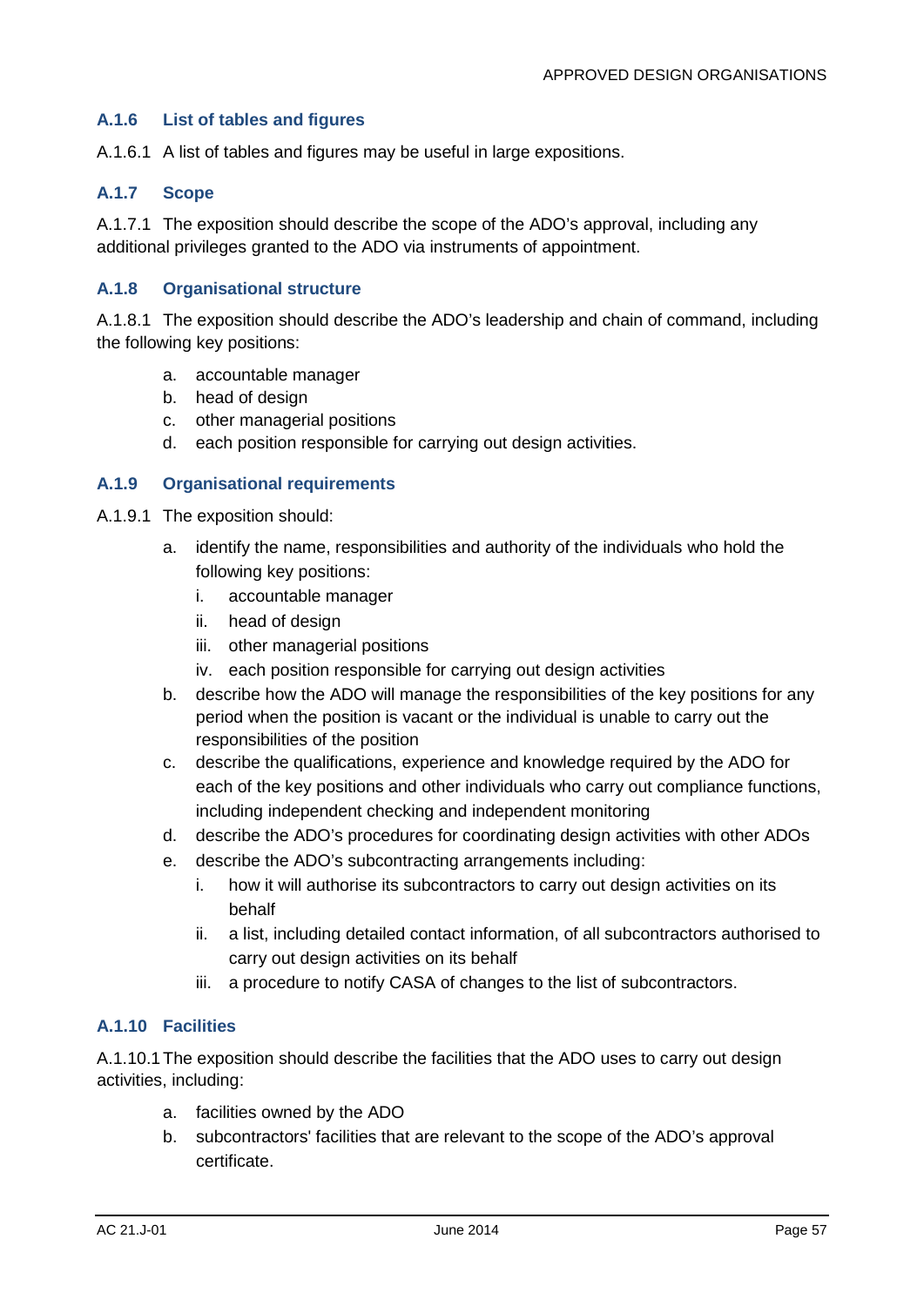### A.1.6 List of tables and figures

A.1.6.1 A list of tables and figures may be useful in large expositions.

### A.1.7 Scope

A.1.7.1 The exposition should describe the scope of the ADO's approval, including any additional privileges granted to the ADO via instruments of appointment.

### A.1.8 Organisational structure

A.1.8.1 The exposition should describe the ADO's leadership and chain of command, including the following key positions:

a. accountable manager
b. head of design
c. other managerial positions
d. each position responsible for carrying out design activities.

### A.1.9 Organisational requirements

A.1.9.1 The exposition should:

a. identify the name, responsibilities and authority of the individuals who hold the following key positions:
   i. accountable manager
   ii. head of design
   iii. other managerial positions
   iv. each position responsible for carrying out design activities
b. describe how the ADO will manage the responsibilities of the key positions for any period when the position is vacant or the individual is unable to carry out the responsibilities of the position
c. describe the qualifications, experience and knowledge required by the ADO for each of the key positions and other individuals who carry out compliance functions, including independent checking and independent monitoring
d. describe the ADO's procedures for coordinating design activities with other ADOs
e. describe the ADO's subcontracting arrangements including:
   i. how it will authorise its subcontractors to carry out design activities on its behalf
   ii. a list, including detailed contact information, of all subcontractors authorised to carry out design activities on its behalf
   iii. a procedure to notify CASA of changes to the list of subcontractors.

### A.1.10 Facilities

A.1.10.1 The exposition should describe the facilities that the ADO uses to carry out design activities, including:

a. facilities owned by the ADO
b. subcontractors' facilities that are relevant to the scope of the ADO's approval certificate.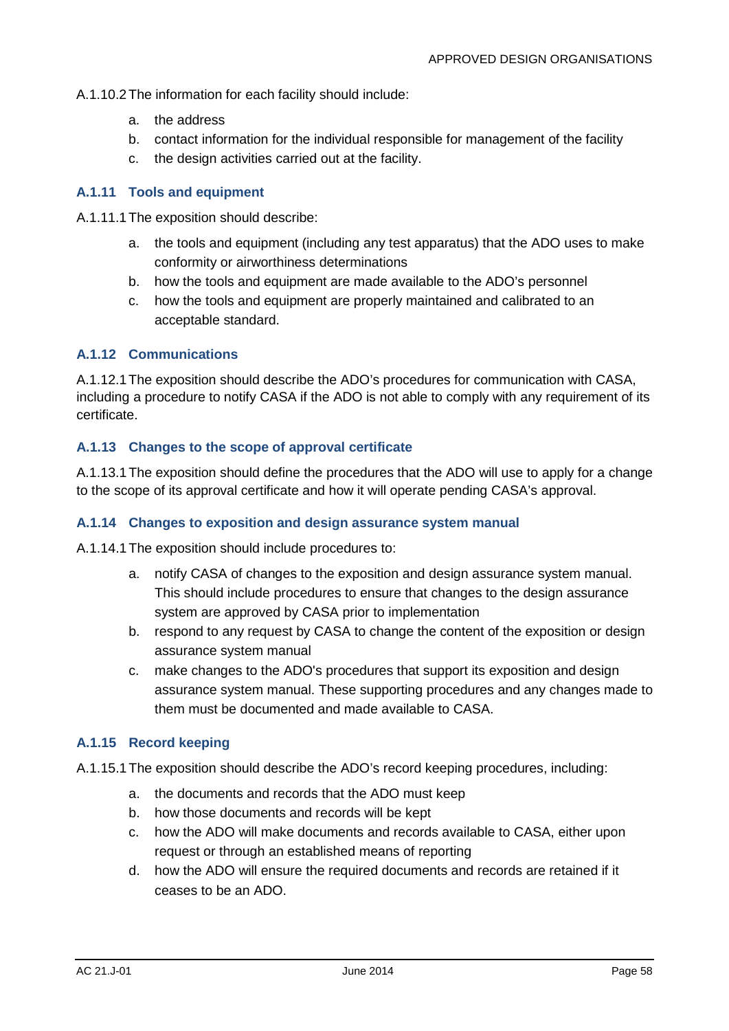A.1.10.2 The information for each facility should include:

a. the address
b. contact information for the individual responsible for management of the facility
c. the design activities carried out at the facility.

### A.1.11 Tools and equipment

A.1.11.1 The exposition should describe:

a. the tools and equipment (including any test apparatus) that the ADO uses to make conformity or airworthiness determinations
b. how the tools and equipment are made available to the ADO's personnel
c. how the tools and equipment are properly maintained and calibrated to an acceptable standard.

### A.1.12 Communications

A.1.12.1 The exposition should describe the ADO's procedures for communication with CASA, including a procedure to notify CASA if the ADO is not able to comply with any requirement of its certificate.

### A.1.13 Changes to the scope of approval certificate

A.1.13.1 The exposition should define the procedures that the ADO will use to apply for a change to the scope of its approval certificate and how it will operate pending CASA's approval.

### A.1.14 Changes to exposition and design assurance system manual

A.1.14.1 The exposition should include procedures to:

a. notify CASA of changes to the exposition and design assurance system manual. This should include procedures to ensure that changes to the design assurance system are approved by CASA prior to implementation
b. respond to any request by CASA to change the content of the exposition or design assurance system manual
c. make changes to the ADO's procedures that support its exposition and design assurance system manual. These supporting procedures and any changes made to them must be documented and made available to CASA.

### A.1.15 Record keeping

A.1.15.1 The exposition should describe the ADO's record keeping procedures, including:

a. the documents and records that the ADO must keep
b. how those documents and records will be kept
c. how the ADO will make documents and records available to CASA, either upon request or through an established means of reporting
d. how the ADO will ensure the required documents and records are retained if it ceases to be an ADO.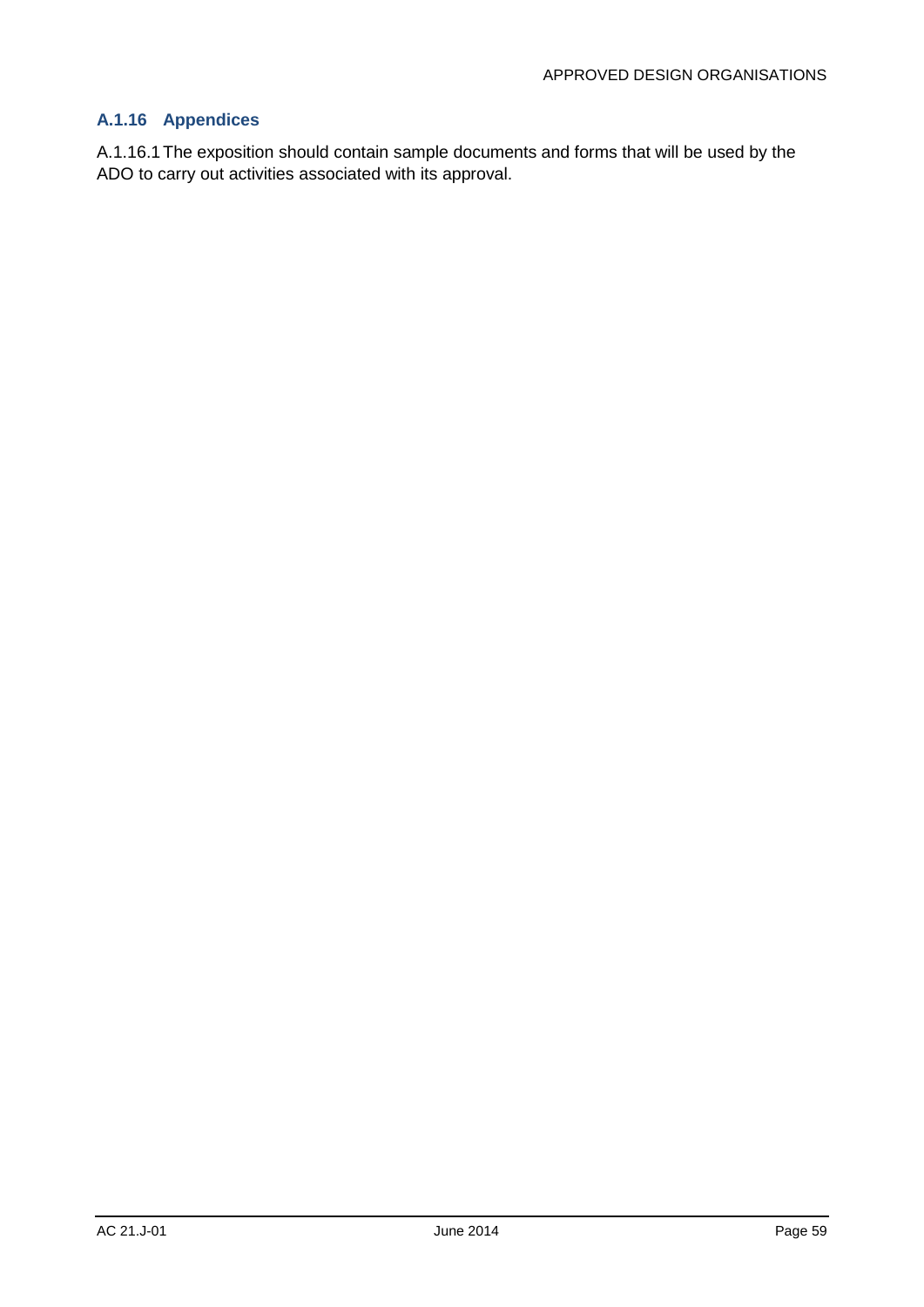### A.1.16 Appendices

A.1.16.1 The exposition should contain sample documents and forms that will be used by the ADO to carry out activities associated with its approval.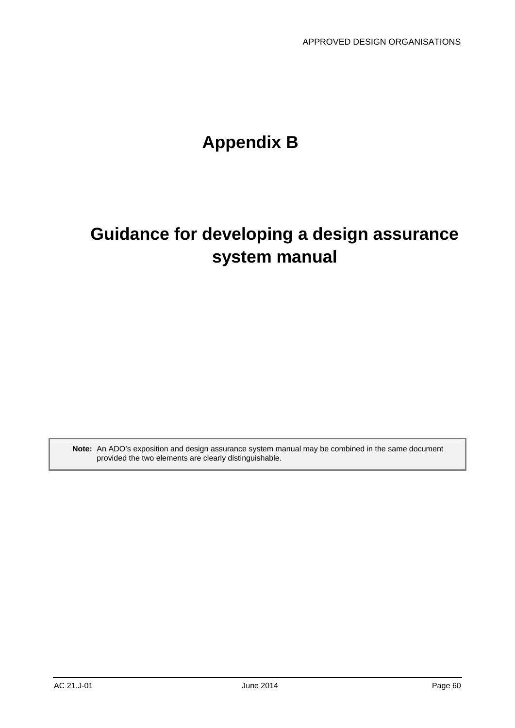# Appendix B

# Guidance for developing a design assurance system manual

> **Note:** An ADO's exposition and design assurance system manual may be combined in the same document provided the two elements are clearly distinguishable.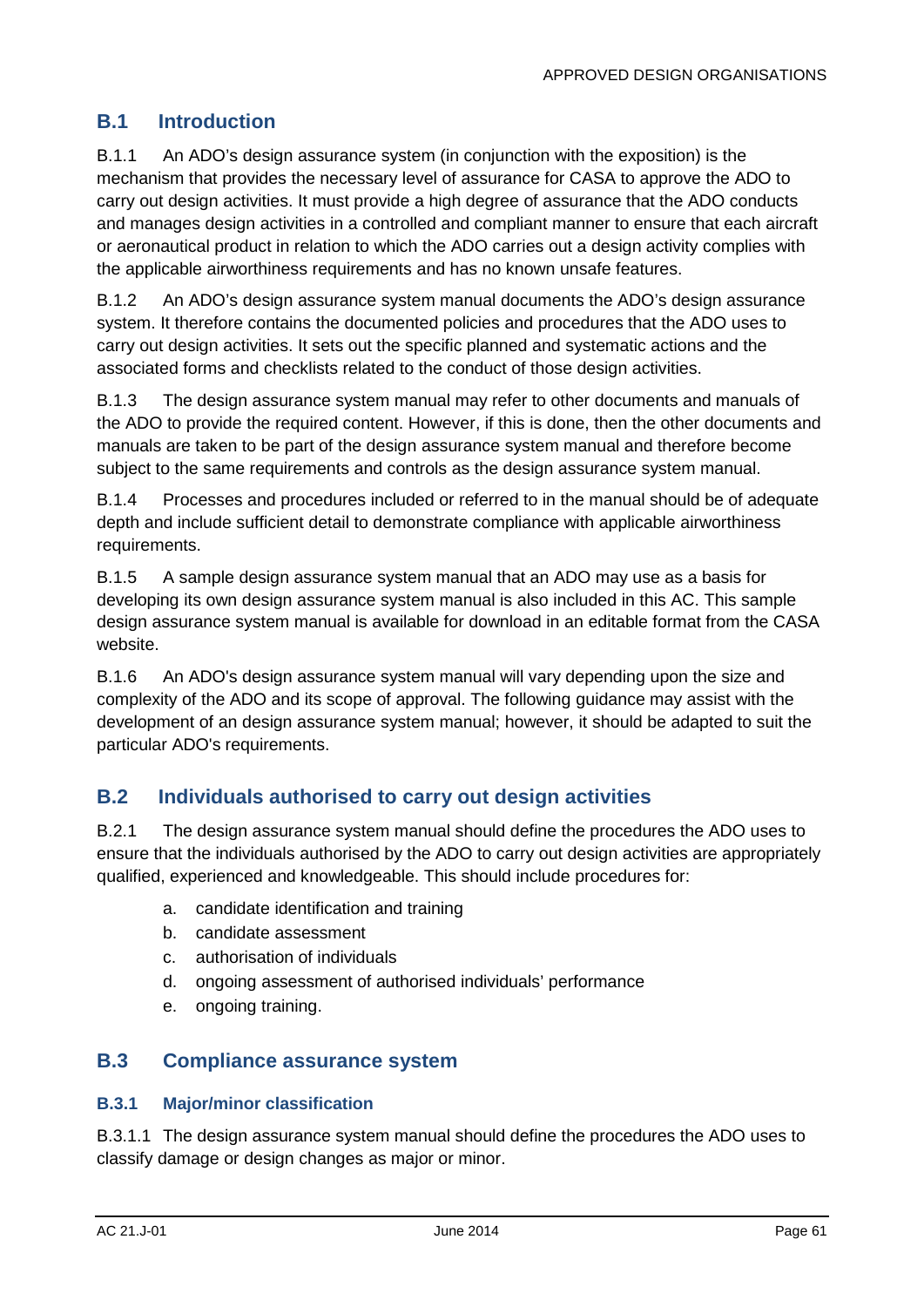## B.1 Introduction

B.1.1 An ADO's design assurance system (in conjunction with the exposition) is the mechanism that provides the necessary level of assurance for CASA to approve the ADO to carry out design activities. It must provide a high degree of assurance that the ADO conducts and manages design activities in a controlled and compliant manner to ensure that each aircraft or aeronautical product in relation to which the ADO carries out a design activity complies with the applicable airworthiness requirements and has no known unsafe features.

B.1.2 An ADO's design assurance system manual documents the ADO's design assurance system. It therefore contains the documented policies and procedures that the ADO uses to carry out design activities. It sets out the specific planned and systematic actions and the associated forms and checklists related to the conduct of those design activities.

B.1.3 The design assurance system manual may refer to other documents and manuals of the ADO to provide the required content. However, if this is done, then the other documents and manuals are taken to be part of the design assurance system manual and therefore become subject to the same requirements and controls as the design assurance system manual.

B.1.4 Processes and procedures included or referred to in the manual should be of adequate depth and include sufficient detail to demonstrate compliance with applicable airworthiness requirements.

B.1.5 A sample design assurance system manual that an ADO may use as a basis for developing its own design assurance system manual is also included in this AC. This sample design assurance system manual is available for download in an editable format from the CASA website.

B.1.6 An ADO's design assurance system manual will vary depending upon the size and complexity of the ADO and its scope of approval. The following guidance may assist with the development of an design assurance system manual; however, it should be adapted to suit the particular ADO's requirements.

## B.2 Individuals authorised to carry out design activities

B.2.1 The design assurance system manual should define the procedures the ADO uses to ensure that the individuals authorised by the ADO to carry out design activities are appropriately qualified, experienced and knowledgeable. This should include procedures for:

a. candidate identification and training
b. candidate assessment
c. authorisation of individuals
d. ongoing assessment of authorised individuals' performance
e. ongoing training.

## B.3 Compliance assurance system

### B.3.1 Major/minor classification

B.3.1.1 The design assurance system manual should define the procedures the ADO uses to classify damage or design changes as major or minor.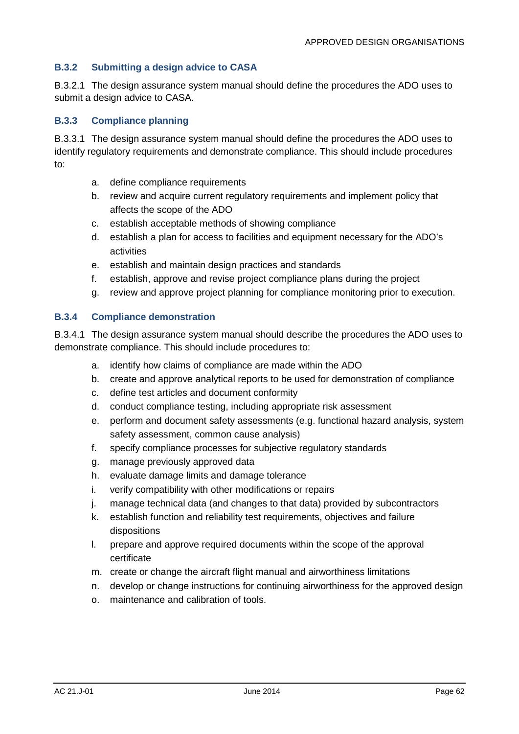### B.3.2 Submitting a design advice to CASA

B.3.2.1 The design assurance system manual should define the procedures the ADO uses to submit a design advice to CASA.

### B.3.3 Compliance planning

B.3.3.1 The design assurance system manual should define the procedures the ADO uses to identify regulatory requirements and demonstrate compliance. This should include procedures to:

a. define compliance requirements
b. review and acquire current regulatory requirements and implement policy that affects the scope of the ADO
c. establish acceptable methods of showing compliance
d. establish a plan for access to facilities and equipment necessary for the ADO's activities
e. establish and maintain design practices and standards
f. establish, approve and revise project compliance plans during the project
g. review and approve project planning for compliance monitoring prior to execution.

### B.3.4 Compliance demonstration

B.3.4.1 The design assurance system manual should describe the procedures the ADO uses to demonstrate compliance. This should include procedures to:

a. identify how claims of compliance are made within the ADO
b. create and approve analytical reports to be used for demonstration of compliance
c. define test articles and document conformity
d. conduct compliance testing, including appropriate risk assessment
e. perform and document safety assessments (e.g. functional hazard analysis, system safety assessment, common cause analysis)
f. specify compliance processes for subjective regulatory standards
g. manage previously approved data
h. evaluate damage limits and damage tolerance
i. verify compatibility with other modifications or repairs
j. manage technical data (and changes to that data) provided by subcontractors
k. establish function and reliability test requirements, objectives and failure dispositions
l. prepare and approve required documents within the scope of the approval certificate
m. create or change the aircraft flight manual and airworthiness limitations
n. develop or change instructions for continuing airworthiness for the approved design
o. maintenance and calibration of tools.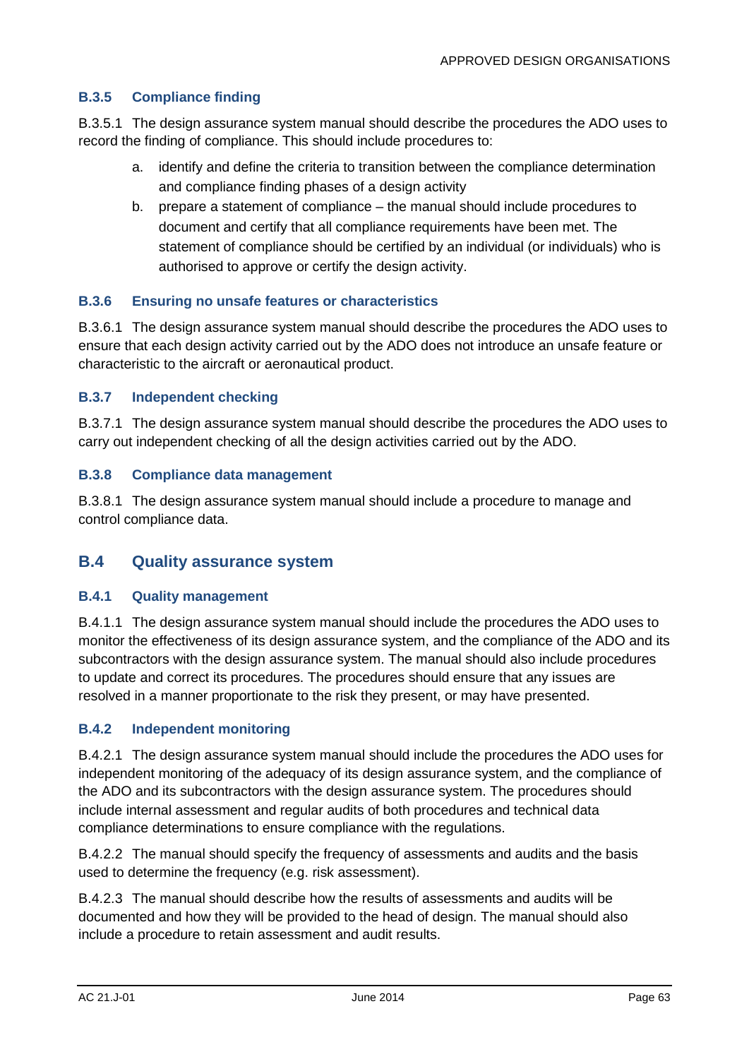### B.3.5 Compliance finding

B.3.5.1 The design assurance system manual should describe the procedures the ADO uses to record the finding of compliance. This should include procedures to:

a. identify and define the criteria to transition between the compliance determination and compliance finding phases of a design activity
b. prepare a statement of compliance – the manual should include procedures to document and certify that all compliance requirements have been met. The statement of compliance should be certified by an individual (or individuals) who is authorised to approve or certify the design activity.

### B.3.6 Ensuring no unsafe features or characteristics

B.3.6.1 The design assurance system manual should describe the procedures the ADO uses to ensure that each design activity carried out by the ADO does not introduce an unsafe feature or characteristic to the aircraft or aeronautical product.

### B.3.7 Independent checking

B.3.7.1 The design assurance system manual should describe the procedures the ADO uses to carry out independent checking of all the design activities carried out by the ADO.

### B.3.8 Compliance data management

B.3.8.1 The design assurance system manual should include a procedure to manage and control compliance data.

## B.4 Quality assurance system

### B.4.1 Quality management

B.4.1.1 The design assurance system manual should include the procedures the ADO uses to monitor the effectiveness of its design assurance system, and the compliance of the ADO and its subcontractors with the design assurance system. The manual should also include procedures to update and correct its procedures. The procedures should ensure that any issues are resolved in a manner proportionate to the risk they present, or may have presented.

### B.4.2 Independent monitoring

B.4.2.1 The design assurance system manual should include the procedures the ADO uses for independent monitoring of the adequacy of its design assurance system, and the compliance of the ADO and its subcontractors with the design assurance system. The procedures should include internal assessment and regular audits of both procedures and technical data compliance determinations to ensure compliance with the regulations.

B.4.2.2 The manual should specify the frequency of assessments and audits and the basis used to determine the frequency (e.g. risk assessment).

B.4.2.3 The manual should describe how the results of assessments and audits will be documented and how they will be provided to the head of design. The manual should also include a procedure to retain assessment and audit results.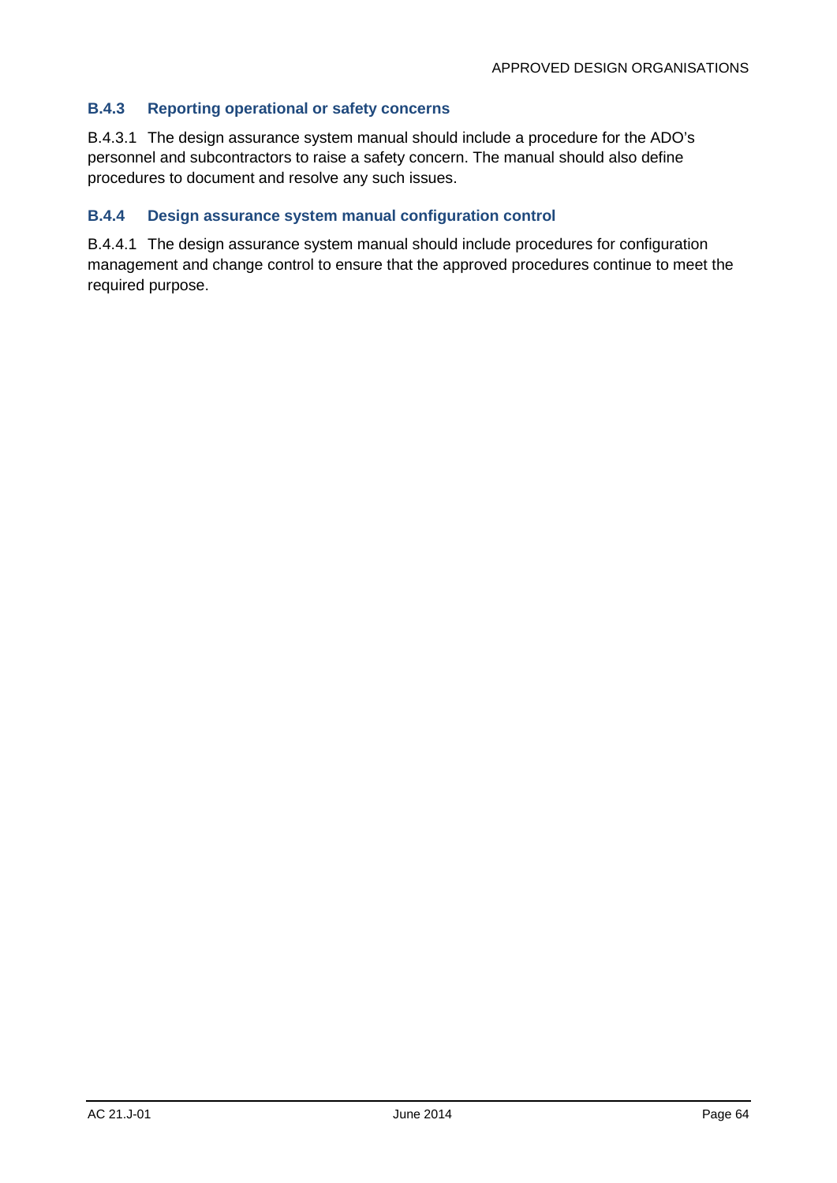### B.4.3 Reporting operational or safety concerns

B.4.3.1 The design assurance system manual should include a procedure for the ADO's personnel and subcontractors to raise a safety concern. The manual should also define procedures to document and resolve any such issues.

### B.4.4 Design assurance system manual configuration control

B.4.4.1 The design assurance system manual should include procedures for configuration management and change control to ensure that the approved procedures continue to meet the required purpose.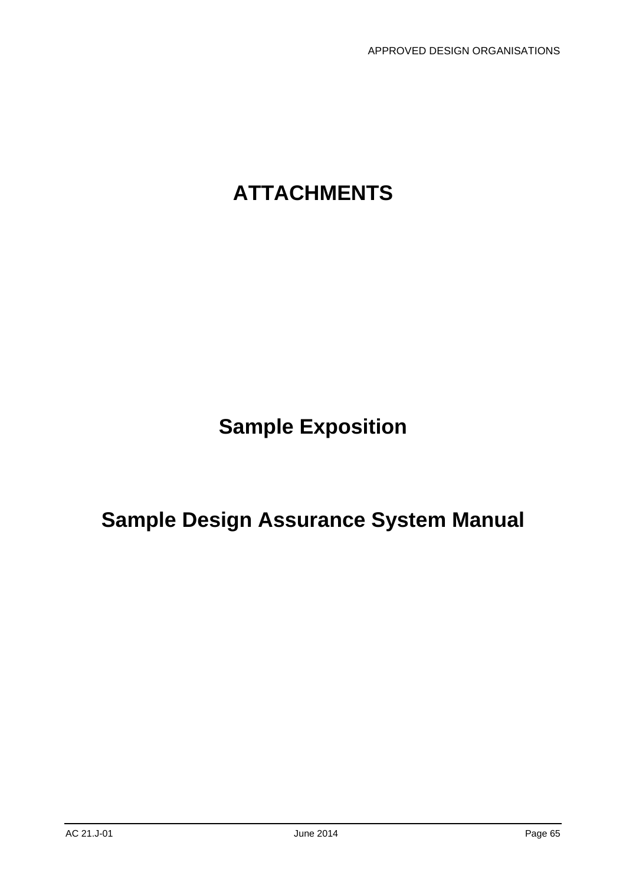# ATTACHMENTS

## Sample Exposition

## Sample Design Assurance System Manual